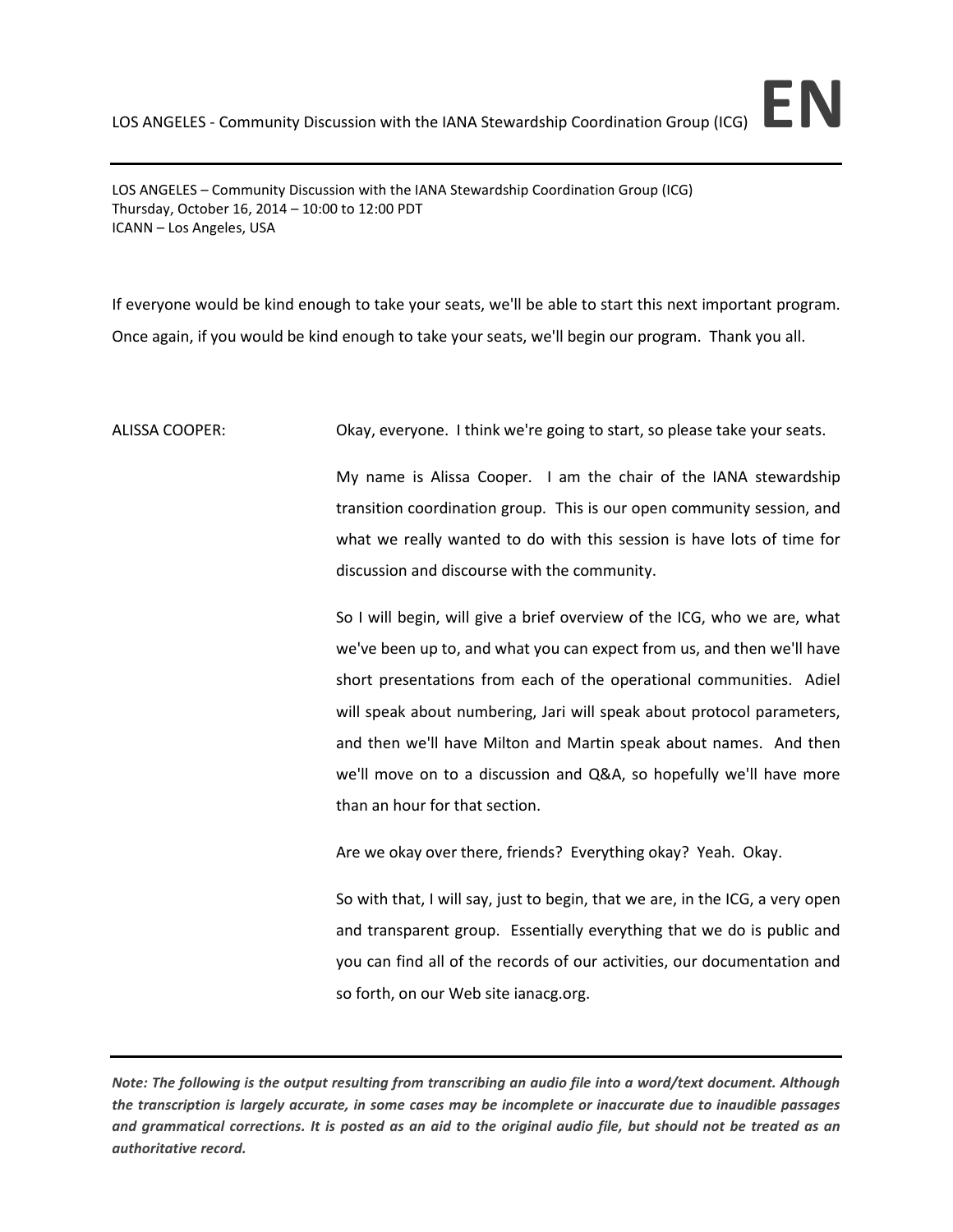LOS ANGELES – Community Discussion with the IANA Stewardship Coordination Group (ICG)
Thursday, October 16, 2014 – 10:00 to 12:00 PDT
ICANN – Los Angeles, USA

If everyone would be kind enough to take your seats, we'll be able to start this next important program. Once again, if you would be kind enough to take your seats, we'll begin our program. Thank you all.

ALISSA COOPER: Okay, everyone. I think we're going to start, so please take your seats.

My name is Alissa Cooper. I am the chair of the IANA stewardship transition coordination group. This is our open community session, and what we really wanted to do with this session is have lots of time for discussion and discourse with the community.

So I will begin, will give a brief overview of the ICG, who we are, what we've been up to, and what you can expect from us, and then we'll have short presentations from each of the operational communities. Adiel will speak about numbering, Jari will speak about protocol parameters, and then we'll have Milton and Martin speak about names. And then we'll move on to a discussion and Q&A, so hopefully we'll have more than an hour for that section.

Are we okay over there, friends? Everything okay? Yeah. Okay.

So with that, I will say, just to begin, that we are, in the ICG, a very open and transparent group. Essentially everything that we do is public and you can find all of the records of our activities, our documentation and so forth, on our Web site ianacg.org.

***Note: The following is the output resulting from transcribing an audio file into a word/text document. Although the transcription is largely accurate, in some cases may be incomplete or inaccurate due to inaudible passages and grammatical corrections. It is posted as an aid to the original audio file, but should not be treated as an authoritative record.***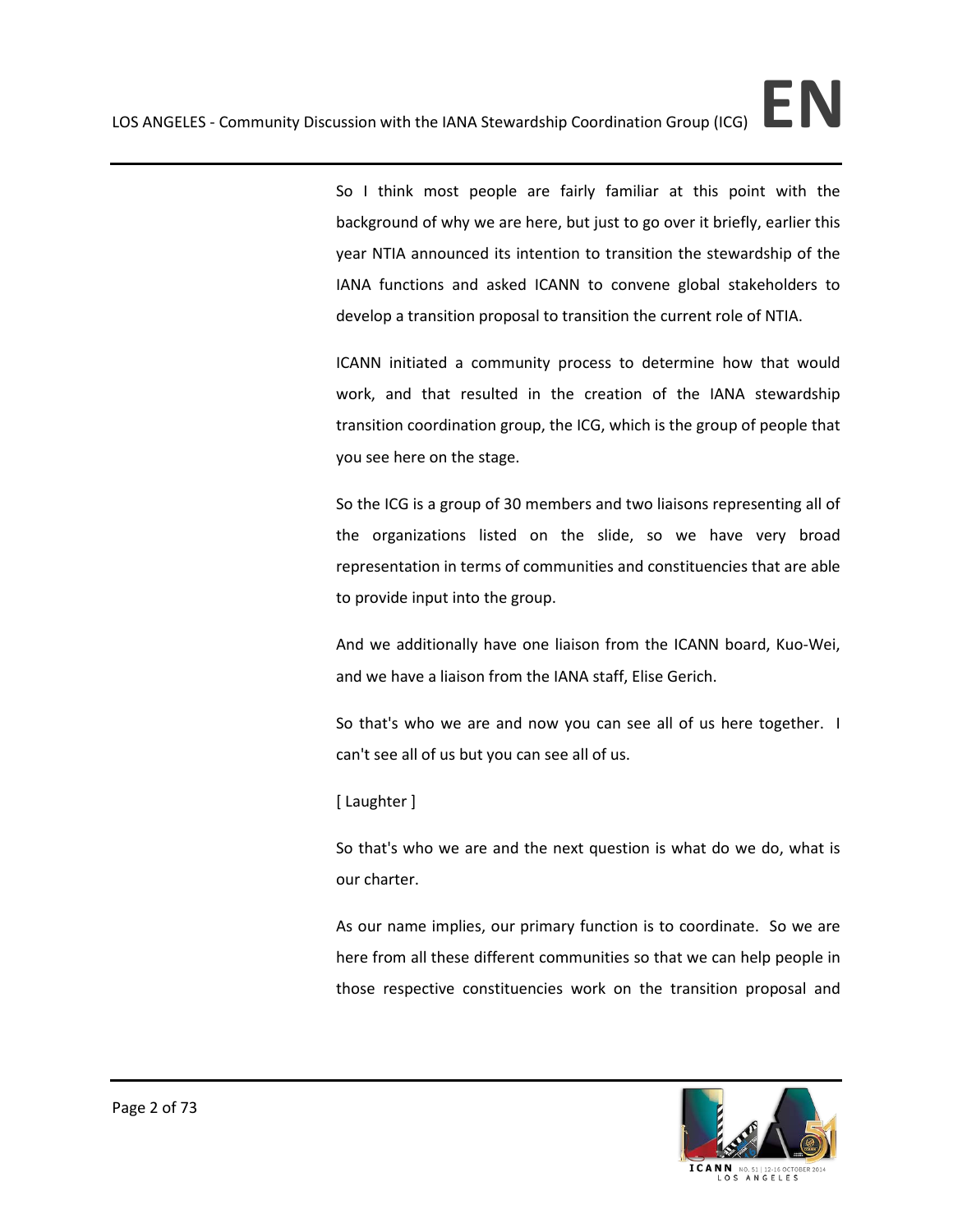So I think most people are fairly familiar at this point with the background of why we are here, but just to go over it briefly, earlier this year NTIA announced its intention to transition the stewardship of the IANA functions and asked ICANN to convene global stakeholders to develop a transition proposal to transition the current role of NTIA.

ICANN initiated a community process to determine how that would work, and that resulted in the creation of the IANA stewardship transition coordination group, the ICG, which is the group of people that you see here on the stage.

So the ICG is a group of 30 members and two liaisons representing all of the organizations listed on the slide, so we have very broad representation in terms of communities and constituencies that are able to provide input into the group.

And we additionally have one liaison from the ICANN board, Kuo-Wei, and we have a liaison from the IANA staff, Elise Gerich.

So that's who we are and now you can see all of us here together. I can't see all of us but you can see all of us.

[ Laughter ]

So that's who we are and the next question is what do we do, what is our charter.

As our name implies, our primary function is to coordinate. So we are here from all these different communities so that we can help people in those respective constituencies work on the transition proposal and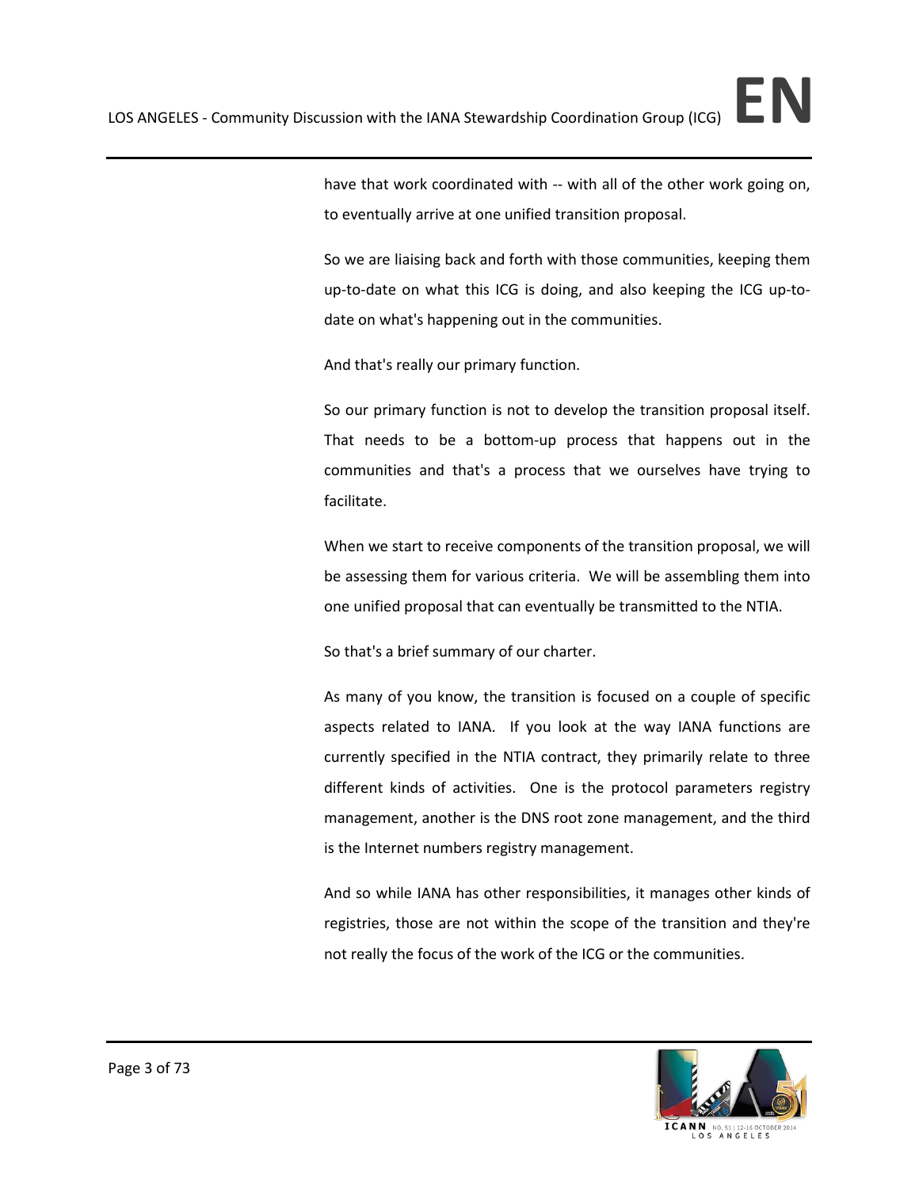have that work coordinated with -- with all of the other work going on, to eventually arrive at one unified transition proposal.

So we are liaising back and forth with those communities, keeping them up-to-date on what this ICG is doing, and also keeping the ICG up-to-date on what's happening out in the communities.

And that's really our primary function.

So our primary function is not to develop the transition proposal itself. That needs to be a bottom-up process that happens out in the communities and that's a process that we ourselves have trying to facilitate.

When we start to receive components of the transition proposal, we will be assessing them for various criteria. We will be assembling them into one unified proposal that can eventually be transmitted to the NTIA.

So that's a brief summary of our charter.

As many of you know, the transition is focused on a couple of specific aspects related to IANA. If you look at the way IANA functions are currently specified in the NTIA contract, they primarily relate to three different kinds of activities. One is the protocol parameters registry management, another is the DNS root zone management, and the third is the Internet numbers registry management.

And so while IANA has other responsibilities, it manages other kinds of registries, those are not within the scope of the transition and they're not really the focus of the work of the ICG or the communities.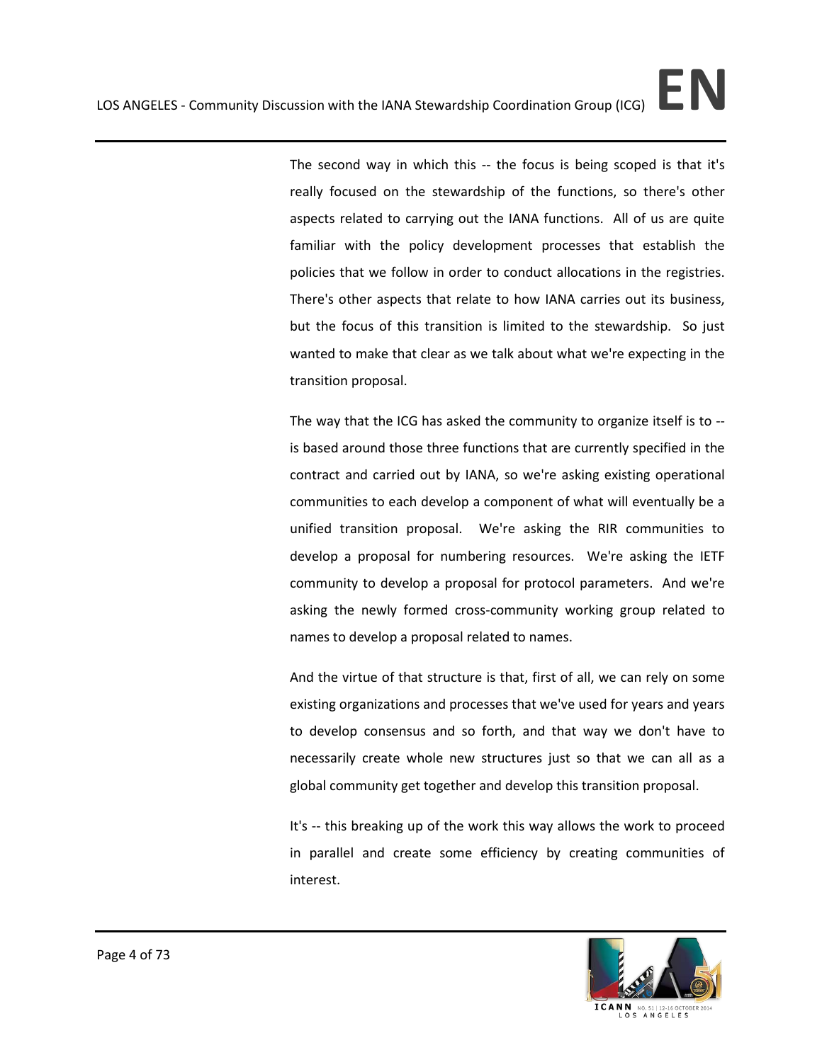The second way in which this -- the focus is being scoped is that it's really focused on the stewardship of the functions, so there's other aspects related to carrying out the IANA functions. All of us are quite familiar with the policy development processes that establish the policies that we follow in order to conduct allocations in the registries. There's other aspects that relate to how IANA carries out its business, but the focus of this transition is limited to the stewardship. So just wanted to make that clear as we talk about what we're expecting in the transition proposal.

The way that the ICG has asked the community to organize itself is to -- is based around those three functions that are currently specified in the contract and carried out by IANA, so we're asking existing operational communities to each develop a component of what will eventually be a unified transition proposal. We're asking the RIR communities to develop a proposal for numbering resources. We're asking the IETF community to develop a proposal for protocol parameters. And we're asking the newly formed cross-community working group related to names to develop a proposal related to names.

And the virtue of that structure is that, first of all, we can rely on some existing organizations and processes that we've used for years and years to develop consensus and so forth, and that way we don't have to necessarily create whole new structures just so that we can all as a global community get together and develop this transition proposal.

It's -- this breaking up of the work this way allows the work to proceed in parallel and create some efficiency by creating communities of interest.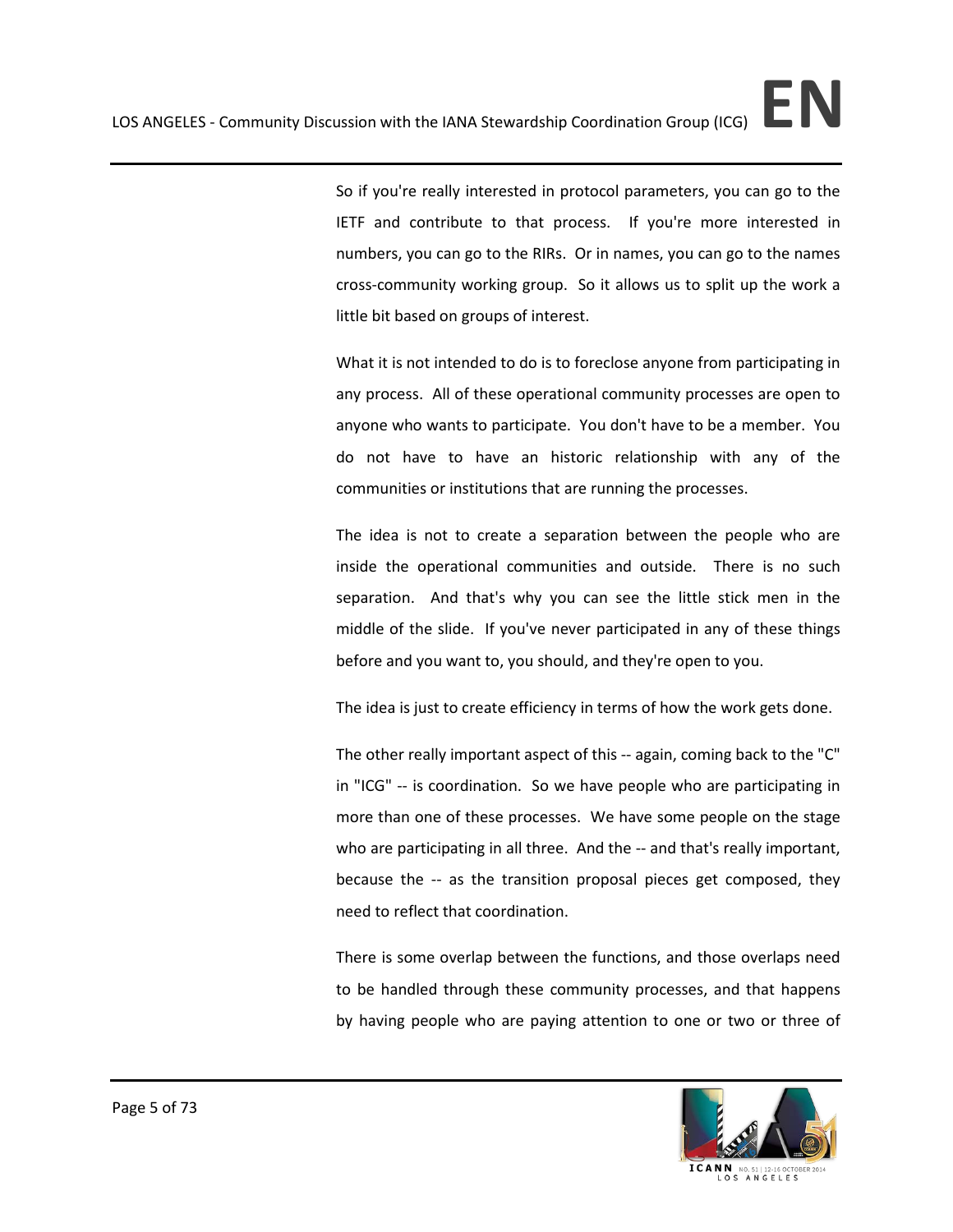So if you're really interested in protocol parameters, you can go to the IETF and contribute to that process. If you're more interested in numbers, you can go to the RIRs. Or in names, you can go to the names cross-community working group. So it allows us to split up the work a little bit based on groups of interest.

What it is not intended to do is to foreclose anyone from participating in any process. All of these operational community processes are open to anyone who wants to participate. You don't have to be a member. You do not have to have an historic relationship with any of the communities or institutions that are running the processes.

The idea is not to create a separation between the people who are inside the operational communities and outside. There is no such separation. And that's why you can see the little stick men in the middle of the slide. If you've never participated in any of these things before and you want to, you should, and they're open to you.

The idea is just to create efficiency in terms of how the work gets done.

The other really important aspect of this -- again, coming back to the "C" in "ICG" -- is coordination. So we have people who are participating in more than one of these processes. We have some people on the stage who are participating in all three. And the -- and that's really important, because the -- as the transition proposal pieces get composed, they need to reflect that coordination.

There is some overlap between the functions, and those overlaps need to be handled through these community processes, and that happens by having people who are paying attention to one or two or three of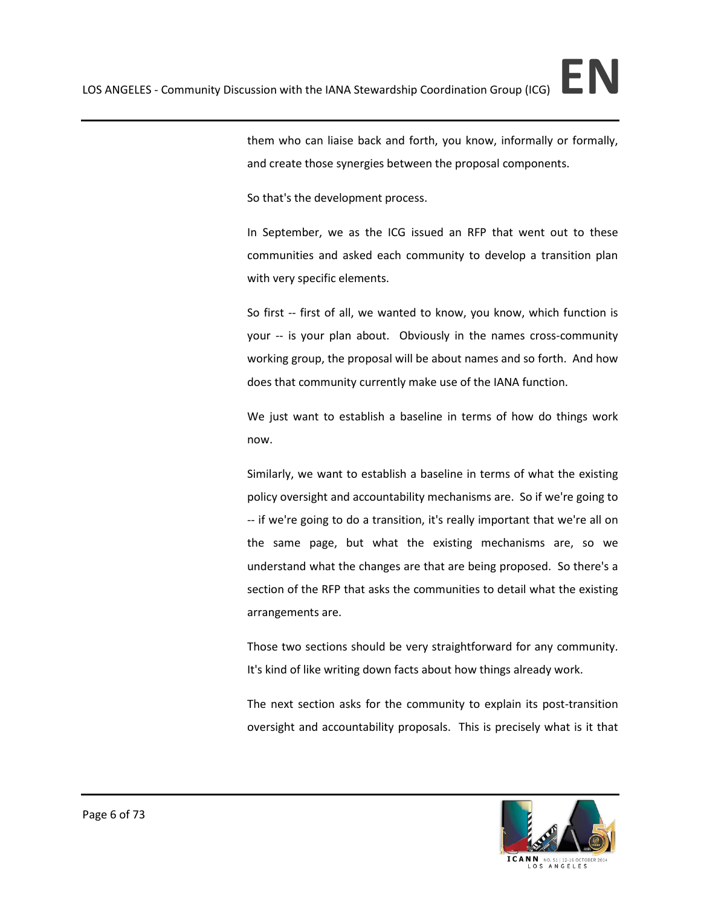them who can liaise back and forth, you know, informally or formally, and create those synergies between the proposal components.

So that's the development process.

In September, we as the ICG issued an RFP that went out to these communities and asked each community to develop a transition plan with very specific elements.

So first -- first of all, we wanted to know, you know, which function is your -- is your plan about. Obviously in the names cross-community working group, the proposal will be about names and so forth. And how does that community currently make use of the IANA function.

We just want to establish a baseline in terms of how do things work now.

Similarly, we want to establish a baseline in terms of what the existing policy oversight and accountability mechanisms are. So if we're going to -- if we're going to do a transition, it's really important that we're all on the same page, but what the existing mechanisms are, so we understand what the changes are that are being proposed. So there's a section of the RFP that asks the communities to detail what the existing arrangements are.

Those two sections should be very straightforward for any community. It's kind of like writing down facts about how things already work.

The next section asks for the community to explain its post-transition oversight and accountability proposals. This is precisely what is it that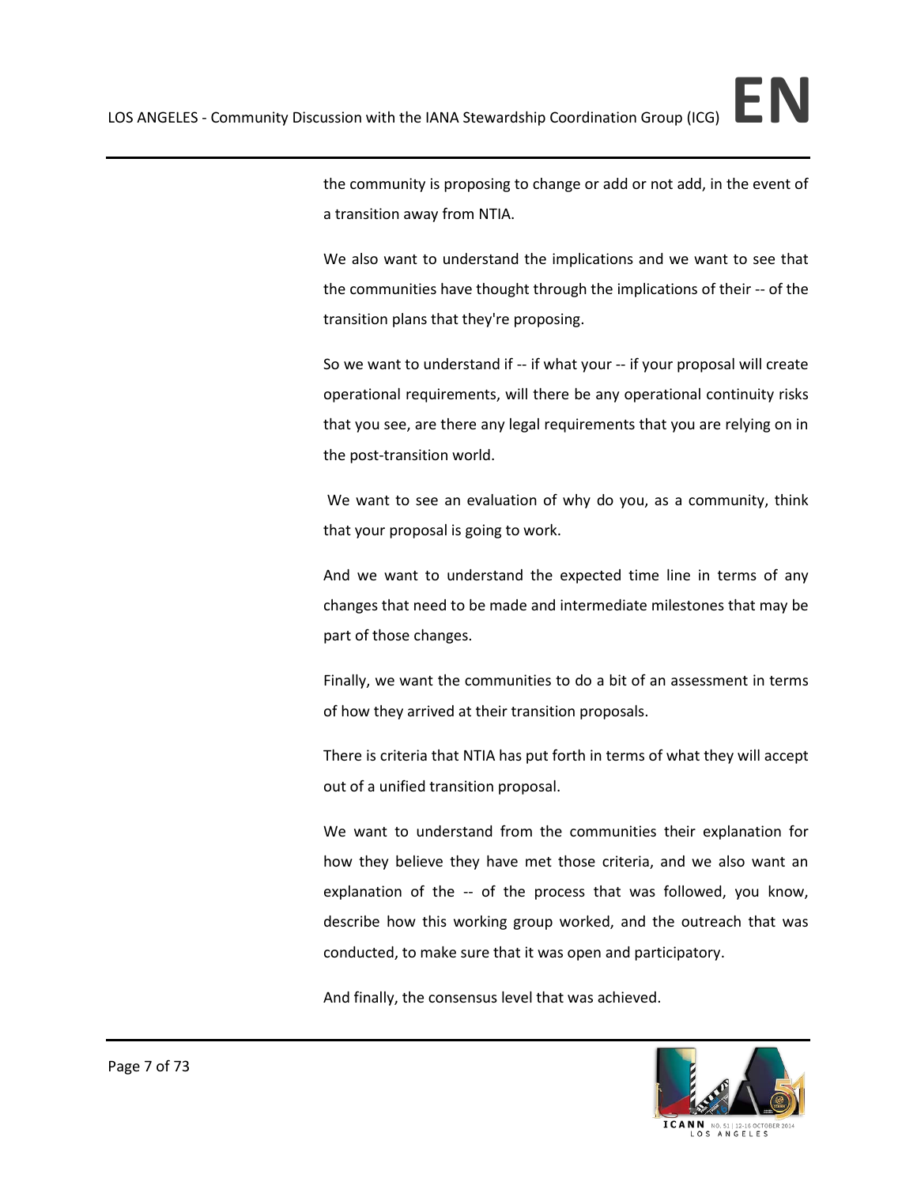the community is proposing to change or add or not add, in the event of a transition away from NTIA.

We also want to understand the implications and we want to see that the communities have thought through the implications of their -- of the transition plans that they're proposing.

So we want to understand if -- if what your -- if your proposal will create operational requirements, will there be any operational continuity risks that you see, are there any legal requirements that you are relying on in the post-transition world.

We want to see an evaluation of why do you, as a community, think that your proposal is going to work.

And we want to understand the expected time line in terms of any changes that need to be made and intermediate milestones that may be part of those changes.

Finally, we want the communities to do a bit of an assessment in terms of how they arrived at their transition proposals.

There is criteria that NTIA has put forth in terms of what they will accept out of a unified transition proposal.

We want to understand from the communities their explanation for how they believe they have met those criteria, and we also want an explanation of the -- of the process that was followed, you know, describe how this working group worked, and the outreach that was conducted, to make sure that it was open and participatory.

And finally, the consensus level that was achieved.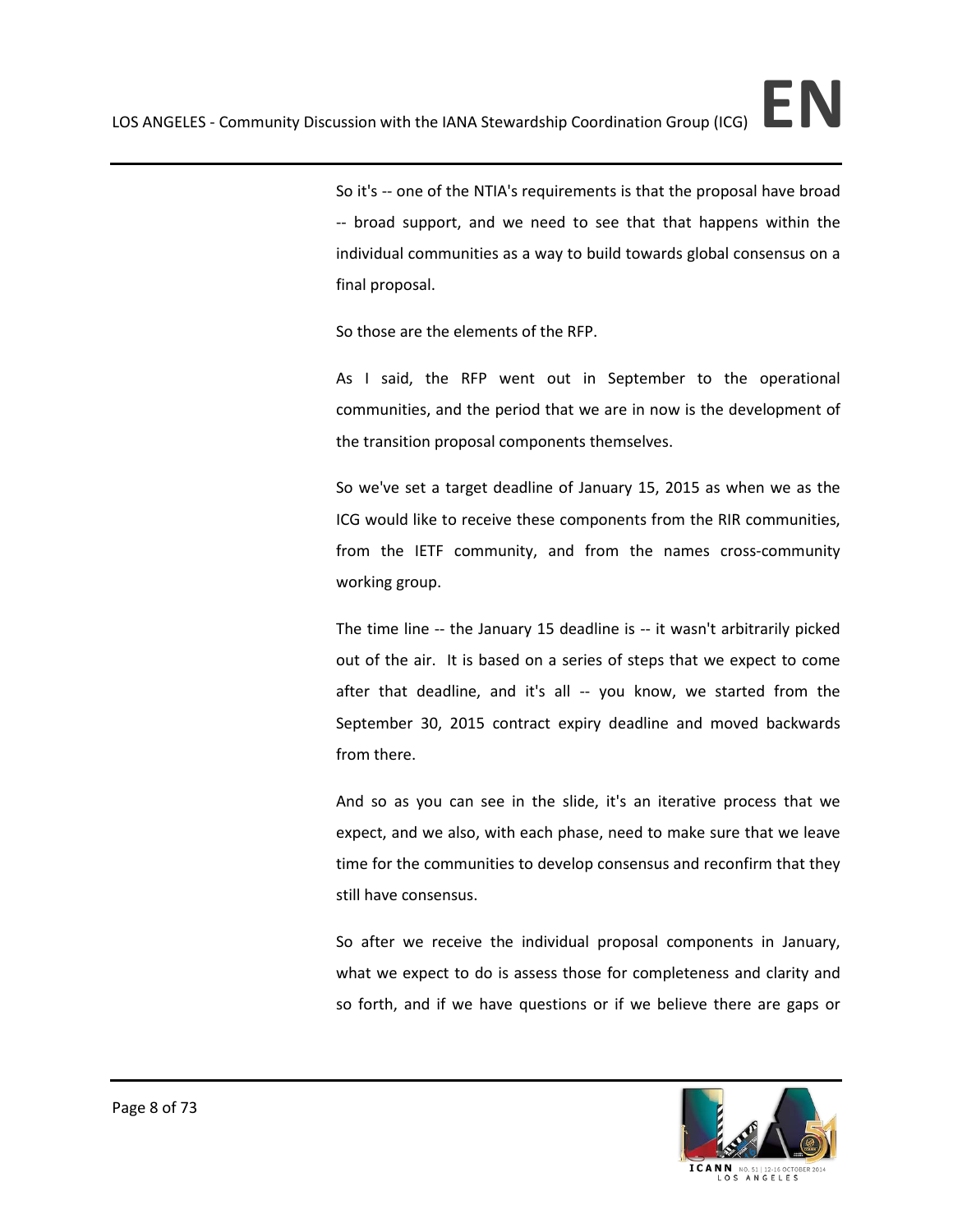So it's -- one of the NTIA's requirements is that the proposal have broad -- broad support, and we need to see that that happens within the individual communities as a way to build towards global consensus on a final proposal.

So those are the elements of the RFP.

As I said, the RFP went out in September to the operational communities, and the period that we are in now is the development of the transition proposal components themselves.

So we've set a target deadline of January 15, 2015 as when we as the ICG would like to receive these components from the RIR communities, from the IETF community, and from the names cross-community working group.

The time line -- the January 15 deadline is -- it wasn't arbitrarily picked out of the air. It is based on a series of steps that we expect to come after that deadline, and it's all -- you know, we started from the September 30, 2015 contract expiry deadline and moved backwards from there.

And so as you can see in the slide, it's an iterative process that we expect, and we also, with each phase, need to make sure that we leave time for the communities to develop consensus and reconfirm that they still have consensus.

So after we receive the individual proposal components in January, what we expect to do is assess those for completeness and clarity and so forth, and if we have questions or if we believe there are gaps or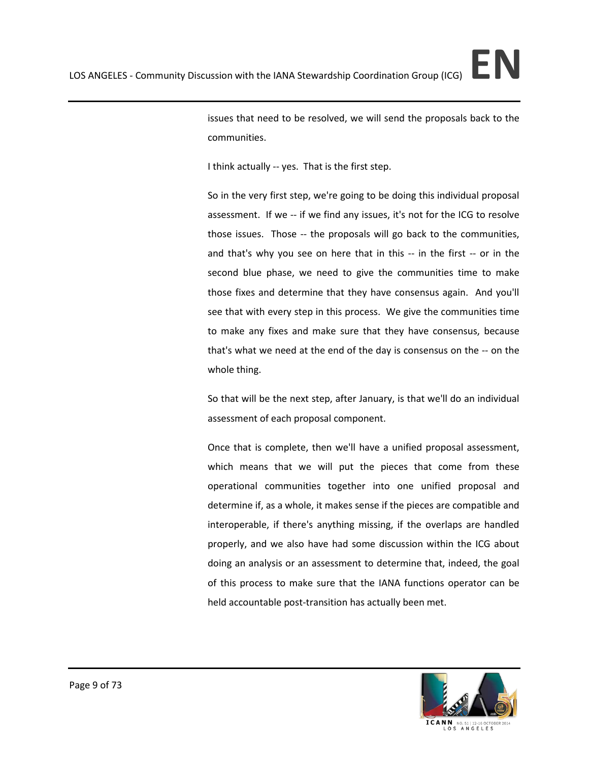issues that need to be resolved, we will send the proposals back to the communities.

I think actually -- yes. That is the first step.

So in the very first step, we're going to be doing this individual proposal assessment. If we -- if we find any issues, it's not for the ICG to resolve those issues. Those -- the proposals will go back to the communities, and that's why you see on here that in this -- in the first -- or in the second blue phase, we need to give the communities time to make those fixes and determine that they have consensus again. And you'll see that with every step in this process. We give the communities time to make any fixes and make sure that they have consensus, because that's what we need at the end of the day is consensus on the -- on the whole thing.

So that will be the next step, after January, is that we'll do an individual assessment of each proposal component.

Once that is complete, then we'll have a unified proposal assessment, which means that we will put the pieces that come from these operational communities together into one unified proposal and determine if, as a whole, it makes sense if the pieces are compatible and interoperable, if there's anything missing, if the overlaps are handled properly, and we also have had some discussion within the ICG about doing an analysis or an assessment to determine that, indeed, the goal of this process to make sure that the IANA functions operator can be held accountable post-transition has actually been met.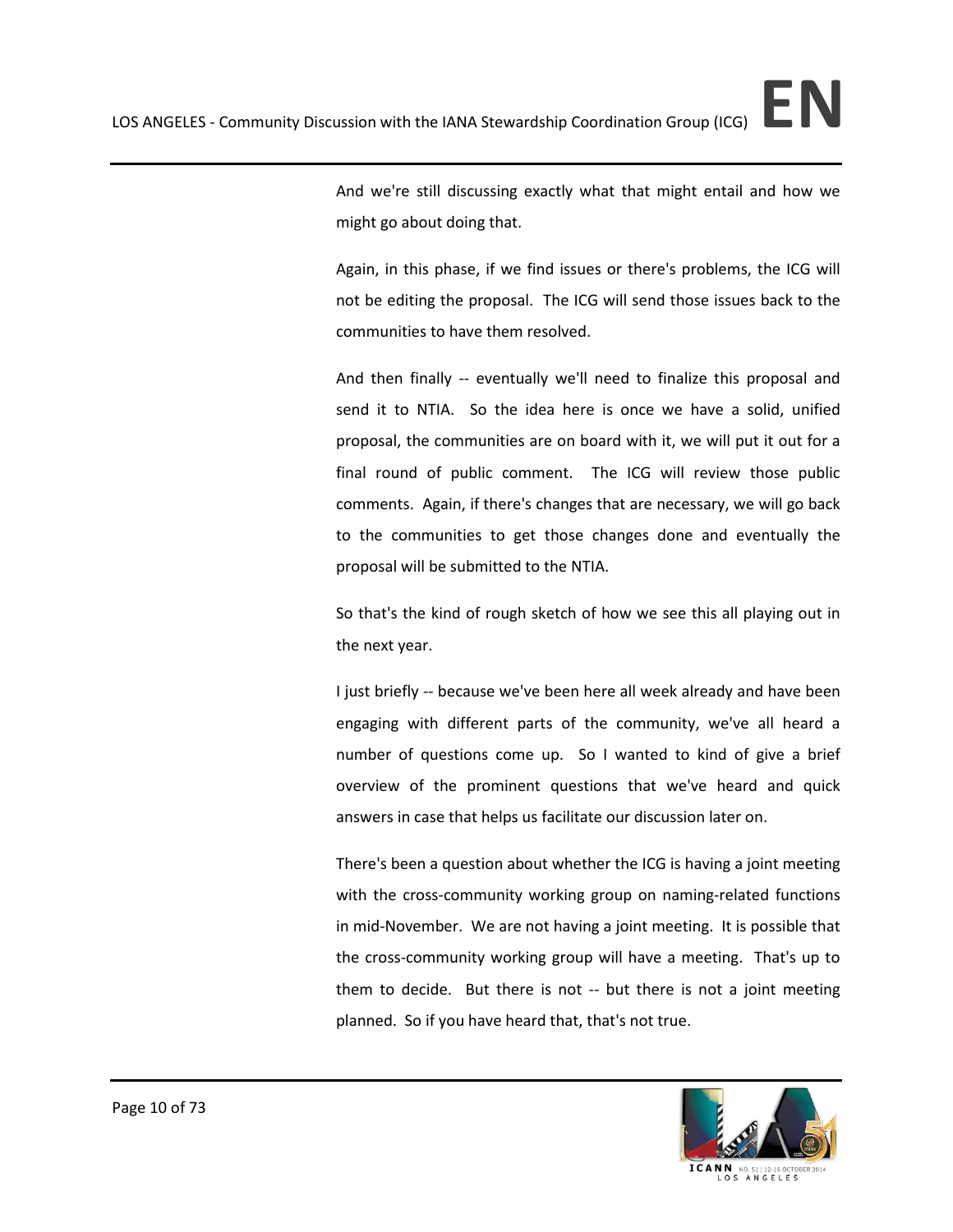And we're still discussing exactly what that might entail and how we might go about doing that.

Again, in this phase, if we find issues or there's problems, the ICG will not be editing the proposal. The ICG will send those issues back to the communities to have them resolved.

And then finally -- eventually we'll need to finalize this proposal and send it to NTIA. So the idea here is once we have a solid, unified proposal, the communities are on board with it, we will put it out for a final round of public comment. The ICG will review those public comments. Again, if there's changes that are necessary, we will go back to the communities to get those changes done and eventually the proposal will be submitted to the NTIA.

So that's the kind of rough sketch of how we see this all playing out in the next year.

I just briefly -- because we've been here all week already and have been engaging with different parts of the community, we've all heard a number of questions come up. So I wanted to kind of give a brief overview of the prominent questions that we've heard and quick answers in case that helps us facilitate our discussion later on.

There's been a question about whether the ICG is having a joint meeting with the cross-community working group on naming-related functions in mid-November. We are not having a joint meeting. It is possible that the cross-community working group will have a meeting. That's up to them to decide. But there is not -- but there is not a joint meeting planned. So if you have heard that, that's not true.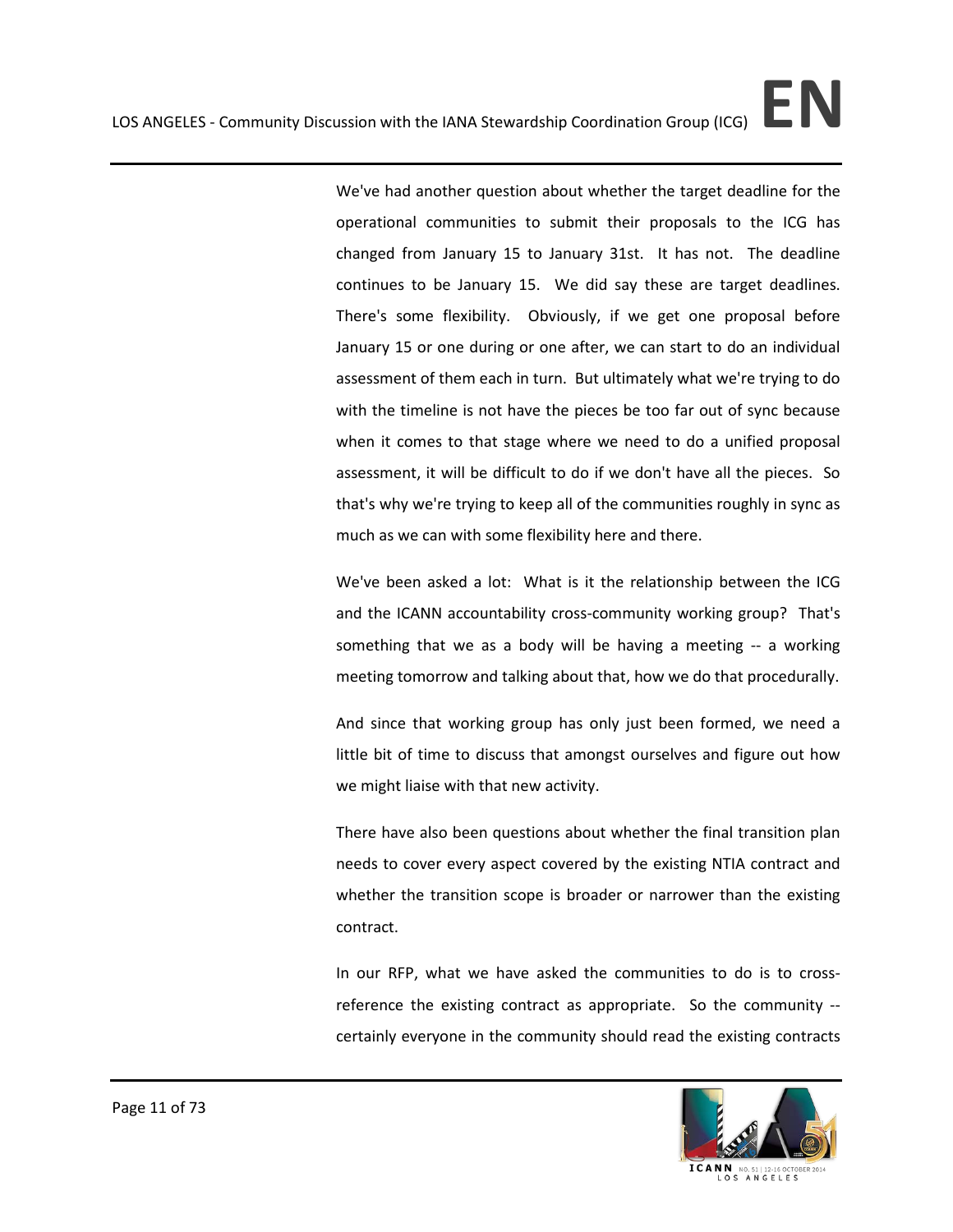We've had another question about whether the target deadline for the operational communities to submit their proposals to the ICG has changed from January 15 to January 31st. It has not. The deadline continues to be January 15. We did say these are target deadlines. There's some flexibility. Obviously, if we get one proposal before January 15 or one during or one after, we can start to do an individual assessment of them each in turn. But ultimately what we're trying to do with the timeline is not have the pieces be too far out of sync because when it comes to that stage where we need to do a unified proposal assessment, it will be difficult to do if we don't have all the pieces. So that's why we're trying to keep all of the communities roughly in sync as much as we can with some flexibility here and there.

We've been asked a lot: What is it the relationship between the ICG and the ICANN accountability cross-community working group? That's something that we as a body will be having a meeting -- a working meeting tomorrow and talking about that, how we do that procedurally.

And since that working group has only just been formed, we need a little bit of time to discuss that amongst ourselves and figure out how we might liaise with that new activity.

There have also been questions about whether the final transition plan needs to cover every aspect covered by the existing NTIA contract and whether the transition scope is broader or narrower than the existing contract.

In our RFP, what we have asked the communities to do is to cross-reference the existing contract as appropriate. So the community -- certainly everyone in the community should read the existing contracts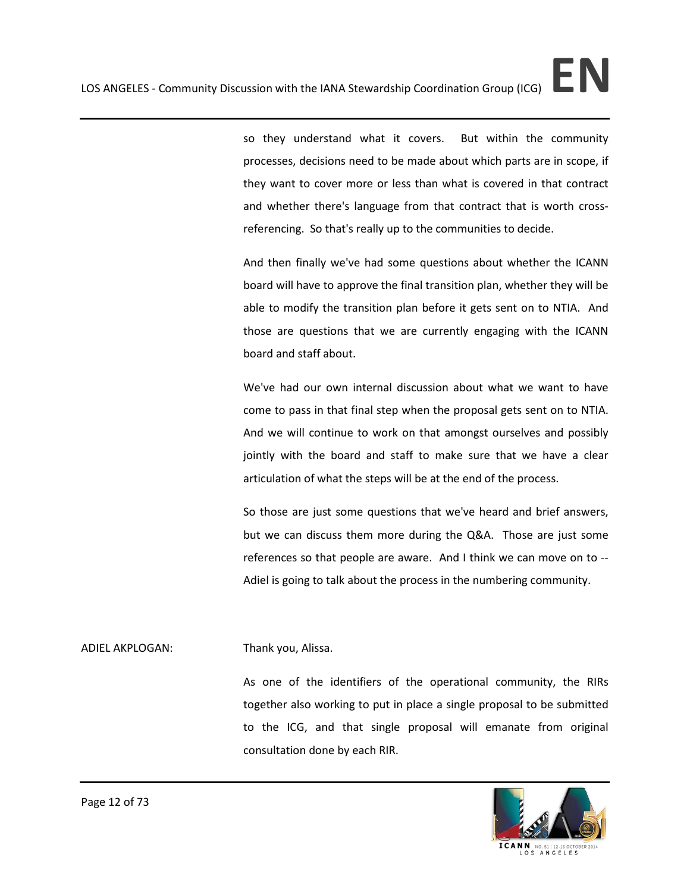so they understand what it covers. But within the community processes, decisions need to be made about which parts are in scope, if they want to cover more or less than what is covered in that contract and whether there's language from that contract that is worth cross-referencing. So that's really up to the communities to decide.

And then finally we've had some questions about whether the ICANN board will have to approve the final transition plan, whether they will be able to modify the transition plan before it gets sent on to NTIA. And those are questions that we are currently engaging with the ICANN board and staff about.

We've had our own internal discussion about what we want to have come to pass in that final step when the proposal gets sent on to NTIA. And we will continue to work on that amongst ourselves and possibly jointly with the board and staff to make sure that we have a clear articulation of what the steps will be at the end of the process.

So those are just some questions that we've heard and brief answers, but we can discuss them more during the Q&A. Those are just some references so that people are aware. And I think we can move on to -- Adiel is going to talk about the process in the numbering community.

ADIEL AKPLOGAN: Thank you, Alissa.

As one of the identifiers of the operational community, the RIRs together also working to put in place a single proposal to be submitted to the ICG, and that single proposal will emanate from original consultation done by each RIR.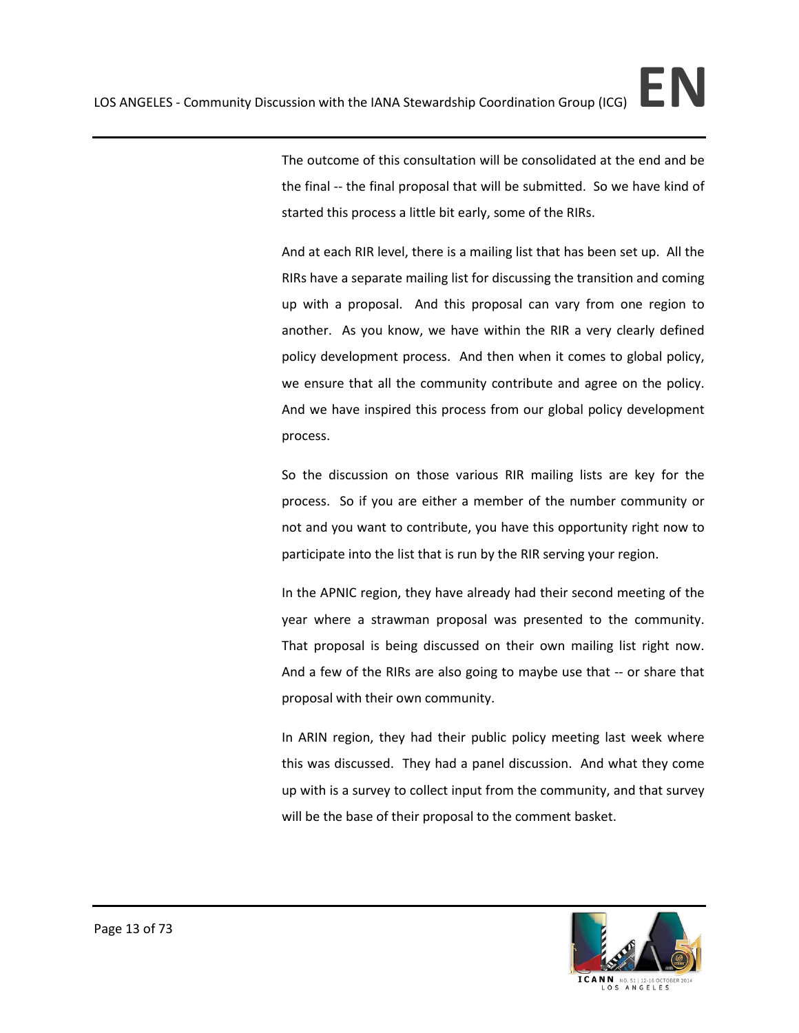The outcome of this consultation will be consolidated at the end and be the final -- the final proposal that will be submitted. So we have kind of started this process a little bit early, some of the RIRs.

And at each RIR level, there is a mailing list that has been set up. All the RIRs have a separate mailing list for discussing the transition and coming up with a proposal. And this proposal can vary from one region to another. As you know, we have within the RIR a very clearly defined policy development process. And then when it comes to global policy, we ensure that all the community contribute and agree on the policy. And we have inspired this process from our global policy development process.

So the discussion on those various RIR mailing lists are key for the process. So if you are either a member of the number community or not and you want to contribute, you have this opportunity right now to participate into the list that is run by the RIR serving your region.

In the APNIC region, they have already had their second meeting of the year where a strawman proposal was presented to the community. That proposal is being discussed on their own mailing list right now. And a few of the RIRs are also going to maybe use that -- or share that proposal with their own community.

In ARIN region, they had their public policy meeting last week where this was discussed. They had a panel discussion. And what they come up with is a survey to collect input from the community, and that survey will be the base of their proposal to the comment basket.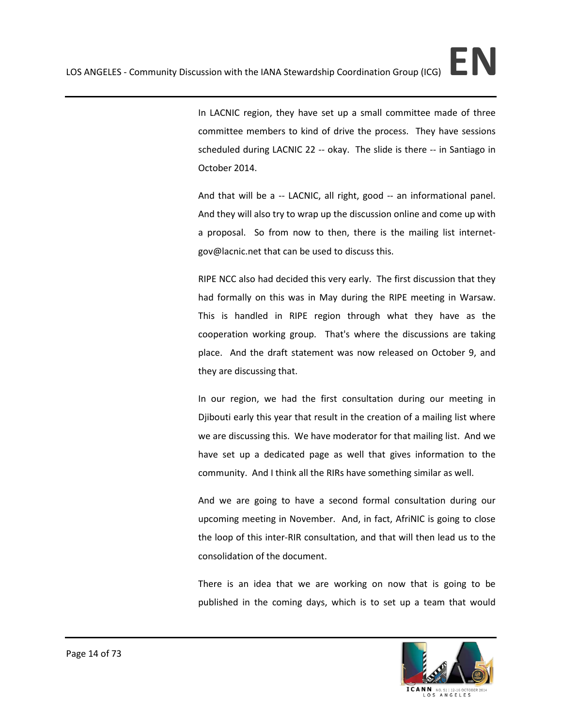In LACNIC region, they have set up a small committee made of three committee members to kind of drive the process. They have sessions scheduled during LACNIC 22 -- okay. The slide is there -- in Santiago in October 2014.

And that will be a -- LACNIC, all right, good -- an informational panel. And they will also try to wrap up the discussion online and come up with a proposal. So from now to then, there is the mailing list internet-gov@lacnic.net that can be used to discuss this.

RIPE NCC also had decided this very early. The first discussion that they had formally on this was in May during the RIPE meeting in Warsaw. This is handled in RIPE region through what they have as the cooperation working group. That's where the discussions are taking place. And the draft statement was now released on October 9, and they are discussing that.

In our region, we had the first consultation during our meeting in Djibouti early this year that result in the creation of a mailing list where we are discussing this. We have moderator for that mailing list. And we have set up a dedicated page as well that gives information to the community. And I think all the RIRs have something similar as well.

And we are going to have a second formal consultation during our upcoming meeting in November. And, in fact, AfriNIC is going to close the loop of this inter-RIR consultation, and that will then lead us to the consolidation of the document.

There is an idea that we are working on now that is going to be published in the coming days, which is to set up a team that would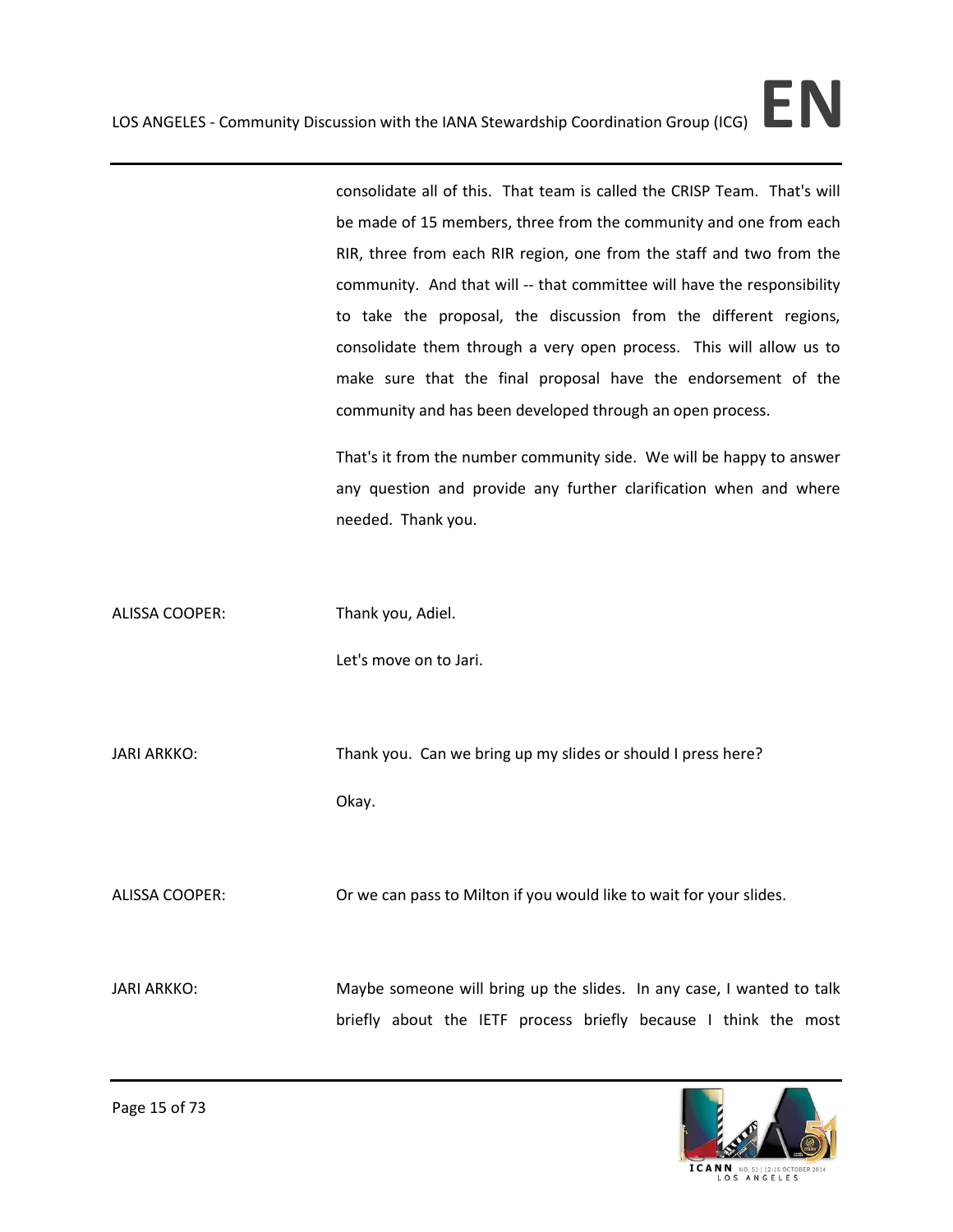consolidate all of this. That team is called the CRISP Team. That's will be made of 15 members, three from the community and one from each RIR, three from each RIR region, one from the staff and two from the community. And that will -- that committee will have the responsibility to take the proposal, the discussion from the different regions, consolidate them through a very open process. This will allow us to make sure that the final proposal have the endorsement of the community and has been developed through an open process.

That's it from the number community side. We will be happy to answer any question and provide any further clarification when and where needed. Thank you.

ALISSA COOPER: Thank you, Adiel.

Let's move on to Jari.

JARI ARKKO: Thank you. Can we bring up my slides or should I press here?

Okay.

ALISSA COOPER: Or we can pass to Milton if you would like to wait for your slides.

JARI ARKKO: Maybe someone will bring up the slides. In any case, I wanted to talk briefly about the IETF process briefly because I think the most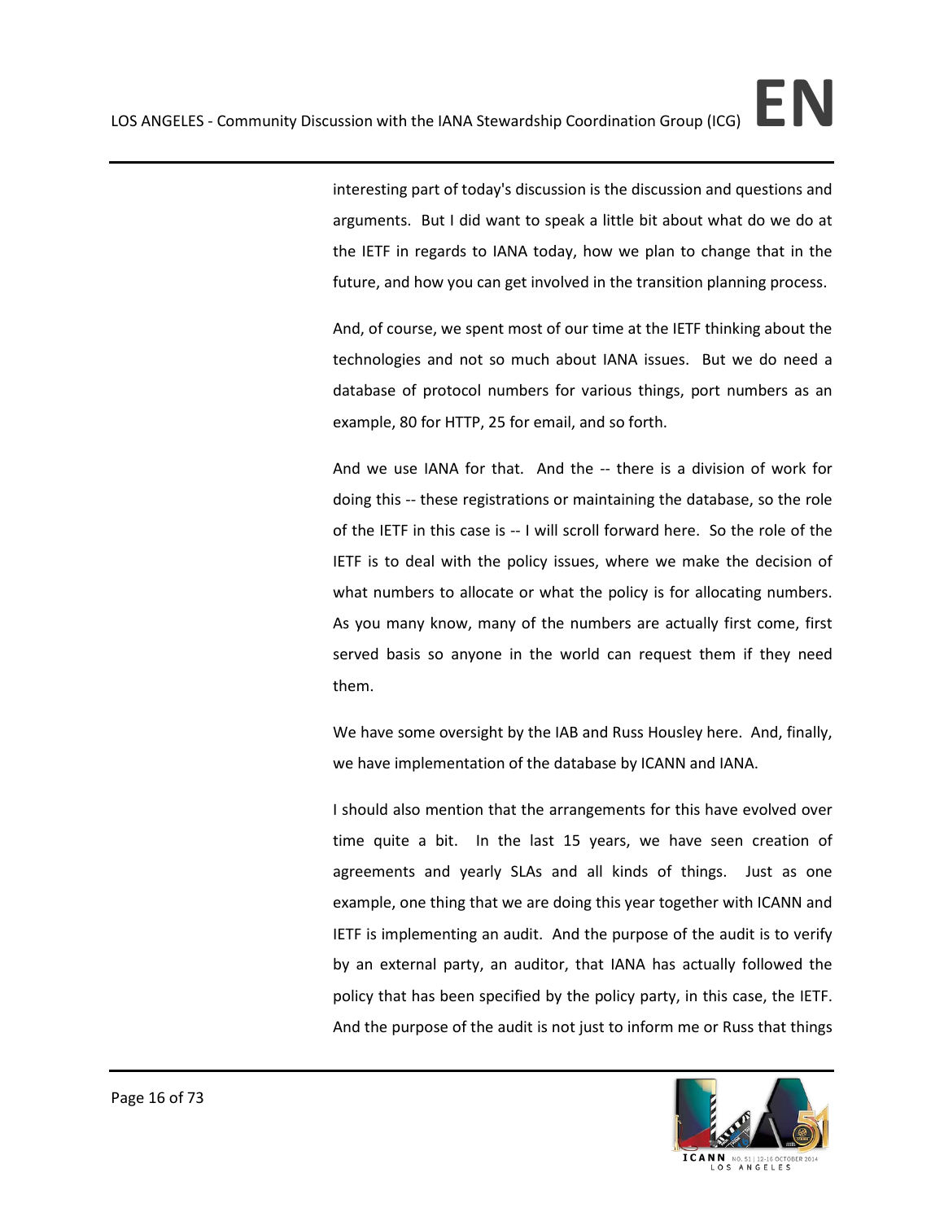interesting part of today's discussion is the discussion and questions and arguments. But I did want to speak a little bit about what do we do at the IETF in regards to IANA today, how we plan to change that in the future, and how you can get involved in the transition planning process.

And, of course, we spent most of our time at the IETF thinking about the technologies and not so much about IANA issues. But we do need a database of protocol numbers for various things, port numbers as an example, 80 for HTTP, 25 for email, and so forth.

And we use IANA for that. And the -- there is a division of work for doing this -- these registrations or maintaining the database, so the role of the IETF in this case is -- I will scroll forward here. So the role of the IETF is to deal with the policy issues, where we make the decision of what numbers to allocate or what the policy is for allocating numbers. As you many know, many of the numbers are actually first come, first served basis so anyone in the world can request them if they need them.

We have some oversight by the IAB and Russ Housley here. And, finally, we have implementation of the database by ICANN and IANA.

I should also mention that the arrangements for this have evolved over time quite a bit. In the last 15 years, we have seen creation of agreements and yearly SLAs and all kinds of things. Just as one example, one thing that we are doing this year together with ICANN and IETF is implementing an audit. And the purpose of the audit is to verify by an external party, an auditor, that IANA has actually followed the policy that has been specified by the policy party, in this case, the IETF. And the purpose of the audit is not just to inform me or Russ that things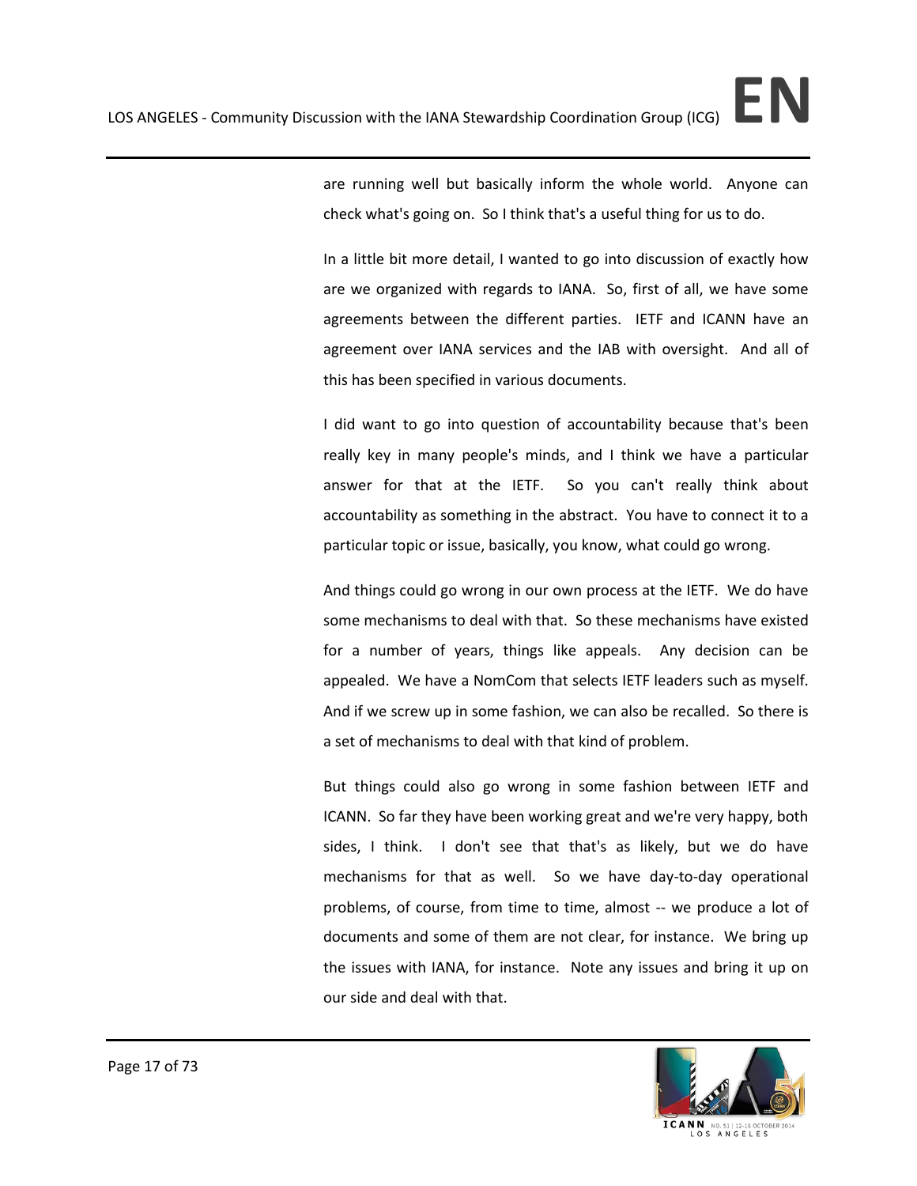are running well but basically inform the whole world. Anyone can check what's going on. So I think that's a useful thing for us to do.

In a little bit more detail, I wanted to go into discussion of exactly how are we organized with regards to IANA. So, first of all, we have some agreements between the different parties. IETF and ICANN have an agreement over IANA services and the IAB with oversight. And all of this has been specified in various documents.

I did want to go into question of accountability because that's been really key in many people's minds, and I think we have a particular answer for that at the IETF. So you can't really think about accountability as something in the abstract. You have to connect it to a particular topic or issue, basically, you know, what could go wrong.

And things could go wrong in our own process at the IETF. We do have some mechanisms to deal with that. So these mechanisms have existed for a number of years, things like appeals. Any decision can be appealed. We have a NomCom that selects IETF leaders such as myself. And if we screw up in some fashion, we can also be recalled. So there is a set of mechanisms to deal with that kind of problem.

But things could also go wrong in some fashion between IETF and ICANN. So far they have been working great and we're very happy, both sides, I think. I don't see that that's as likely, but we do have mechanisms for that as well. So we have day-to-day operational problems, of course, from time to time, almost -- we produce a lot of documents and some of them are not clear, for instance. We bring up the issues with IANA, for instance. Note any issues and bring it up on our side and deal with that.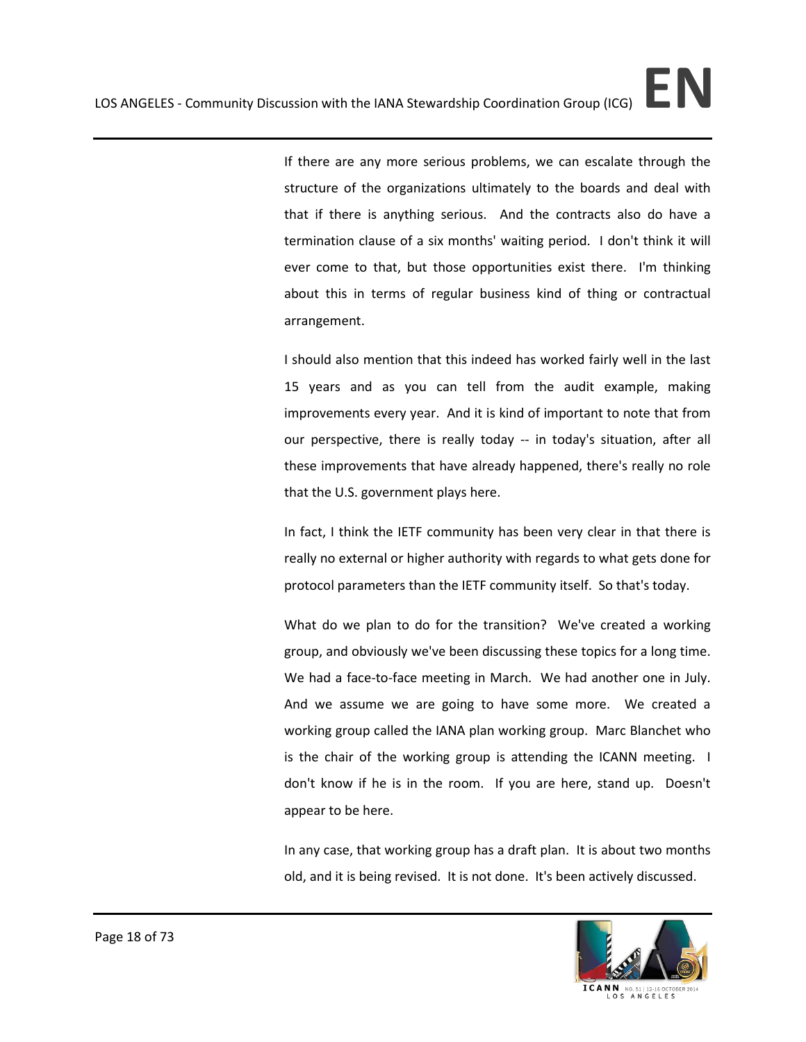If there are any more serious problems, we can escalate through the structure of the organizations ultimately to the boards and deal with that if there is anything serious. And the contracts also do have a termination clause of a six months' waiting period. I don't think it will ever come to that, but those opportunities exist there. I'm thinking about this in terms of regular business kind of thing or contractual arrangement.

I should also mention that this indeed has worked fairly well in the last 15 years and as you can tell from the audit example, making improvements every year. And it is kind of important to note that from our perspective, there is really today -- in today's situation, after all these improvements that have already happened, there's really no role that the U.S. government plays here.

In fact, I think the IETF community has been very clear in that there is really no external or higher authority with regards to what gets done for protocol parameters than the IETF community itself. So that's today.

What do we plan to do for the transition? We've created a working group, and obviously we've been discussing these topics for a long time. We had a face-to-face meeting in March. We had another one in July. And we assume we are going to have some more. We created a working group called the IANA plan working group. Marc Blanchet who is the chair of the working group is attending the ICANN meeting. I don't know if he is in the room. If you are here, stand up. Doesn't appear to be here.

In any case, that working group has a draft plan. It is about two months old, and it is being revised. It is not done. It's been actively discussed.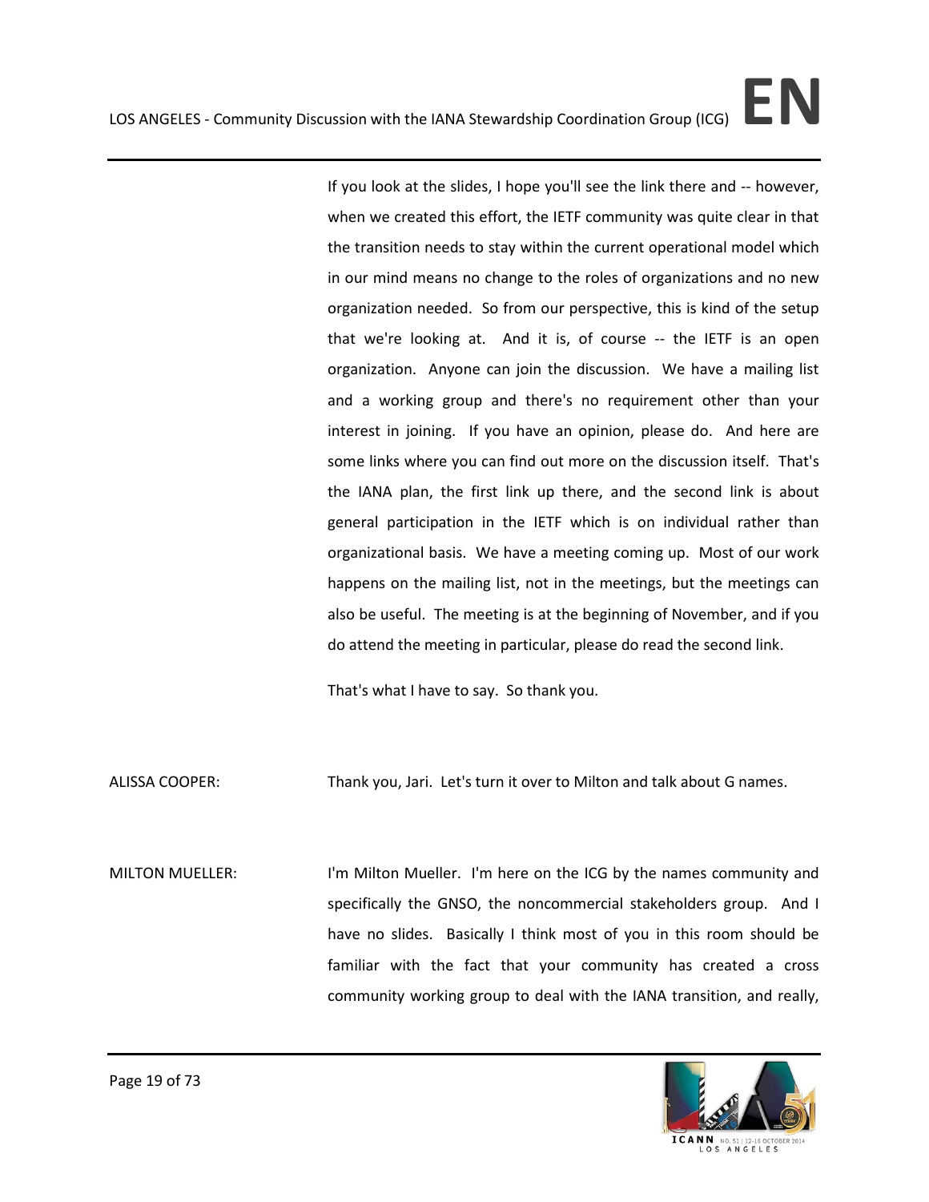If you look at the slides, I hope you'll see the link there and -- however, when we created this effort, the IETF community was quite clear in that the transition needs to stay within the current operational model which in our mind means no change to the roles of organizations and no new organization needed. So from our perspective, this is kind of the setup that we're looking at. And it is, of course -- the IETF is an open organization. Anyone can join the discussion. We have a mailing list and a working group and there's no requirement other than your interest in joining. If you have an opinion, please do. And here are some links where you can find out more on the discussion itself. That's the IANA plan, the first link up there, and the second link is about general participation in the IETF which is on individual rather than organizational basis. We have a meeting coming up. Most of our work happens on the mailing list, not in the meetings, but the meetings can also be useful. The meeting is at the beginning of November, and if you do attend the meeting in particular, please do read the second link.

That's what I have to say. So thank you.

ALISSA COOPER: Thank you, Jari. Let's turn it over to Milton and talk about G names.

MILTON MUELLER: I'm Milton Mueller. I'm here on the ICG by the names community and specifically the GNSO, the noncommercial stakeholders group. And I have no slides. Basically I think most of you in this room should be familiar with the fact that your community has created a cross community working group to deal with the IANA transition, and really,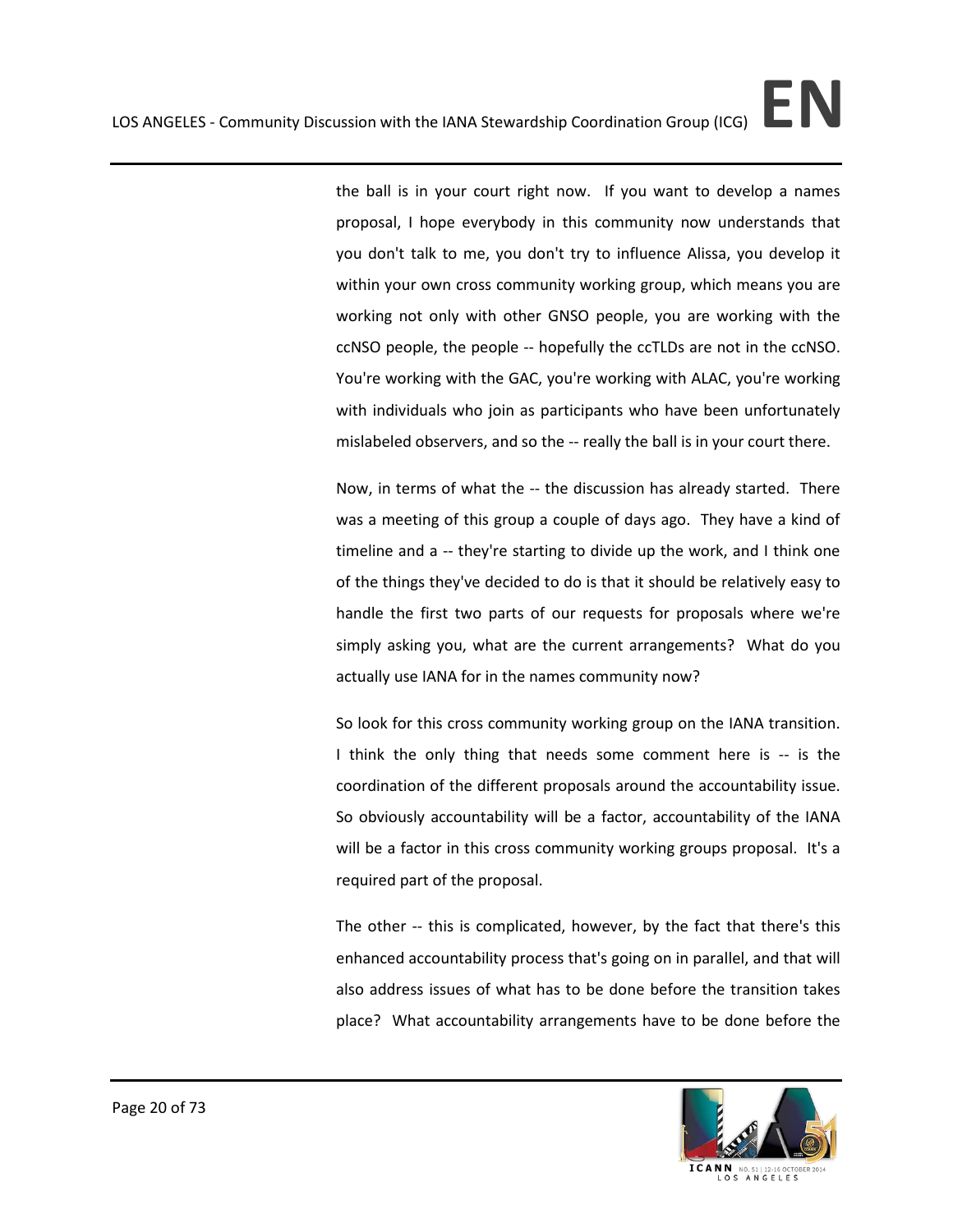the ball is in your court right now. If you want to develop a names proposal, I hope everybody in this community now understands that you don't talk to me, you don't try to influence Alissa, you develop it within your own cross community working group, which means you are working not only with other GNSO people, you are working with the ccNSO people, the people -- hopefully the ccTLDs are not in the ccNSO. You're working with the GAC, you're working with ALAC, you're working with individuals who join as participants who have been unfortunately mislabeled observers, and so the -- really the ball is in your court there.

Now, in terms of what the -- the discussion has already started. There was a meeting of this group a couple of days ago. They have a kind of timeline and a -- they're starting to divide up the work, and I think one of the things they've decided to do is that it should be relatively easy to handle the first two parts of our requests for proposals where we're simply asking you, what are the current arrangements? What do you actually use IANA for in the names community now?

So look for this cross community working group on the IANA transition. I think the only thing that needs some comment here is -- is the coordination of the different proposals around the accountability issue. So obviously accountability will be a factor, accountability of the IANA will be a factor in this cross community working groups proposal. It's a required part of the proposal.

The other -- this is complicated, however, by the fact that there's this enhanced accountability process that's going on in parallel, and that will also address issues of what has to be done before the transition takes place? What accountability arrangements have to be done before the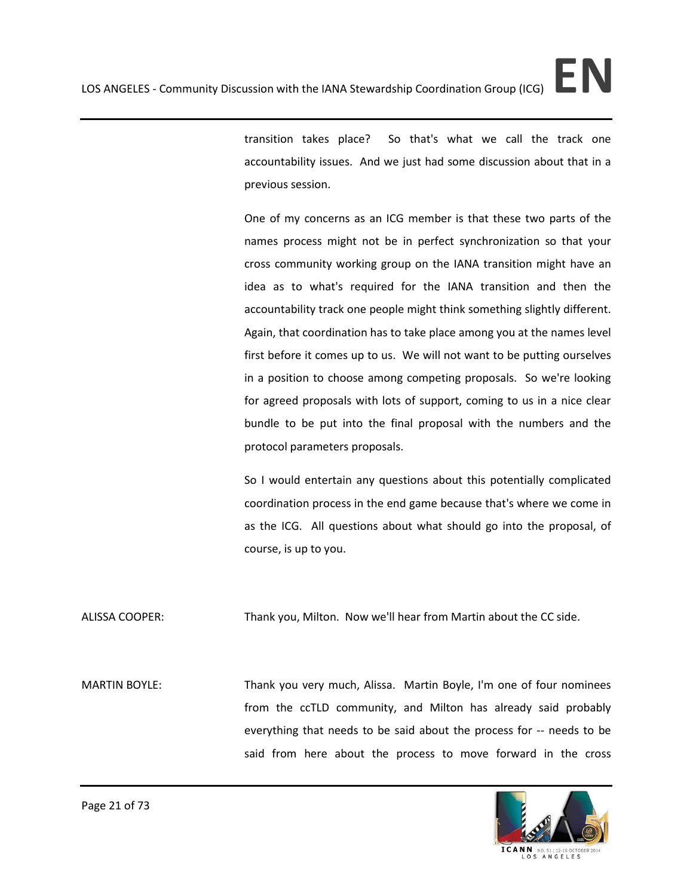transition takes place? So that's what we call the track one accountability issues. And we just had some discussion about that in a previous session.

One of my concerns as an ICG member is that these two parts of the names process might not be in perfect synchronization so that your cross community working group on the IANA transition might have an idea as to what's required for the IANA transition and then the accountability track one people might think something slightly different. Again, that coordination has to take place among you at the names level first before it comes up to us. We will not want to be putting ourselves in a position to choose among competing proposals. So we're looking for agreed proposals with lots of support, coming to us in a nice clear bundle to be put into the final proposal with the numbers and the protocol parameters proposals.

So I would entertain any questions about this potentially complicated coordination process in the end game because that's where we come in as the ICG. All questions about what should go into the proposal, of course, is up to you.

ALISSA COOPER: Thank you, Milton. Now we'll hear from Martin about the CC side.

MARTIN BOYLE: Thank you very much, Alissa. Martin Boyle, I'm one of four nominees from the ccTLD community, and Milton has already said probably everything that needs to be said about the process for -- needs to be said from here about the process to move forward in the cross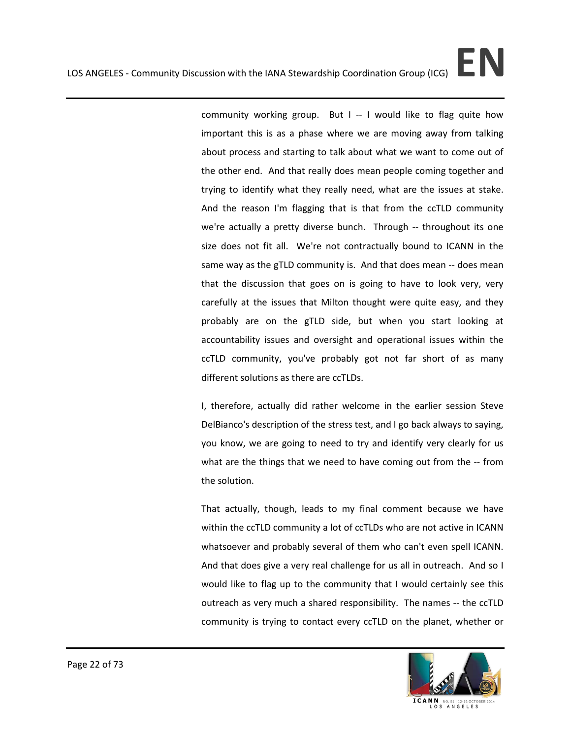community working group. But I -- I would like to flag quite how important this is as a phase where we are moving away from talking about process and starting to talk about what we want to come out of the other end. And that really does mean people coming together and trying to identify what they really need, what are the issues at stake. And the reason I'm flagging that is that from the ccTLD community we're actually a pretty diverse bunch. Through -- throughout its one size does not fit all. We're not contractually bound to ICANN in the same way as the gTLD community is. And that does mean -- does mean that the discussion that goes on is going to have to look very, very carefully at the issues that Milton thought were quite easy, and they probably are on the gTLD side, but when you start looking at accountability issues and oversight and operational issues within the ccTLD community, you've probably got not far short of as many different solutions as there are ccTLDs.

I, therefore, actually did rather welcome in the earlier session Steve DelBianco's description of the stress test, and I go back always to saying, you know, we are going to need to try and identify very clearly for us what are the things that we need to have coming out from the -- from the solution.

That actually, though, leads to my final comment because we have within the ccTLD community a lot of ccTLDs who are not active in ICANN whatsoever and probably several of them who can't even spell ICANN. And that does give a very real challenge for us all in outreach. And so I would like to flag up to the community that I would certainly see this outreach as very much a shared responsibility. The names -- the ccTLD community is trying to contact every ccTLD on the planet, whether or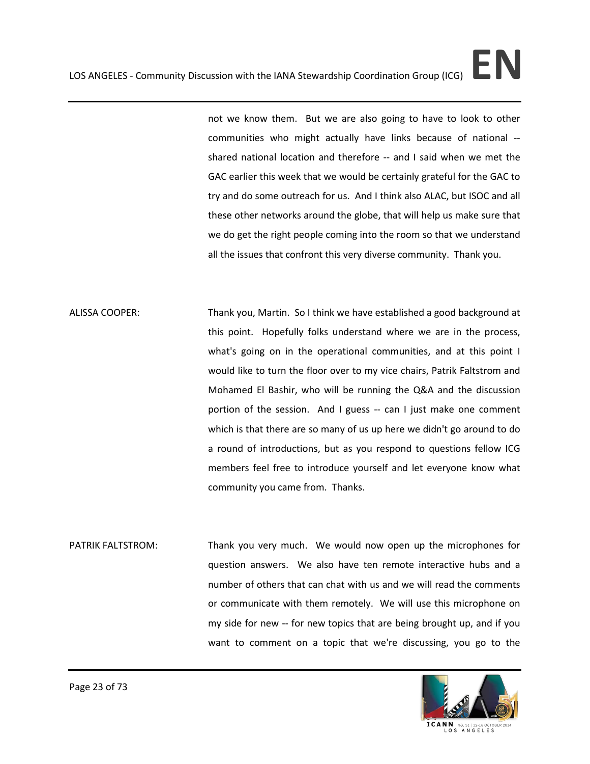not we know them. But we are also going to have to look to other communities who might actually have links because of national -- shared national location and therefore -- and I said when we met the GAC earlier this week that we would be certainly grateful for the GAC to try and do some outreach for us. And I think also ALAC, but ISOC and all these other networks around the globe, that will help us make sure that we do get the right people coming into the room so that we understand all the issues that confront this very diverse community. Thank you.

ALISSA COOPER: Thank you, Martin. So I think we have established a good background at this point. Hopefully folks understand where we are in the process, what's going on in the operational communities, and at this point I would like to turn the floor over to my vice chairs, Patrik Faltstrom and Mohamed El Bashir, who will be running the Q&A and the discussion portion of the session. And I guess -- can I just make one comment which is that there are so many of us up here we didn't go around to do a round of introductions, but as you respond to questions fellow ICG members feel free to introduce yourself and let everyone know what community you came from. Thanks.

PATRIK FALTSTROM: Thank you very much. We would now open up the microphones for question answers. We also have ten remote interactive hubs and a number of others that can chat with us and we will read the comments or communicate with them remotely. We will use this microphone on my side for new -- for new topics that are being brought up, and if you want to comment on a topic that we're discussing, you go to the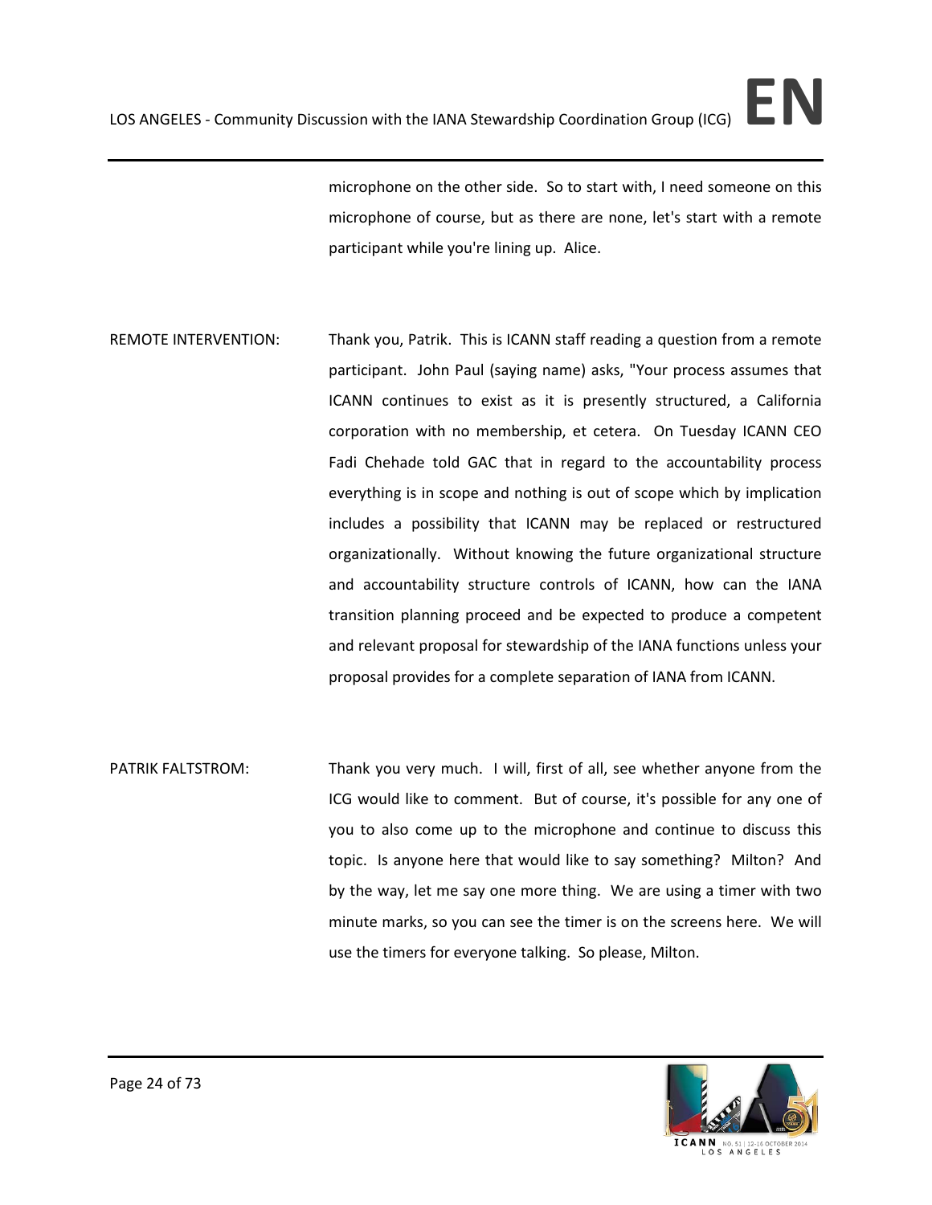microphone on the other side. So to start with, I need someone on this microphone of course, but as there are none, let's start with a remote participant while you're lining up. Alice.

REMOTE INTERVENTION: Thank you, Patrik. This is ICANN staff reading a question from a remote participant. John Paul (saying name) asks, "Your process assumes that ICANN continues to exist as it is presently structured, a California corporation with no membership, et cetera. On Tuesday ICANN CEO Fadi Chehade told GAC that in regard to the accountability process everything is in scope and nothing is out of scope which by implication includes a possibility that ICANN may be replaced or restructured organizationally. Without knowing the future organizational structure and accountability structure controls of ICANN, how can the IANA transition planning proceed and be expected to produce a competent and relevant proposal for stewardship of the IANA functions unless your proposal provides for a complete separation of IANA from ICANN.

PATRIK FALTSTROM: Thank you very much. I will, first of all, see whether anyone from the ICG would like to comment. But of course, it's possible for any one of you to also come up to the microphone and continue to discuss this topic. Is anyone here that would like to say something? Milton? And by the way, let me say one more thing. We are using a timer with two minute marks, so you can see the timer is on the screens here. We will use the timers for everyone talking. So please, Milton.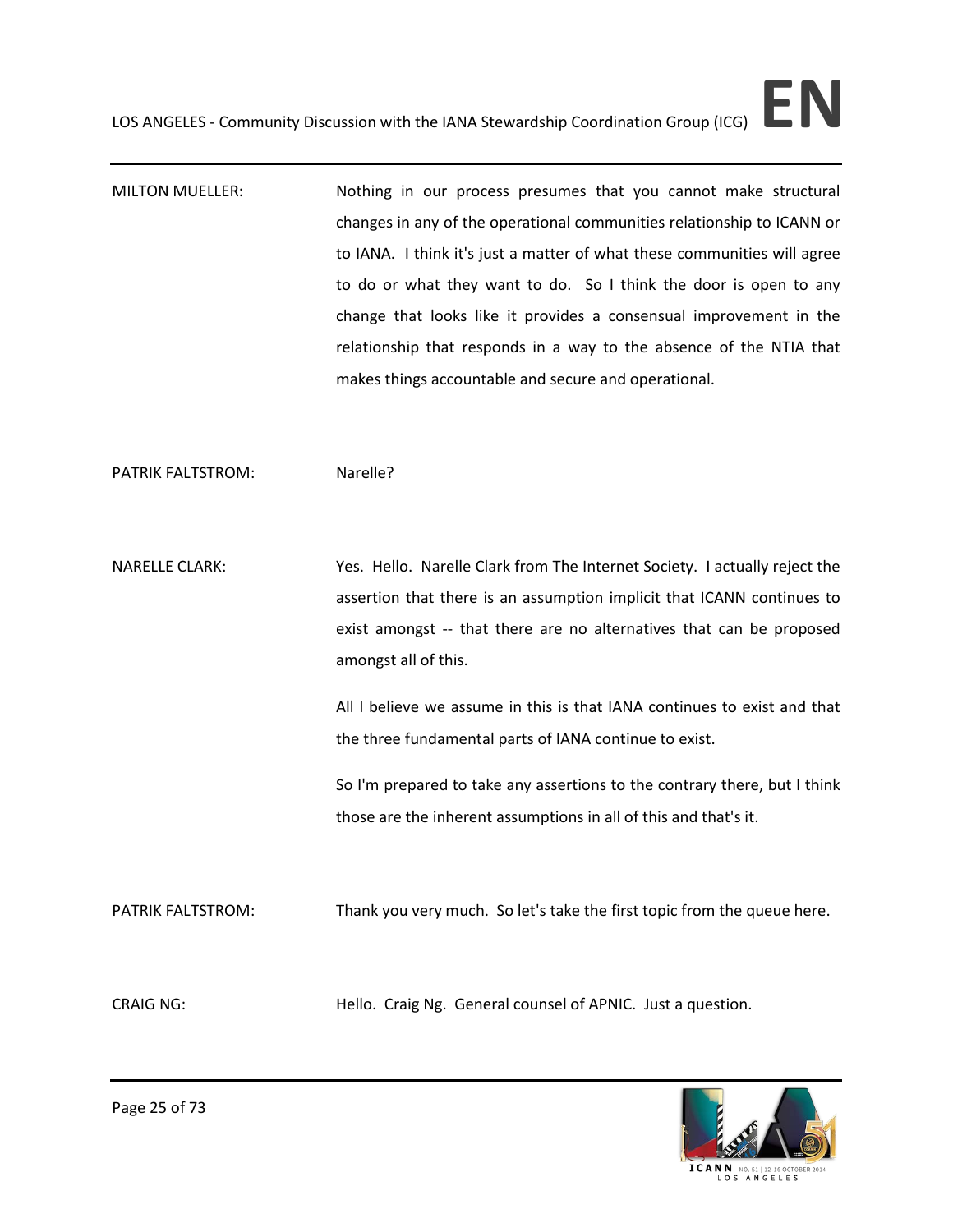MILTON MUELLER: Nothing in our process presumes that you cannot make structural changes in any of the operational communities relationship to ICANN or to IANA. I think it's just a matter of what these communities will agree to do or what they want to do. So I think the door is open to any change that looks like it provides a consensual improvement in the relationship that responds in a way to the absence of the NTIA that makes things accountable and secure and operational.

PATRIK FALTSTROM: Narelle?

NARELLE CLARK: Yes. Hello. Narelle Clark from The Internet Society. I actually reject the assertion that there is an assumption implicit that ICANN continues to exist amongst -- that there are no alternatives that can be proposed amongst all of this.

All I believe we assume in this is that IANA continues to exist and that the three fundamental parts of IANA continue to exist.

So I'm prepared to take any assertions to the contrary there, but I think those are the inherent assumptions in all of this and that's it.

PATRIK FALTSTROM: Thank you very much. So let's take the first topic from the queue here.

CRAIG NG: Hello. Craig Ng. General counsel of APNIC. Just a question.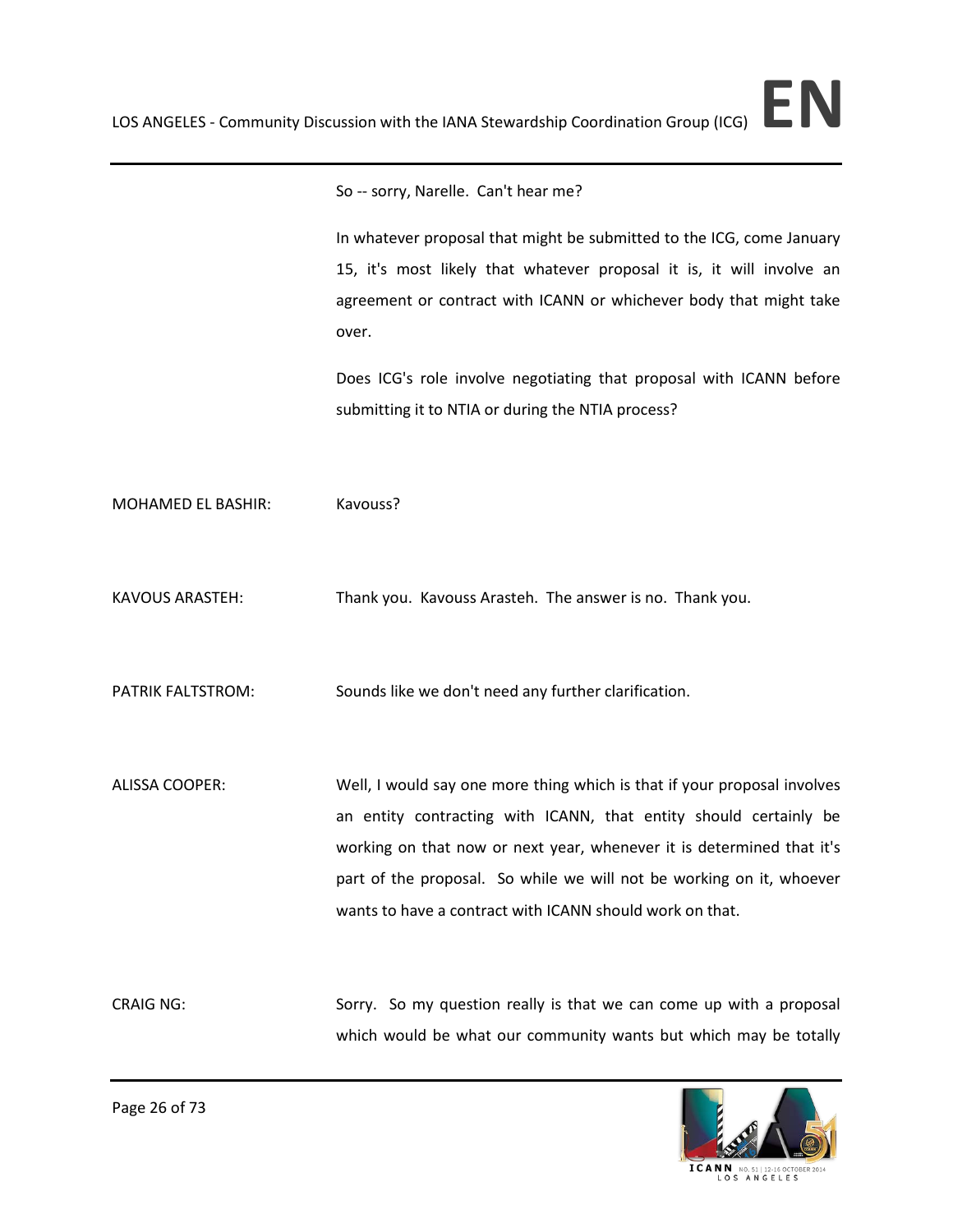So -- sorry, Narelle. Can't hear me?

In whatever proposal that might be submitted to the ICG, come January 15, it's most likely that whatever proposal it is, it will involve an agreement or contract with ICANN or whichever body that might take over.

Does ICG's role involve negotiating that proposal with ICANN before submitting it to NTIA or during the NTIA process?

MOHAMED EL BASHIR: Kavouss?

KAVOUS ARASTEH: Thank you. Kavouss Arasteh. The answer is no. Thank you.

PATRIK FALTSTROM: Sounds like we don't need any further clarification.

ALISSA COOPER: Well, I would say one more thing which is that if your proposal involves an entity contracting with ICANN, that entity should certainly be working on that now or next year, whenever it is determined that it's part of the proposal. So while we will not be working on it, whoever wants to have a contract with ICANN should work on that.

CRAIG NG: Sorry. So my question really is that we can come up with a proposal which would be what our community wants but which may be totally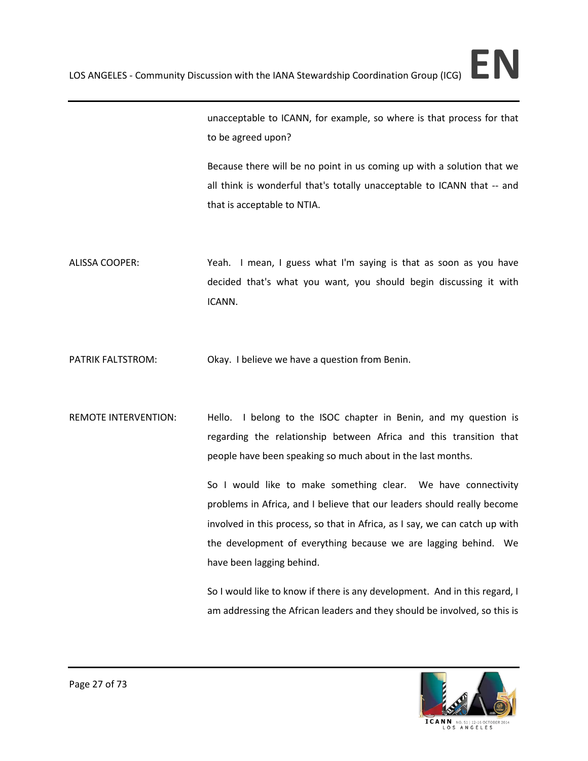unacceptable to ICANN, for example, so where is that process for that to be agreed upon?

Because there will be no point in us coming up with a solution that we all think is wonderful that's totally unacceptable to ICANN that -- and that is acceptable to NTIA.

ALISSA COOPER: Yeah. I mean, I guess what I'm saying is that as soon as you have decided that's what you want, you should begin discussing it with ICANN.

PATRIK FALTSTROM: Okay. I believe we have a question from Benin.

REMOTE INTERVENTION: Hello. I belong to the ISOC chapter in Benin, and my question is regarding the relationship between Africa and this transition that people have been speaking so much about in the last months.

So I would like to make something clear. We have connectivity problems in Africa, and I believe that our leaders should really become involved in this process, so that in Africa, as I say, we can catch up with the development of everything because we are lagging behind. We have been lagging behind.

So I would like to know if there is any development. And in this regard, I am addressing the African leaders and they should be involved, so this is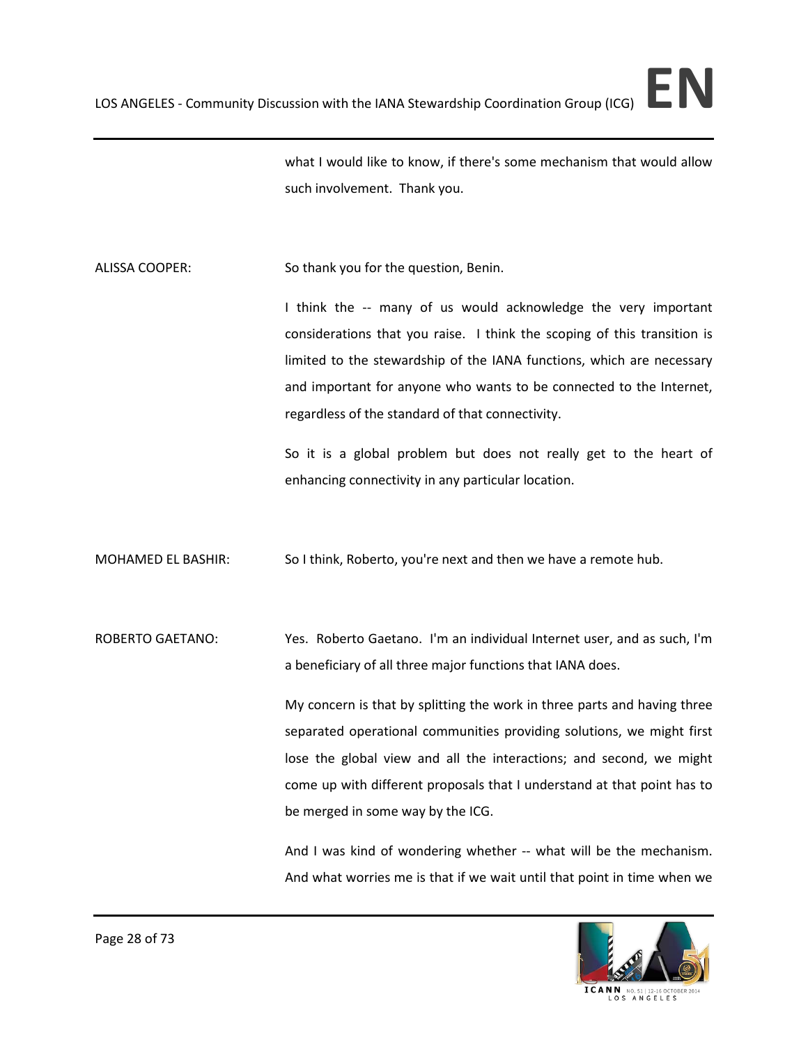what I would like to know, if there's some mechanism that would allow such involvement. Thank you.

ALISSA COOPER: So thank you for the question, Benin.

I think the -- many of us would acknowledge the very important considerations that you raise. I think the scoping of this transition is limited to the stewardship of the IANA functions, which are necessary and important for anyone who wants to be connected to the Internet, regardless of the standard of that connectivity.

So it is a global problem but does not really get to the heart of enhancing connectivity in any particular location.

MOHAMED EL BASHIR: So I think, Roberto, you're next and then we have a remote hub.

ROBERTO GAETANO: Yes. Roberto Gaetano. I'm an individual Internet user, and as such, I'm a beneficiary of all three major functions that IANA does.

My concern is that by splitting the work in three parts and having three separated operational communities providing solutions, we might first lose the global view and all the interactions; and second, we might come up with different proposals that I understand at that point has to be merged in some way by the ICG.

And I was kind of wondering whether -- what will be the mechanism. And what worries me is that if we wait until that point in time when we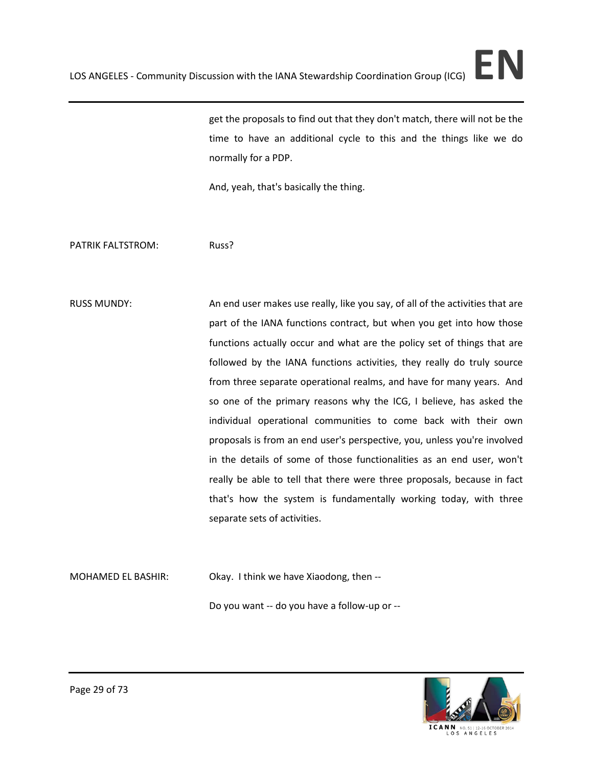get the proposals to find out that they don't match, there will not be the time to have an additional cycle to this and the things like we do normally for a PDP.

And, yeah, that's basically the thing.

PATRIK FALTSTROM: Russ?

RUSS MUNDY: An end user makes use really, like you say, of all of the activities that are part of the IANA functions contract, but when you get into how those functions actually occur and what are the policy set of things that are followed by the IANA functions activities, they really do truly source from three separate operational realms, and have for many years. And so one of the primary reasons why the ICG, I believe, has asked the individual operational communities to come back with their own proposals is from an end user's perspective, you, unless you're involved in the details of some of those functionalities as an end user, won't really be able to tell that there were three proposals, because in fact that's how the system is fundamentally working today, with three separate sets of activities.

MOHAMED EL BASHIR: Okay. I think we have Xiaodong, then --

Do you want -- do you have a follow-up or --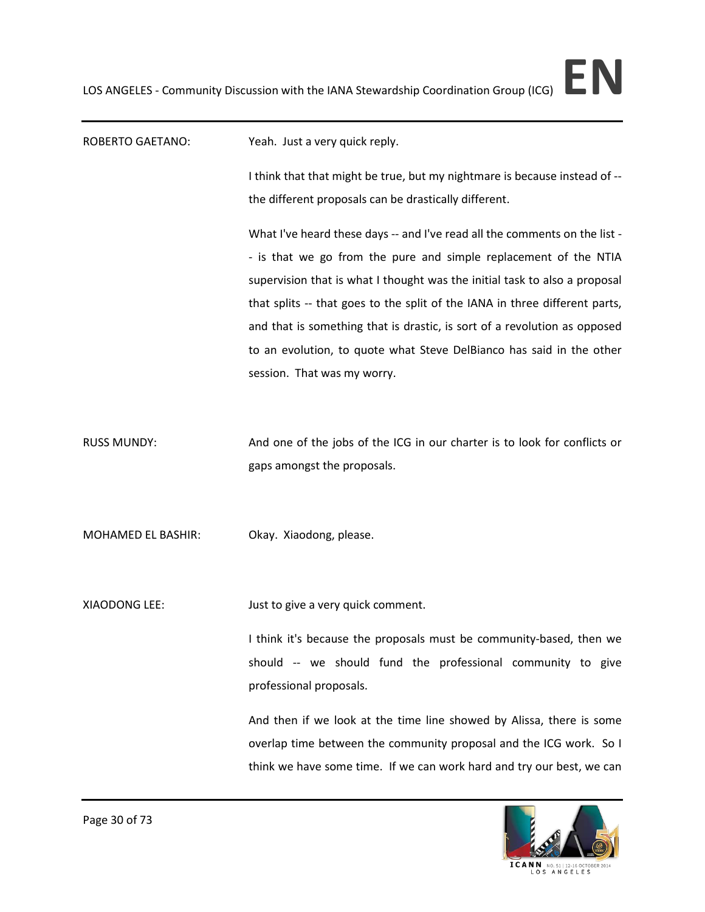ROBERTO GAETANO: Yeah. Just a very quick reply.

I think that that might be true, but my nightmare is because instead of -- the different proposals can be drastically different.

What I've heard these days -- and I've read all the comments on the list -- is that we go from the pure and simple replacement of the NTIA supervision that is what I thought was the initial task to also a proposal that splits -- that goes to the split of the IANA in three different parts, and that is something that is drastic, is sort of a revolution as opposed to an evolution, to quote what Steve DelBianco has said in the other session. That was my worry.

RUSS MUNDY: And one of the jobs of the ICG in our charter is to look for conflicts or gaps amongst the proposals.

MOHAMED EL BASHIR: Okay. Xiaodong, please.

XIAODONG LEE: Just to give a very quick comment.

I think it's because the proposals must be community-based, then we should -- we should fund the professional community to give professional proposals.

And then if we look at the time line showed by Alissa, there is some overlap time between the community proposal and the ICG work. So I think we have some time. If we can work hard and try our best, we can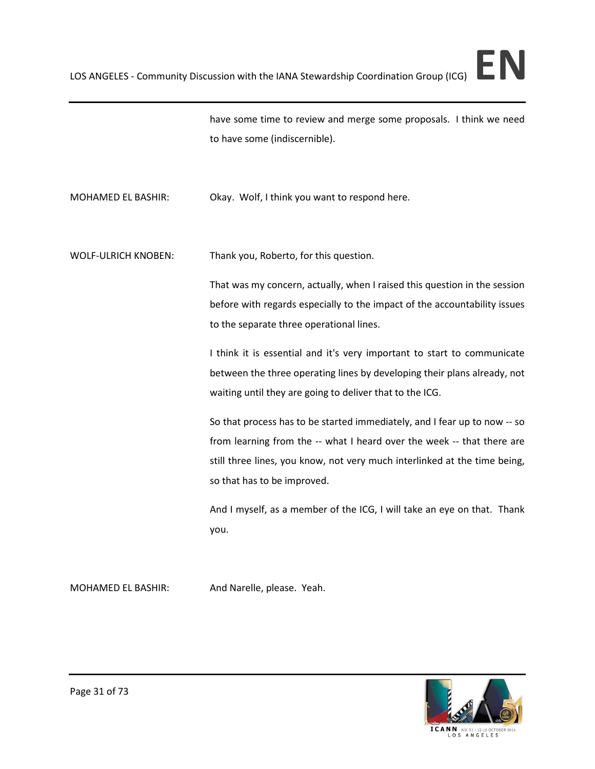have some time to review and merge some proposals. I think we need to have some (indiscernible).

MOHAMED EL BASHIR: Okay. Wolf, I think you want to respond here.

WOLF-ULRICH KNOBEN: Thank you, Roberto, for this question.

That was my concern, actually, when I raised this question in the session before with regards especially to the impact of the accountability issues to the separate three operational lines.

I think it is essential and it's very important to start to communicate between the three operating lines by developing their plans already, not waiting until they are going to deliver that to the ICG.

So that process has to be started immediately, and I fear up to now -- so from learning from the -- what I heard over the week -- that there are still three lines, you know, not very much interlinked at the time being, so that has to be improved.

And I myself, as a member of the ICG, I will take an eye on that. Thank you.

MOHAMED EL BASHIR: And Narelle, please. Yeah.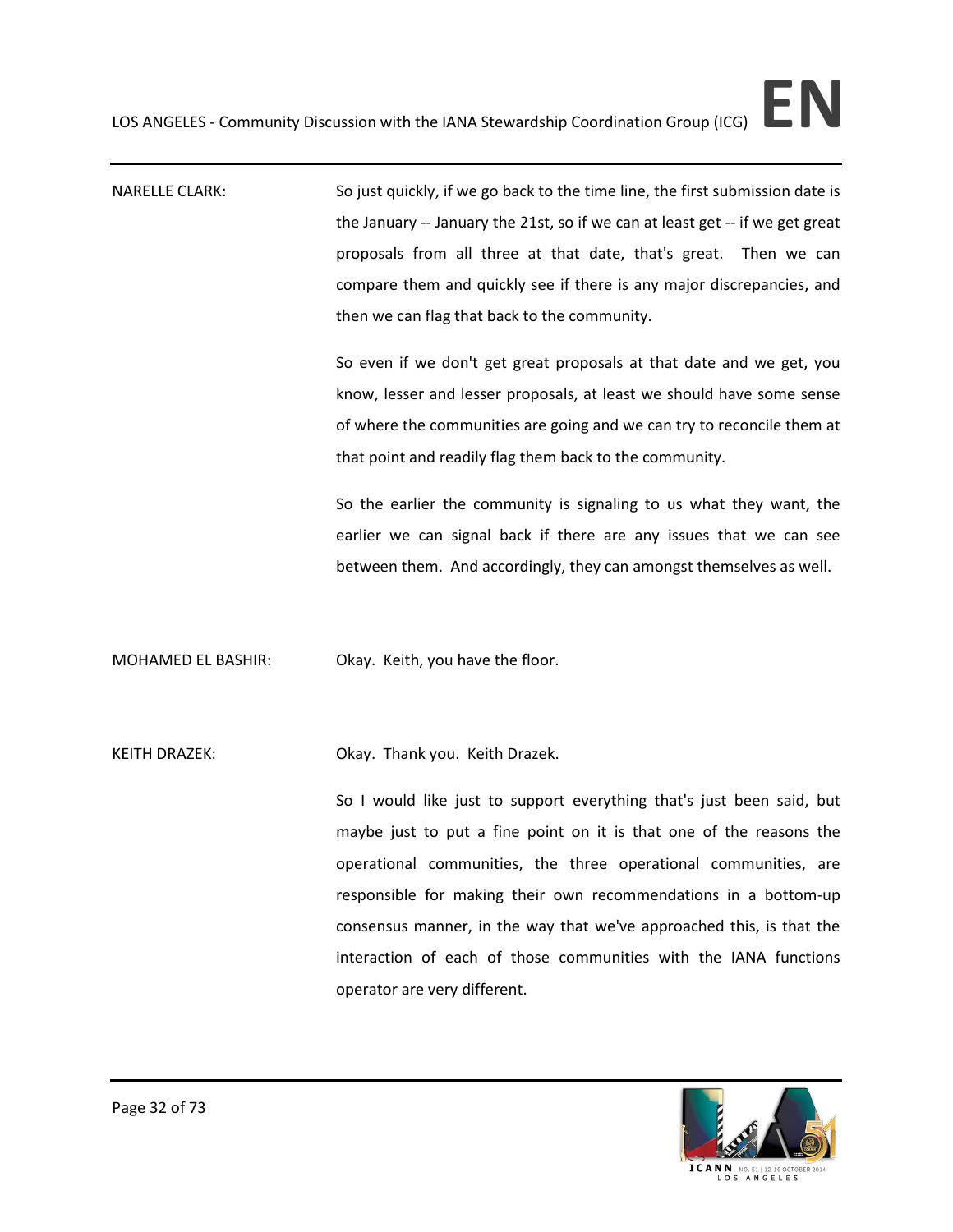NARELLE CLARK: So just quickly, if we go back to the time line, the first submission date is the January -- January the 21st, so if we can at least get -- if we get great proposals from all three at that date, that's great. Then we can compare them and quickly see if there is any major discrepancies, and then we can flag that back to the community.

So even if we don't get great proposals at that date and we get, you know, lesser and lesser proposals, at least we should have some sense of where the communities are going and we can try to reconcile them at that point and readily flag them back to the community.

So the earlier the community is signaling to us what they want, the earlier we can signal back if there are any issues that we can see between them. And accordingly, they can amongst themselves as well.

MOHAMED EL BASHIR: Okay. Keith, you have the floor.

KEITH DRAZEK: Okay. Thank you. Keith Drazek.

So I would like just to support everything that's just been said, but maybe just to put a fine point on it is that one of the reasons the operational communities, the three operational communities, are responsible for making their own recommendations in a bottom-up consensus manner, in the way that we've approached this, is that the interaction of each of those communities with the IANA functions operator are very different.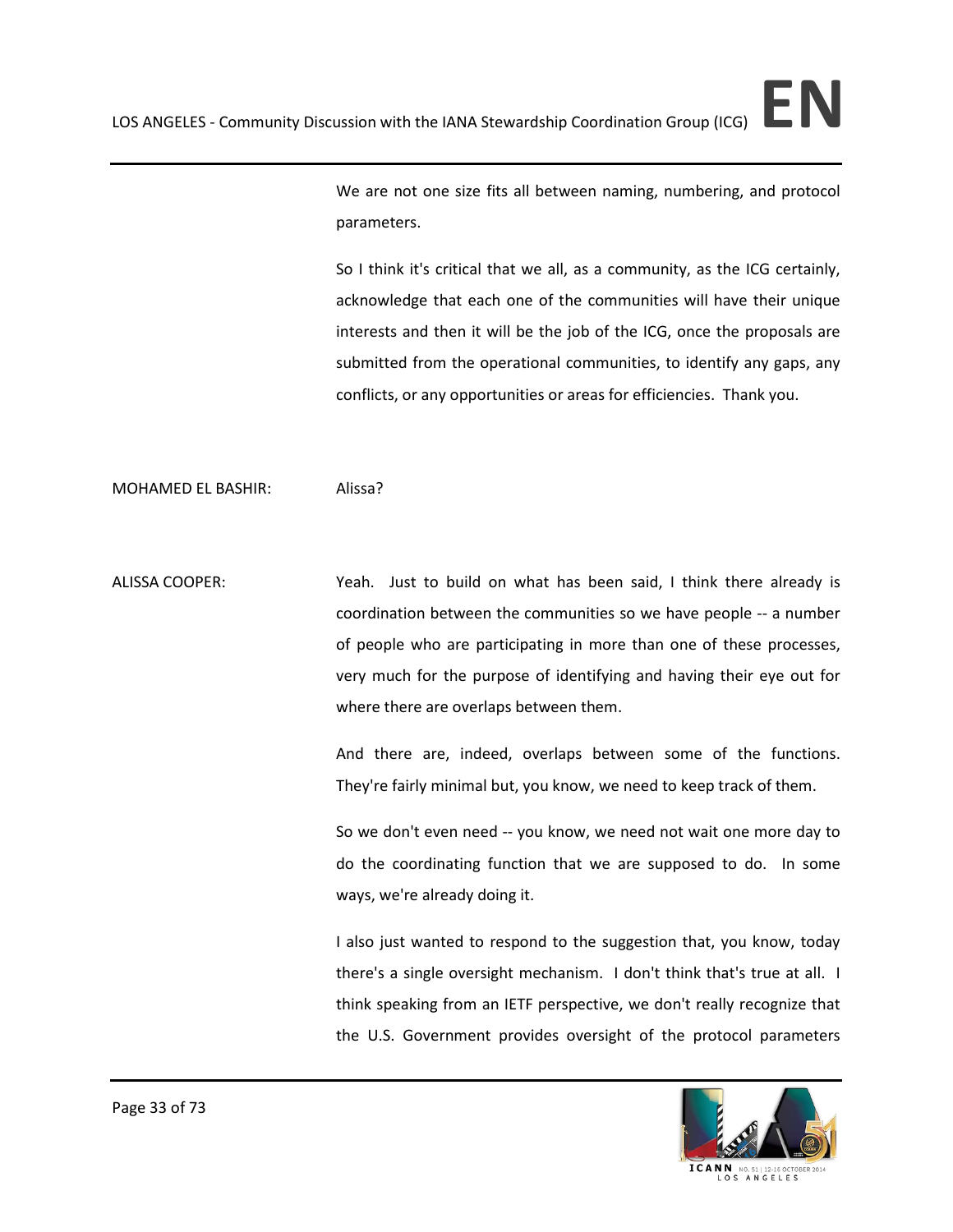We are not one size fits all between naming, numbering, and protocol parameters.

So I think it's critical that we all, as a community, as the ICG certainly, acknowledge that each one of the communities will have their unique interests and then it will be the job of the ICG, once the proposals are submitted from the operational communities, to identify any gaps, any conflicts, or any opportunities or areas for efficiencies. Thank you.

MOHAMED EL BASHIR: Alissa?

ALISSA COOPER: Yeah. Just to build on what has been said, I think there already is coordination between the communities so we have people -- a number of people who are participating in more than one of these processes, very much for the purpose of identifying and having their eye out for where there are overlaps between them.

And there are, indeed, overlaps between some of the functions. They're fairly minimal but, you know, we need to keep track of them.

So we don't even need -- you know, we need not wait one more day to do the coordinating function that we are supposed to do. In some ways, we're already doing it.

I also just wanted to respond to the suggestion that, you know, today there's a single oversight mechanism. I don't think that's true at all. I think speaking from an IETF perspective, we don't really recognize that the U.S. Government provides oversight of the protocol parameters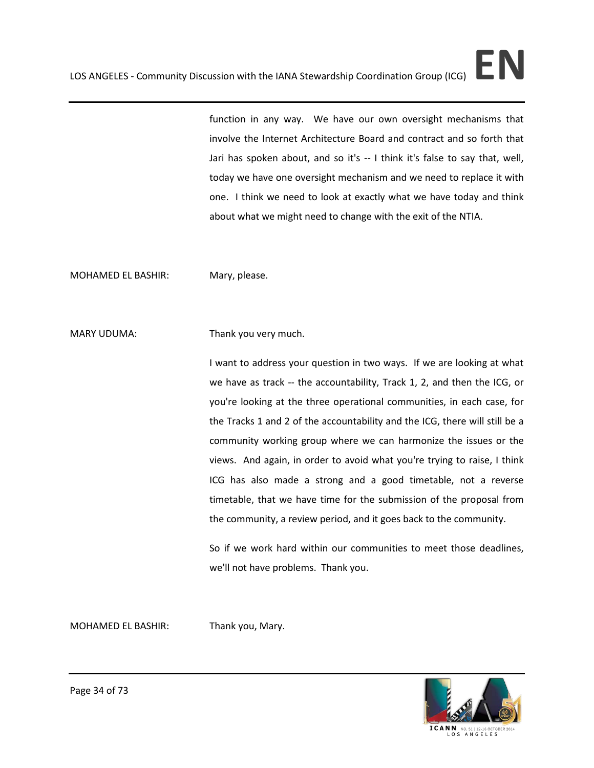function in any way. We have our own oversight mechanisms that involve the Internet Architecture Board and contract and so forth that Jari has spoken about, and so it's -- I think it's false to say that, well, today we have one oversight mechanism and we need to replace it with one. I think we need to look at exactly what we have today and think about what we might need to change with the exit of the NTIA.

MOHAMED EL BASHIR: Mary, please.

MARY UDUMA: Thank you very much.

I want to address your question in two ways. If we are looking at what we have as track -- the accountability, Track 1, 2, and then the ICG, or you're looking at the three operational communities, in each case, for the Tracks 1 and 2 of the accountability and the ICG, there will still be a community working group where we can harmonize the issues or the views. And again, in order to avoid what you're trying to raise, I think ICG has also made a strong and a good timetable, not a reverse timetable, that we have time for the submission of the proposal from the community, a review period, and it goes back to the community.

So if we work hard within our communities to meet those deadlines, we'll not have problems. Thank you.

MOHAMED EL BASHIR: Thank you, Mary.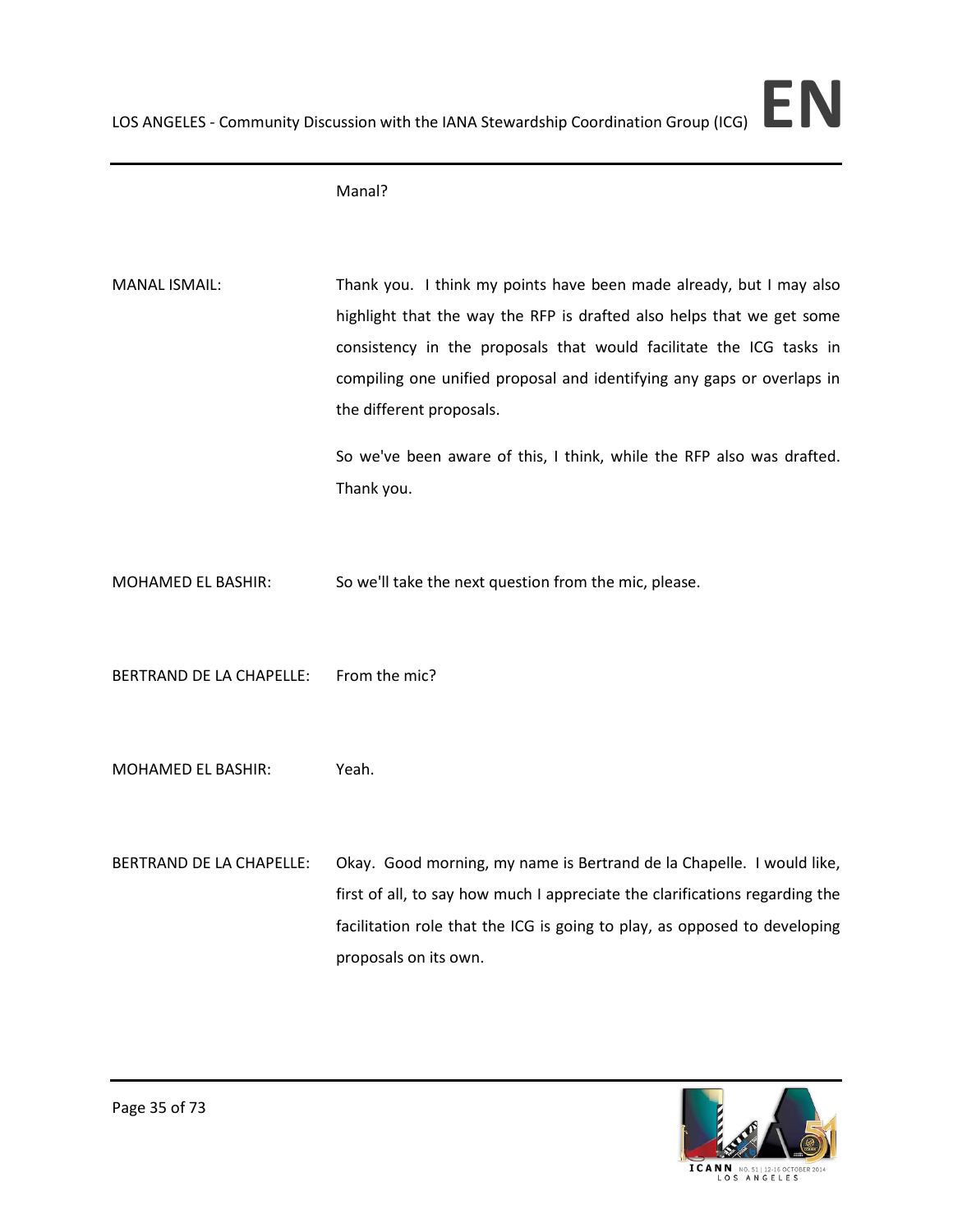Manal?

MANAL ISMAIL: Thank you. I think my points have been made already, but I may also highlight that the way the RFP is drafted also helps that we get some consistency in the proposals that would facilitate the ICG tasks in compiling one unified proposal and identifying any gaps or overlaps in the different proposals.

So we've been aware of this, I think, while the RFP also was drafted. Thank you.

MOHAMED EL BASHIR: So we'll take the next question from the mic, please.

BERTRAND DE LA CHAPELLE: From the mic?

MOHAMED EL BASHIR: Yeah.

BERTRAND DE LA CHAPELLE: Okay. Good morning, my name is Bertrand de la Chapelle. I would like, first of all, to say how much I appreciate the clarifications regarding the facilitation role that the ICG is going to play, as opposed to developing proposals on its own.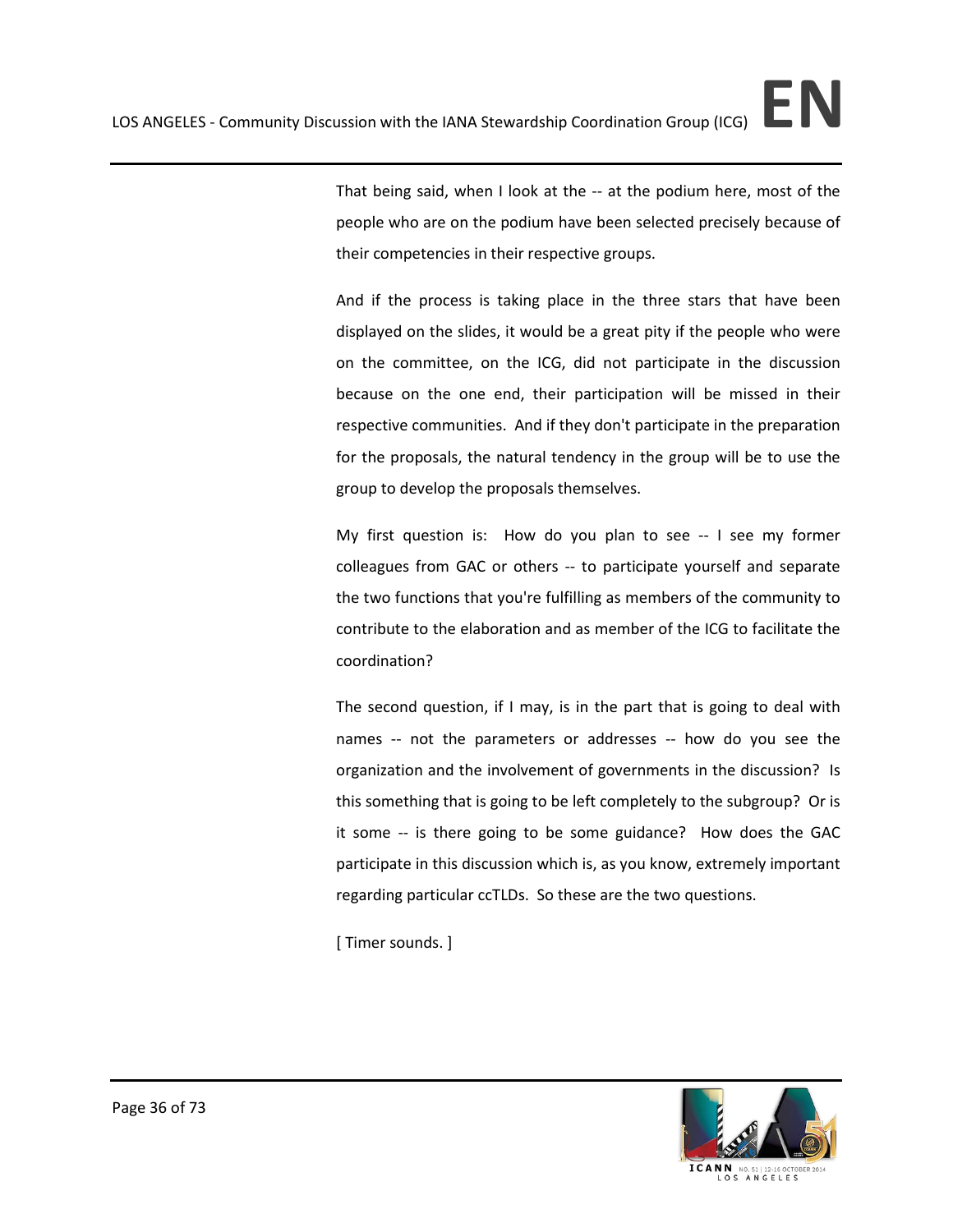That being said, when I look at the -- at the podium here, most of the people who are on the podium have been selected precisely because of their competencies in their respective groups.

And if the process is taking place in the three stars that have been displayed on the slides, it would be a great pity if the people who were on the committee, on the ICG, did not participate in the discussion because on the one end, their participation will be missed in their respective communities. And if they don't participate in the preparation for the proposals, the natural tendency in the group will be to use the group to develop the proposals themselves.

My first question is: How do you plan to see -- I see my former colleagues from GAC or others -- to participate yourself and separate the two functions that you're fulfilling as members of the community to contribute to the elaboration and as member of the ICG to facilitate the coordination?

The second question, if I may, is in the part that is going to deal with names -- not the parameters or addresses -- how do you see the organization and the involvement of governments in the discussion? Is this something that is going to be left completely to the subgroup? Or is it some -- is there going to be some guidance? How does the GAC participate in this discussion which is, as you know, extremely important regarding particular ccTLDs. So these are the two questions.

[ Timer sounds. ]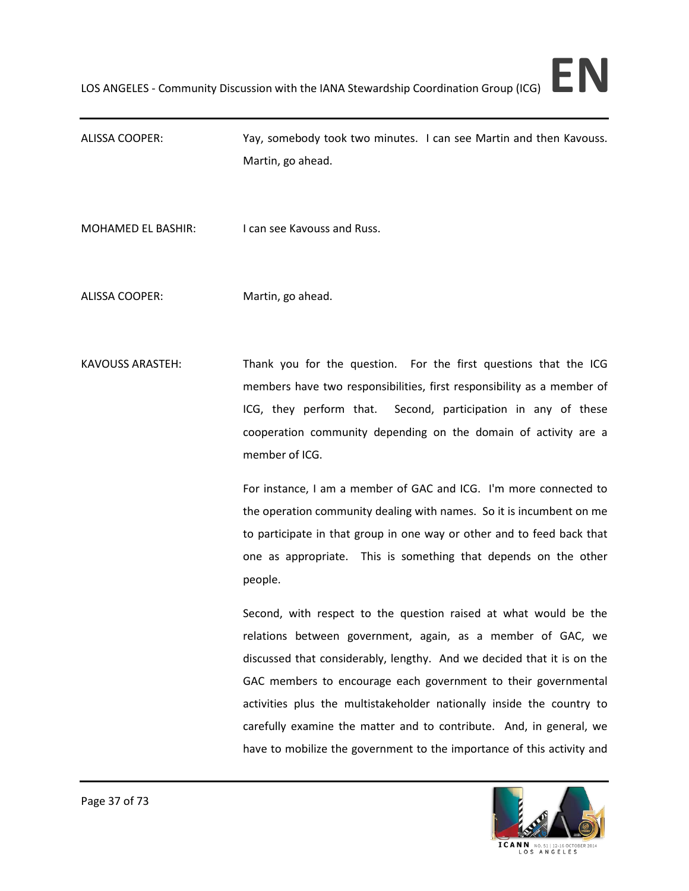ALISSA COOPER: Yay, somebody took two minutes. I can see Martin and then Kavouss. Martin, go ahead.

MOHAMED EL BASHIR: I can see Kavouss and Russ.

ALISSA COOPER: Martin, go ahead.

KAVOUSS ARASTEH: Thank you for the question. For the first questions that the ICG members have two responsibilities, first responsibility as a member of ICG, they perform that. Second, participation in any of these cooperation community depending on the domain of activity are a member of ICG.

For instance, I am a member of GAC and ICG. I'm more connected to the operation community dealing with names. So it is incumbent on me to participate in that group in one way or other and to feed back that one as appropriate. This is something that depends on the other people.

Second, with respect to the question raised at what would be the relations between government, again, as a member of GAC, we discussed that considerably, lengthy. And we decided that it is on the GAC members to encourage each government to their governmental activities plus the multistakeholder nationally inside the country to carefully examine the matter and to contribute. And, in general, we have to mobilize the government to the importance of this activity and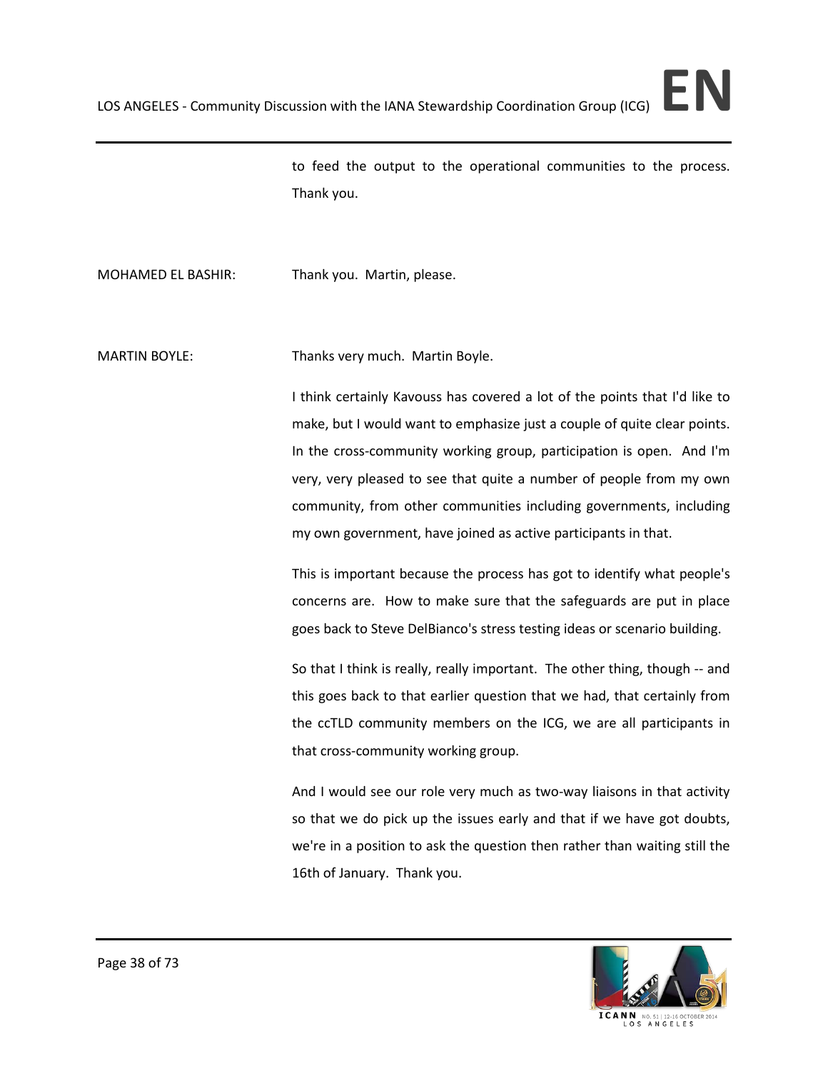to feed the output to the operational communities to the process. Thank you.

MOHAMED EL BASHIR: Thank you. Martin, please.

MARTIN BOYLE: Thanks very much. Martin Boyle.

I think certainly Kavouss has covered a lot of the points that I'd like to make, but I would want to emphasize just a couple of quite clear points. In the cross-community working group, participation is open. And I'm very, very pleased to see that quite a number of people from my own community, from other communities including governments, including my own government, have joined as active participants in that.

This is important because the process has got to identify what people's concerns are. How to make sure that the safeguards are put in place goes back to Steve DelBianco's stress testing ideas or scenario building.

So that I think is really, really important. The other thing, though -- and this goes back to that earlier question that we had, that certainly from the ccTLD community members on the ICG, we are all participants in that cross-community working group.

And I would see our role very much as two-way liaisons in that activity so that we do pick up the issues early and that if we have got doubts, we're in a position to ask the question then rather than waiting still the 16th of January. Thank you.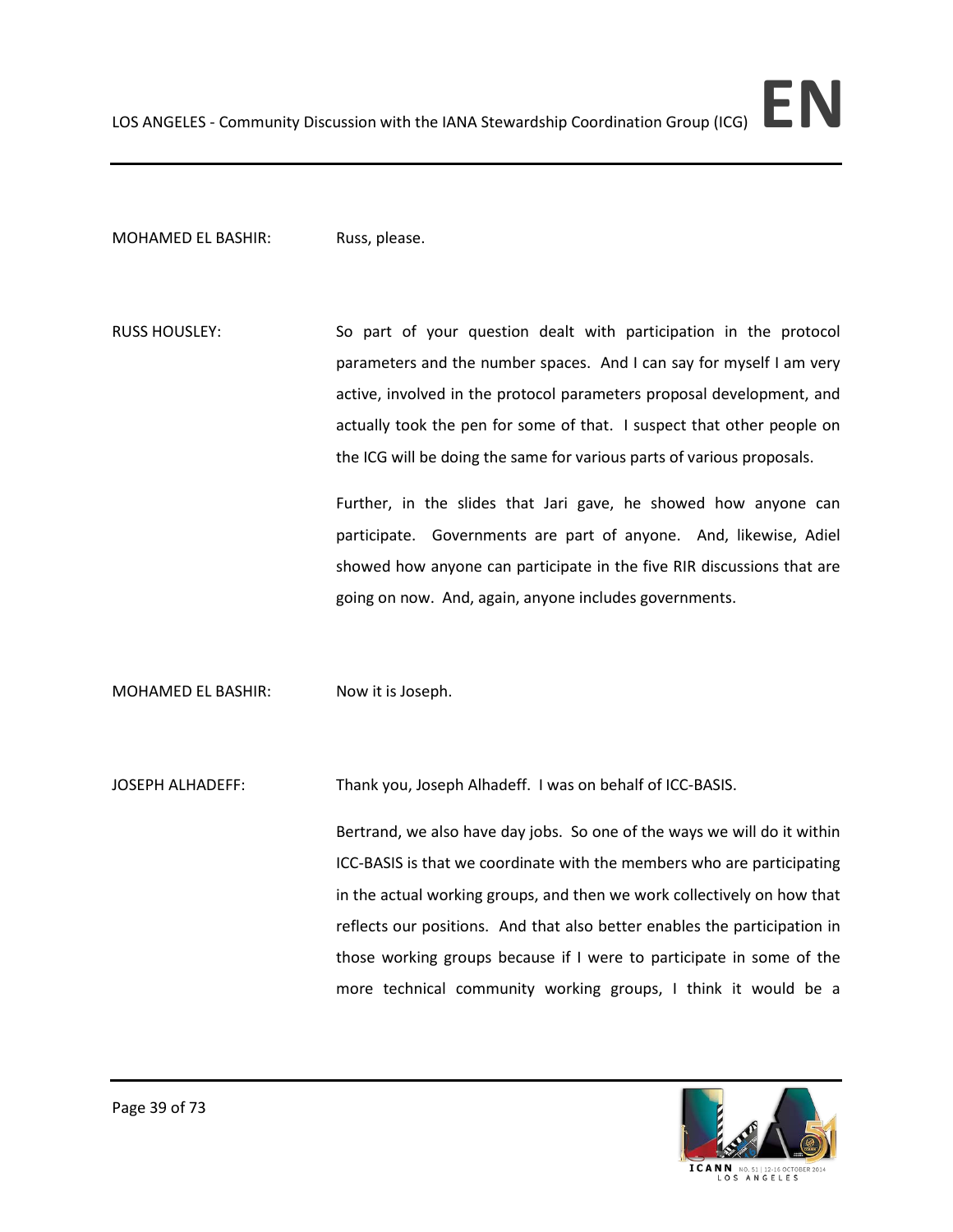MOHAMED EL BASHIR: Russ, please.

RUSS HOUSLEY: So part of your question dealt with participation in the protocol parameters and the number spaces. And I can say for myself I am very active, involved in the protocol parameters proposal development, and actually took the pen for some of that. I suspect that other people on the ICG will be doing the same for various parts of various proposals.

Further, in the slides that Jari gave, he showed how anyone can participate. Governments are part of anyone. And, likewise, Adiel showed how anyone can participate in the five RIR discussions that are going on now. And, again, anyone includes governments.

MOHAMED EL BASHIR: Now it is Joseph.

JOSEPH ALHADEFF: Thank you, Joseph Alhadeff. I was on behalf of ICC-BASIS.

Bertrand, we also have day jobs. So one of the ways we will do it within ICC-BASIS is that we coordinate with the members who are participating in the actual working groups, and then we work collectively on how that reflects our positions. And that also better enables the participation in those working groups because if I were to participate in some of the more technical community working groups, I think it would be a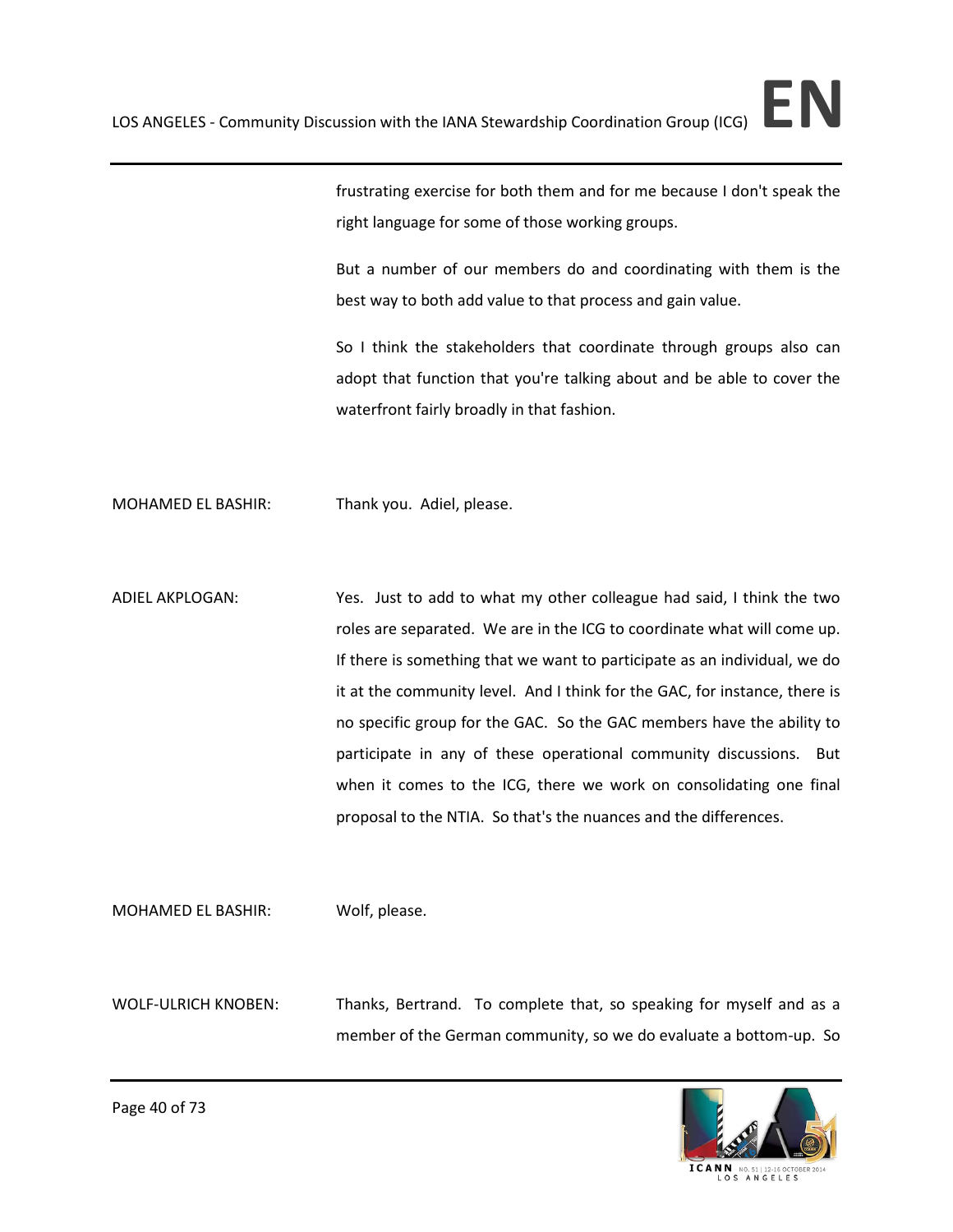frustrating exercise for both them and for me because I don't speak the right language for some of those working groups.

But a number of our members do and coordinating with them is the best way to both add value to that process and gain value.

So I think the stakeholders that coordinate through groups also can adopt that function that you're talking about and be able to cover the waterfront fairly broadly in that fashion.

MOHAMED EL BASHIR: Thank you. Adiel, please.

ADIEL AKPLOGAN: Yes. Just to add to what my other colleague had said, I think the two roles are separated. We are in the ICG to coordinate what will come up. If there is something that we want to participate as an individual, we do it at the community level. And I think for the GAC, for instance, there is no specific group for the GAC. So the GAC members have the ability to participate in any of these operational community discussions. But when it comes to the ICG, there we work on consolidating one final proposal to the NTIA. So that's the nuances and the differences.

MOHAMED EL BASHIR: Wolf, please.

WOLF-ULRICH KNOBEN: Thanks, Bertrand. To complete that, so speaking for myself and as a member of the German community, so we do evaluate a bottom-up. So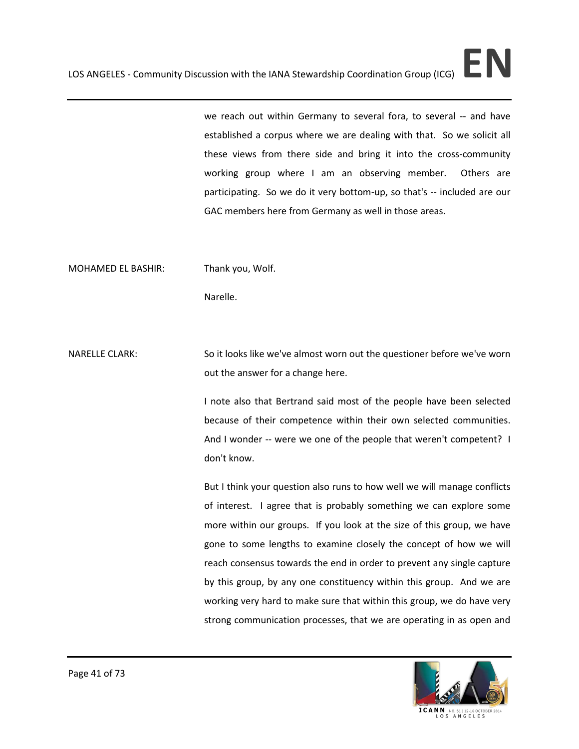we reach out within Germany to several fora, to several -- and have established a corpus where we are dealing with that. So we solicit all these views from there side and bring it into the cross-community working group where I am an observing member. Others are participating. So we do it very bottom-up, so that's -- included are our GAC members here from Germany as well in those areas.

MOHAMED EL BASHIR: Thank you, Wolf.

Narelle.

NARELLE CLARK: So it looks like we've almost worn out the questioner before we've worn out the answer for a change here.

I note also that Bertrand said most of the people have been selected because of their competence within their own selected communities. And I wonder -- were we one of the people that weren't competent? I don't know.

But I think your question also runs to how well we will manage conflicts of interest. I agree that is probably something we can explore some more within our groups. If you look at the size of this group, we have gone to some lengths to examine closely the concept of how we will reach consensus towards the end in order to prevent any single capture by this group, by any one constituency within this group. And we are working very hard to make sure that within this group, we do have very strong communication processes, that we are operating in as open and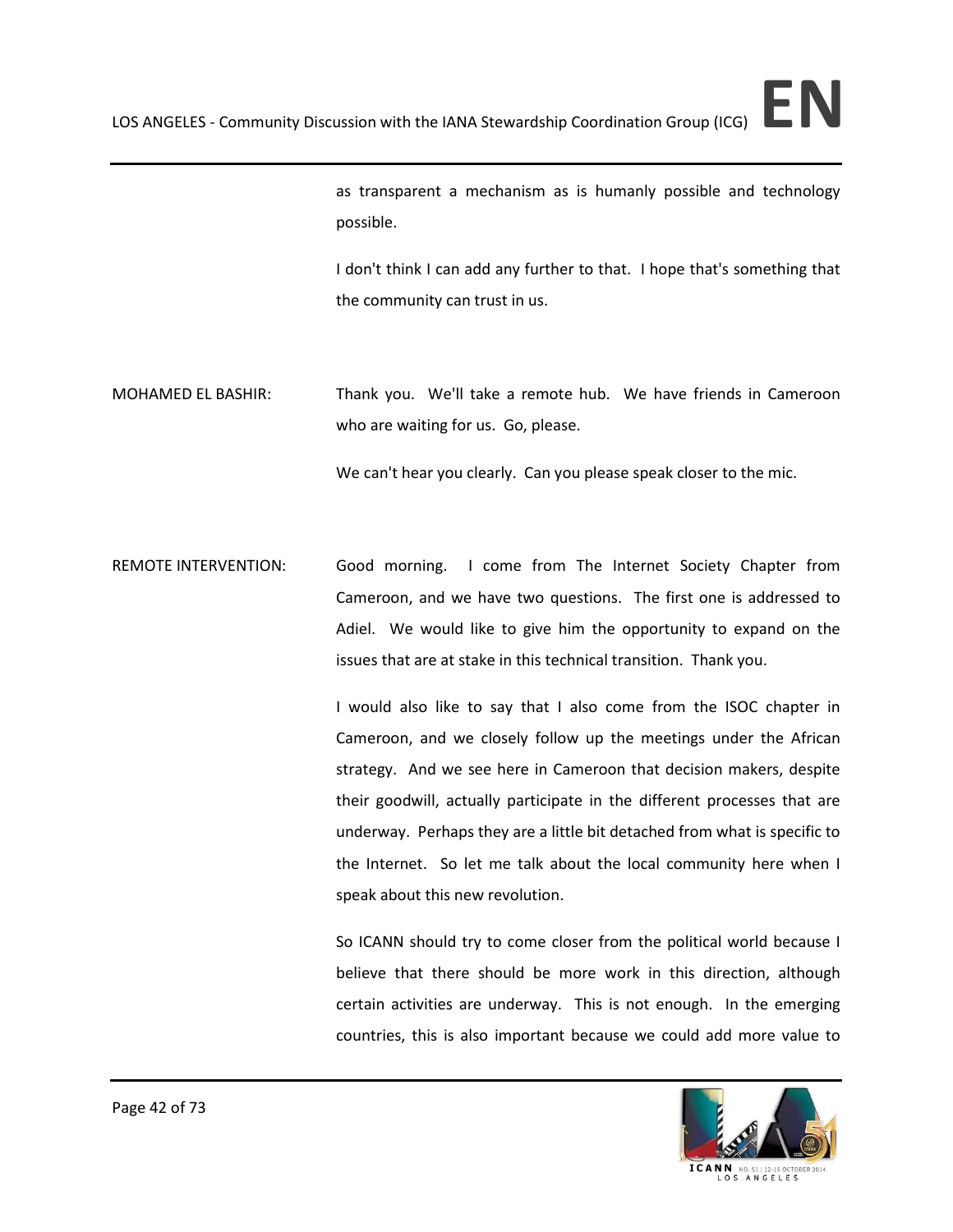as transparent a mechanism as is humanly possible and technology possible.

I don't think I can add any further to that. I hope that's something that the community can trust in us.

MOHAMED EL BASHIR: Thank you. We'll take a remote hub. We have friends in Cameroon who are waiting for us. Go, please.

We can't hear you clearly. Can you please speak closer to the mic.

REMOTE INTERVENTION: Good morning. I come from The Internet Society Chapter from Cameroon, and we have two questions. The first one is addressed to Adiel. We would like to give him the opportunity to expand on the issues that are at stake in this technical transition. Thank you.

I would also like to say that I also come from the ISOC chapter in Cameroon, and we closely follow up the meetings under the African strategy. And we see here in Cameroon that decision makers, despite their goodwill, actually participate in the different processes that are underway. Perhaps they are a little bit detached from what is specific to the Internet. So let me talk about the local community here when I speak about this new revolution.

So ICANN should try to come closer from the political world because I believe that there should be more work in this direction, although certain activities are underway. This is not enough. In the emerging countries, this is also important because we could add more value to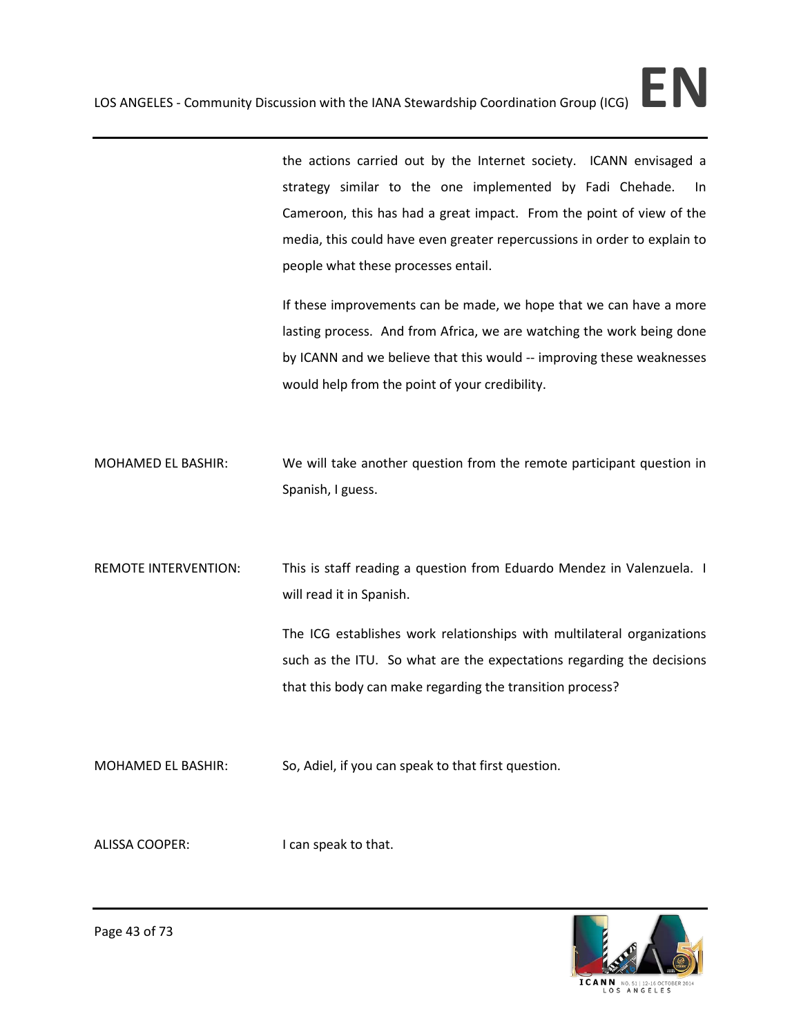the actions carried out by the Internet society. ICANN envisaged a strategy similar to the one implemented by Fadi Chehade. In Cameroon, this has had a great impact. From the point of view of the media, this could have even greater repercussions in order to explain to people what these processes entail.

If these improvements can be made, we hope that we can have a more lasting process. And from Africa, we are watching the work being done by ICANN and we believe that this would -- improving these weaknesses would help from the point of your credibility.

MOHAMED EL BASHIR: We will take another question from the remote participant question in Spanish, I guess.

REMOTE INTERVENTION: This is staff reading a question from Eduardo Mendez in Valenzuela. I will read it in Spanish.

The ICG establishes work relationships with multilateral organizations such as the ITU. So what are the expectations regarding the decisions that this body can make regarding the transition process?

MOHAMED EL BASHIR: So, Adiel, if you can speak to that first question.

ALISSA COOPER: I can speak to that.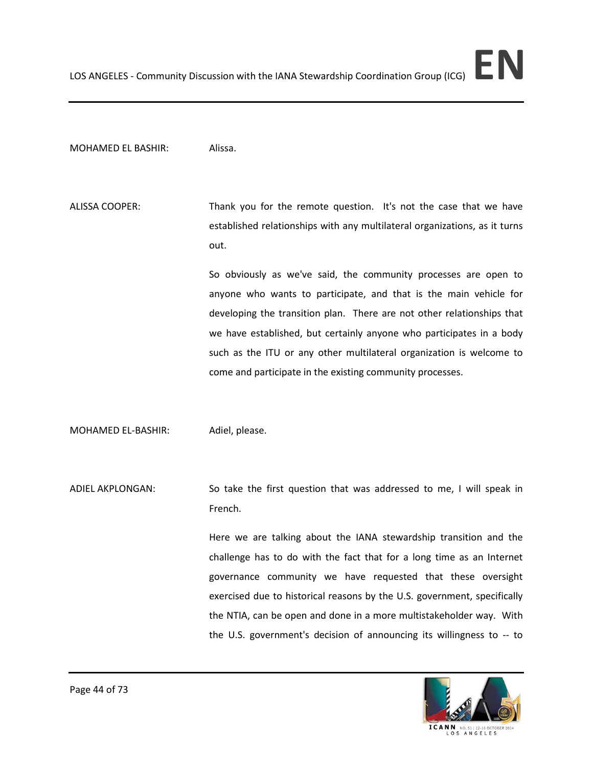MOHAMED EL BASHIR: Alissa.

ALISSA COOPER: Thank you for the remote question. It's not the case that we have established relationships with any multilateral organizations, as it turns out.

So obviously as we've said, the community processes are open to anyone who wants to participate, and that is the main vehicle for developing the transition plan. There are not other relationships that we have established, but certainly anyone who participates in a body such as the ITU or any other multilateral organization is welcome to come and participate in the existing community processes.

MOHAMED EL-BASHIR: Adiel, please.

ADIEL AKPLONGAN: So take the first question that was addressed to me, I will speak in French.

Here we are talking about the IANA stewardship transition and the challenge has to do with the fact that for a long time as an Internet governance community we have requested that these oversight exercised due to historical reasons by the U.S. government, specifically the NTIA, can be open and done in a more multistakeholder way. With the U.S. government's decision of announcing its willingness to -- to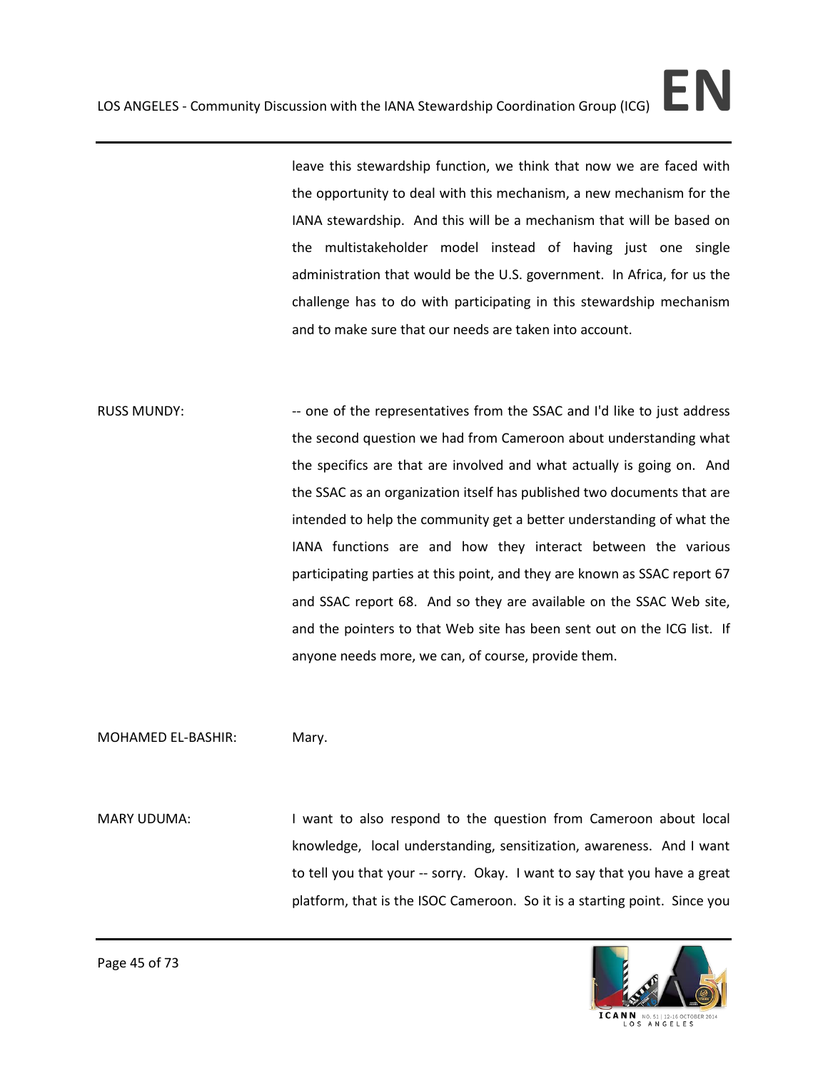leave this stewardship function, we think that now we are faced with the opportunity to deal with this mechanism, a new mechanism for the IANA stewardship. And this will be a mechanism that will be based on the multistakeholder model instead of having just one single administration that would be the U.S. government. In Africa, for us the challenge has to do with participating in this stewardship mechanism and to make sure that our needs are taken into account.

RUSS MUNDY: -- one of the representatives from the SSAC and I'd like to just address the second question we had from Cameroon about understanding what the specifics are that are involved and what actually is going on. And the SSAC as an organization itself has published two documents that are intended to help the community get a better understanding of what the IANA functions are and how they interact between the various participating parties at this point, and they are known as SSAC report 67 and SSAC report 68. And so they are available on the SSAC Web site, and the pointers to that Web site has been sent out on the ICG list. If anyone needs more, we can, of course, provide them.

MOHAMED EL-BASHIR: Mary.

MARY UDUMA: I want to also respond to the question from Cameroon about local knowledge, local understanding, sensitization, awareness. And I want to tell you that your -- sorry. Okay. I want to say that you have a great platform, that is the ISOC Cameroon. So it is a starting point. Since you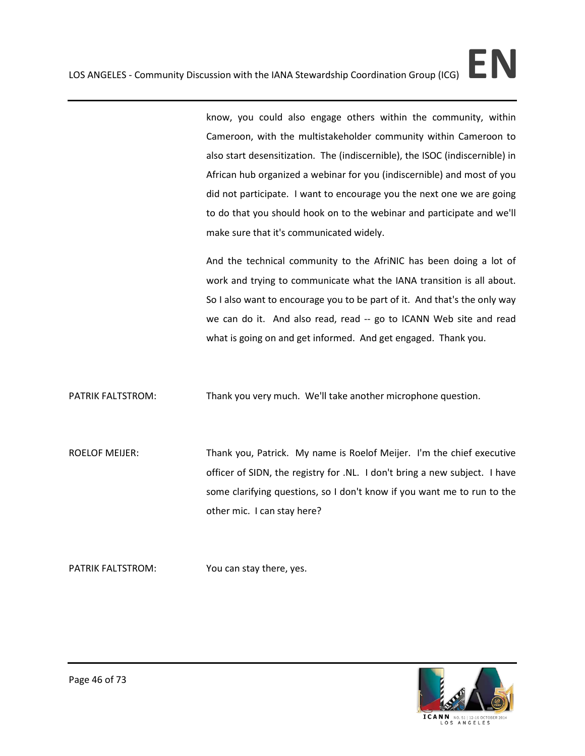know, you could also engage others within the community, within Cameroon, with the multistakeholder community within Cameroon to also start desensitization. The (indiscernible), the ISOC (indiscernible) in African hub organized a webinar for you (indiscernible) and most of you did not participate. I want to encourage you the next one we are going to do that you should hook on to the webinar and participate and we'll make sure that it's communicated widely.

And the technical community to the AfriNIC has been doing a lot of work and trying to communicate what the IANA transition is all about. So I also want to encourage you to be part of it. And that's the only way we can do it. And also read, read -- go to ICANN Web site and read what is going on and get informed. And get engaged. Thank you.

PATRIK FALTSTROM: Thank you very much. We'll take another microphone question.

ROELOF MEIJER: Thank you, Patrick. My name is Roelof Meijer. I'm the chief executive officer of SIDN, the registry for .NL. I don't bring a new subject. I have some clarifying questions, so I don't know if you want me to run to the other mic. I can stay here?

PATRIK FALTSTROM: You can stay there, yes.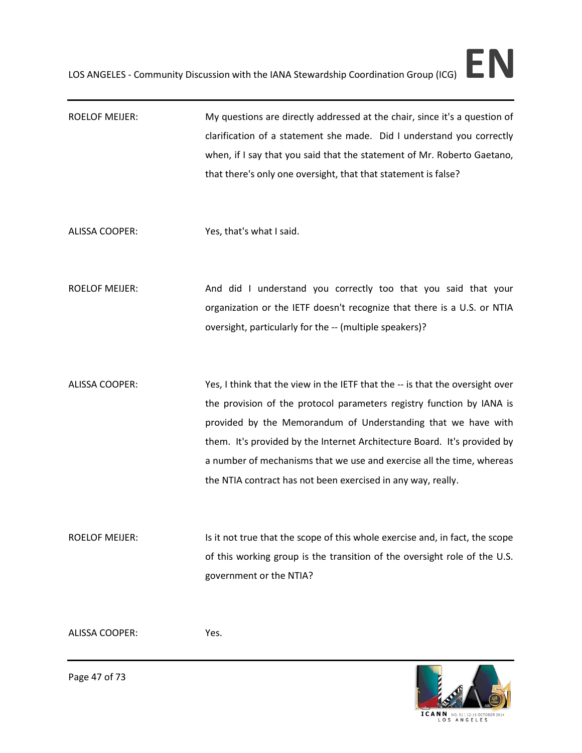ROELOF MEIJER: My questions are directly addressed at the chair, since it's a question of clarification of a statement she made. Did I understand you correctly when, if I say that you said that the statement of Mr. Roberto Gaetano, that there's only one oversight, that that statement is false?

ALISSA COOPER: Yes, that's what I said.

ROELOF MEIJER: And did I understand you correctly too that you said that your organization or the IETF doesn't recognize that there is a U.S. or NTIA oversight, particularly for the -- (multiple speakers)?

ALISSA COOPER: Yes, I think that the view in the IETF that the -- is that the oversight over the provision of the protocol parameters registry function by IANA is provided by the Memorandum of Understanding that we have with them. It's provided by the Internet Architecture Board. It's provided by a number of mechanisms that we use and exercise all the time, whereas the NTIA contract has not been exercised in any way, really.

ROELOF MEIJER: Is it not true that the scope of this whole exercise and, in fact, the scope of this working group is the transition of the oversight role of the U.S. government or the NTIA?

ALISSA COOPER: Yes.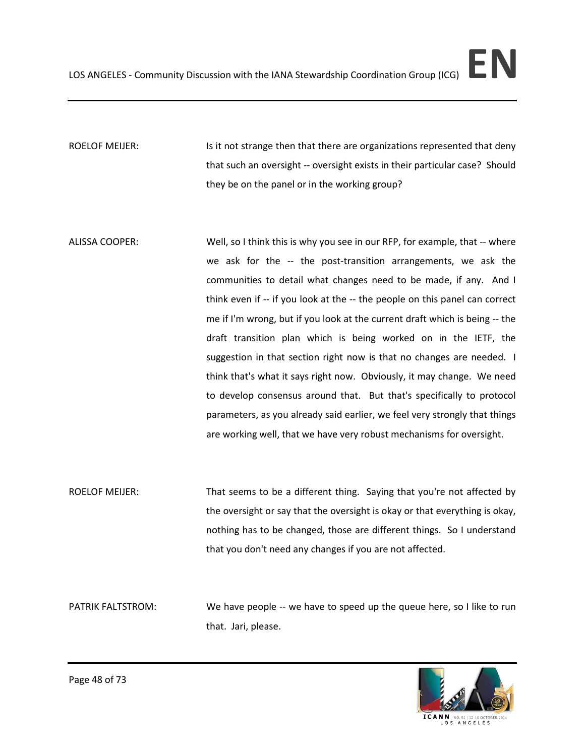ROELOF MEIJER: Is it not strange then that there are organizations represented that deny that such an oversight -- oversight exists in their particular case? Should they be on the panel or in the working group?

ALISSA COOPER: Well, so I think this is why you see in our RFP, for example, that -- where we ask for the -- the post-transition arrangements, we ask the communities to detail what changes need to be made, if any. And I think even if -- if you look at the -- the people on this panel can correct me if I'm wrong, but if you look at the current draft which is being -- the draft transition plan which is being worked on in the IETF, the suggestion in that section right now is that no changes are needed. I think that's what it says right now. Obviously, it may change. We need to develop consensus around that. But that's specifically to protocol parameters, as you already said earlier, we feel very strongly that things are working well, that we have very robust mechanisms for oversight.

ROELOF MEIJER: That seems to be a different thing. Saying that you're not affected by the oversight or say that the oversight is okay or that everything is okay, nothing has to be changed, those are different things. So I understand that you don't need any changes if you are not affected.

PATRIK FALTSTROM: We have people -- we have to speed up the queue here, so I like to run that. Jari, please.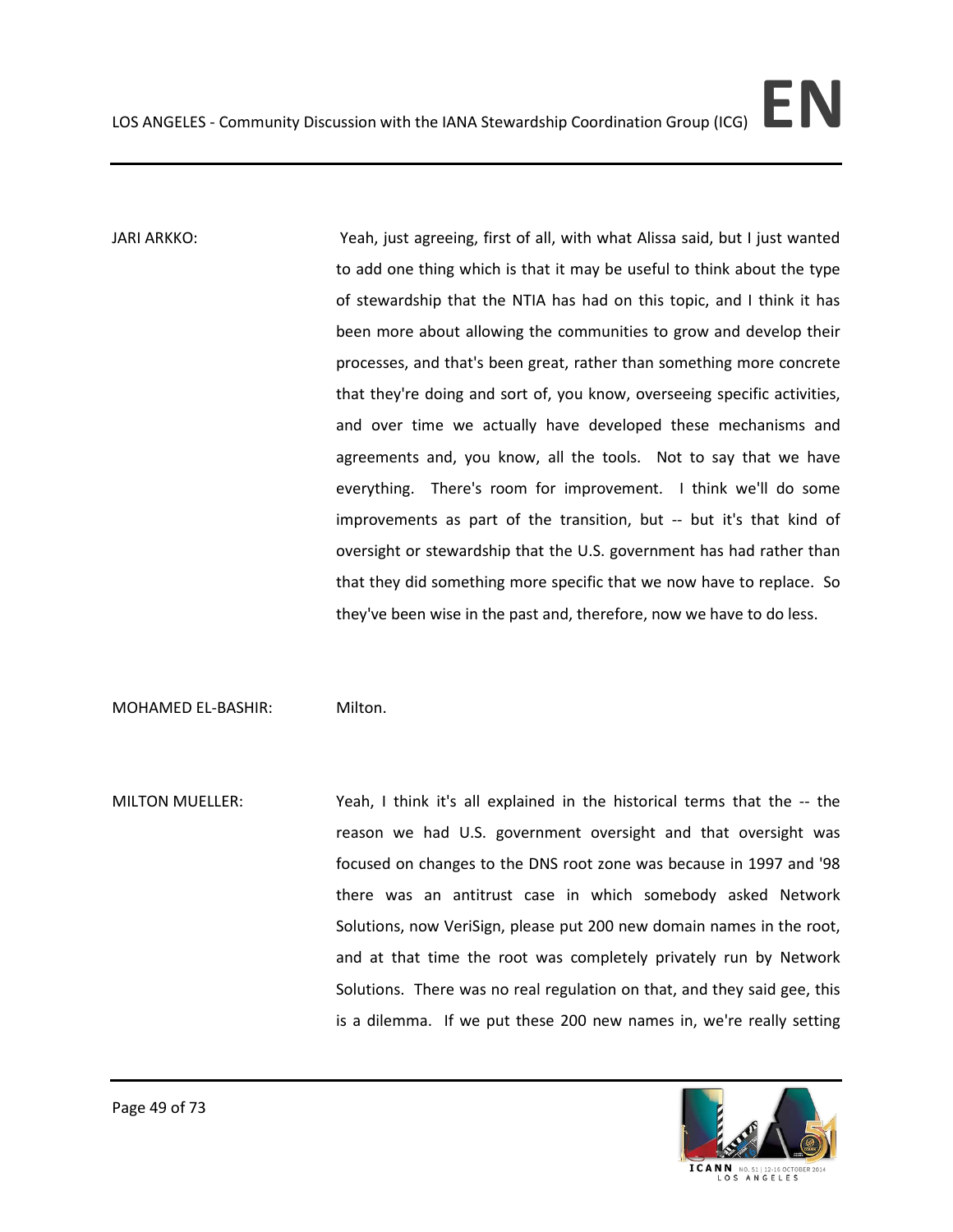JARI ARKKO: Yeah, just agreeing, first of all, with what Alissa said, but I just wanted to add one thing which is that it may be useful to think about the type of stewardship that the NTIA has had on this topic, and I think it has been more about allowing the communities to grow and develop their processes, and that's been great, rather than something more concrete that they're doing and sort of, you know, overseeing specific activities, and over time we actually have developed these mechanisms and agreements and, you know, all the tools. Not to say that we have everything. There's room for improvement. I think we'll do some improvements as part of the transition, but -- but it's that kind of oversight or stewardship that the U.S. government has had rather than that they did something more specific that we now have to replace. So they've been wise in the past and, therefore, now we have to do less.

MOHAMED EL-BASHIR: Milton.

MILTON MUELLER: Yeah, I think it's all explained in the historical terms that the -- the reason we had U.S. government oversight and that oversight was focused on changes to the DNS root zone was because in 1997 and '98 there was an antitrust case in which somebody asked Network Solutions, now VeriSign, please put 200 new domain names in the root, and at that time the root was completely privately run by Network Solutions. There was no real regulation on that, and they said gee, this is a dilemma. If we put these 200 new names in, we're really setting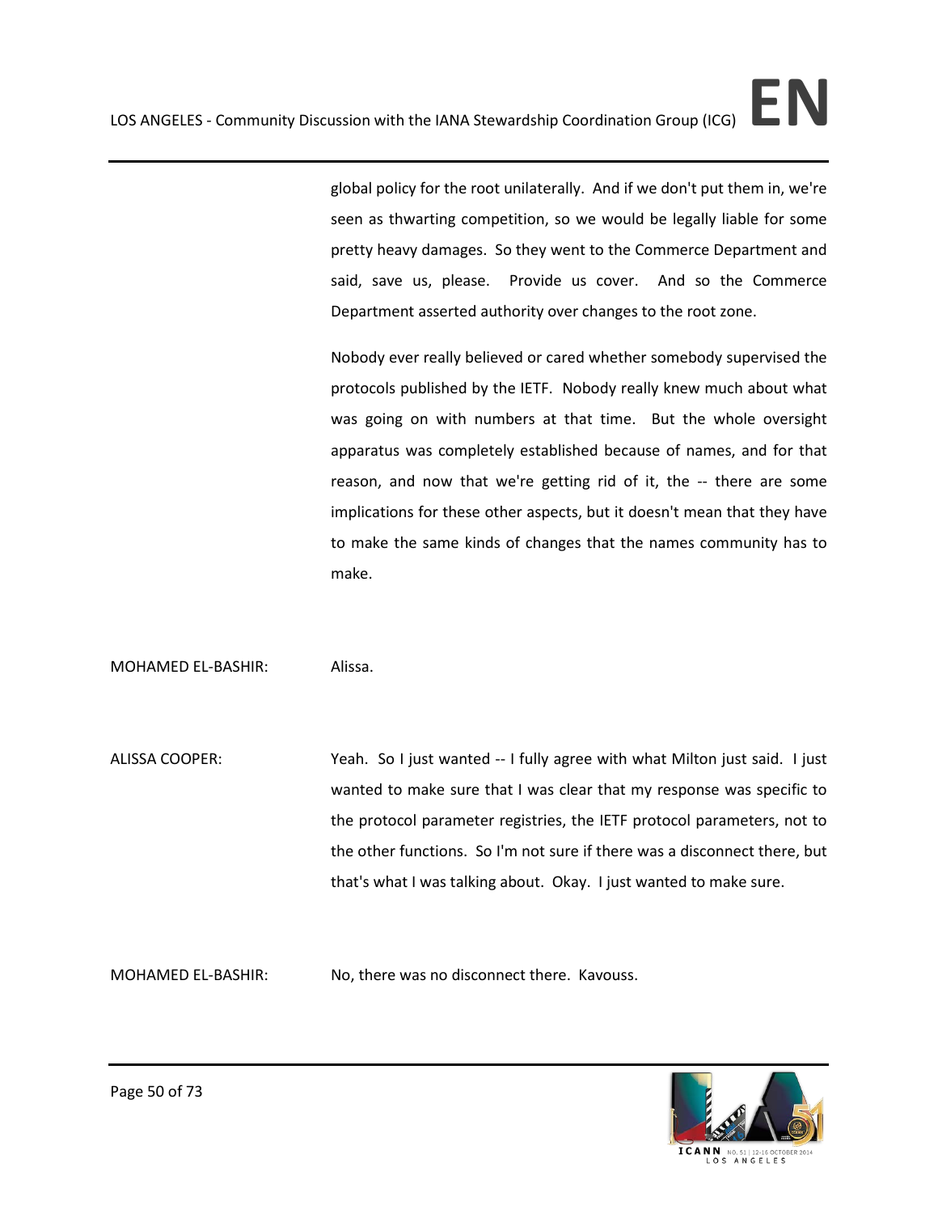global policy for the root unilaterally. And if we don't put them in, we're seen as thwarting competition, so we would be legally liable for some pretty heavy damages. So they went to the Commerce Department and said, save us, please. Provide us cover. And so the Commerce Department asserted authority over changes to the root zone.

Nobody ever really believed or cared whether somebody supervised the protocols published by the IETF. Nobody really knew much about what was going on with numbers at that time. But the whole oversight apparatus was completely established because of names, and for that reason, and now that we're getting rid of it, the -- there are some implications for these other aspects, but it doesn't mean that they have to make the same kinds of changes that the names community has to make.

MOHAMED EL-BASHIR: Alissa.

ALISSA COOPER: Yeah. So I just wanted -- I fully agree with what Milton just said. I just wanted to make sure that I was clear that my response was specific to the protocol parameter registries, the IETF protocol parameters, not to the other functions. So I'm not sure if there was a disconnect there, but that's what I was talking about. Okay. I just wanted to make sure.

MOHAMED EL-BASHIR: No, there was no disconnect there. Kavouss.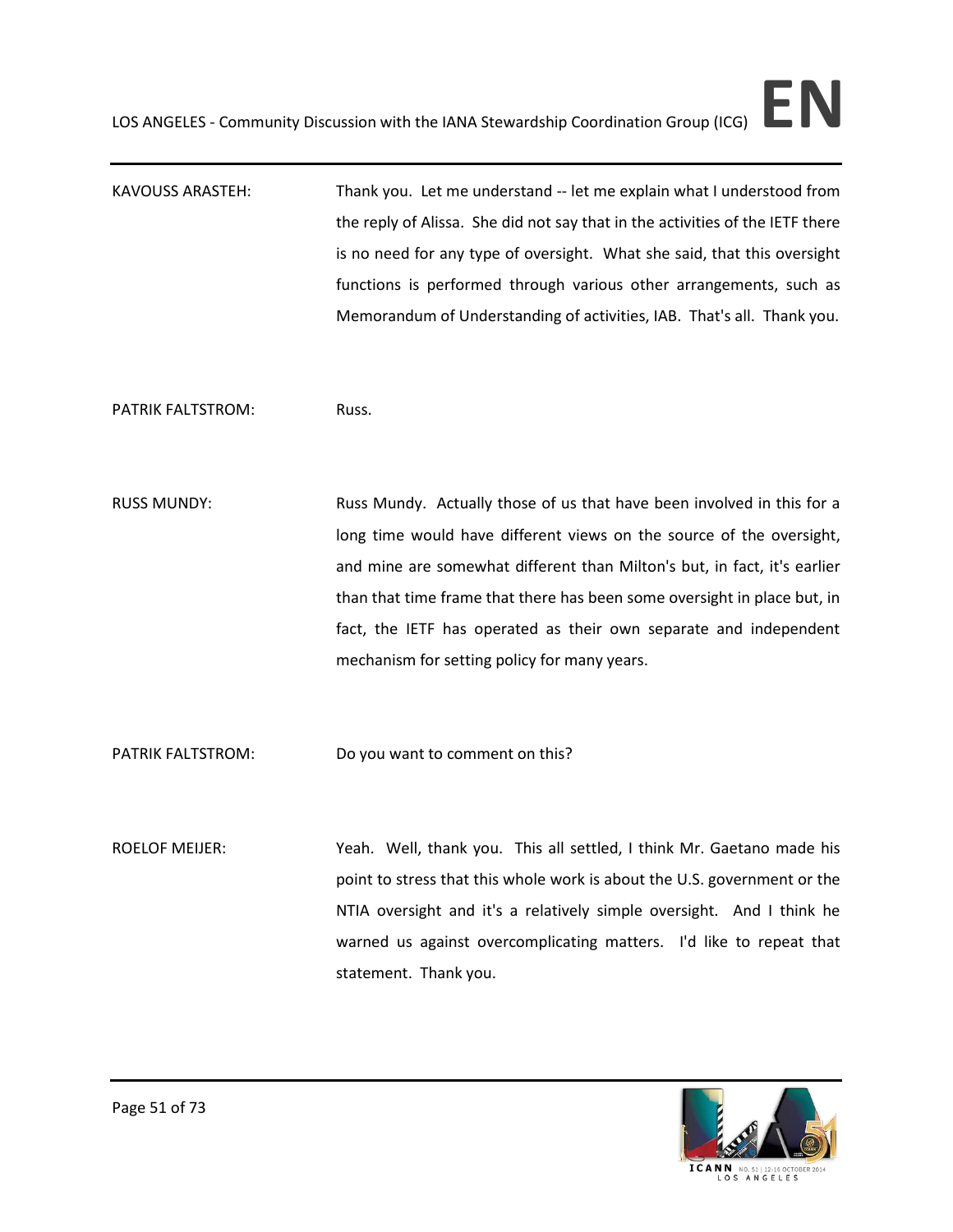KAVOUSS ARASTEH: Thank you. Let me understand -- let me explain what I understood from the reply of Alissa. She did not say that in the activities of the IETF there is no need for any type of oversight. What she said, that this oversight functions is performed through various other arrangements, such as Memorandum of Understanding of activities, IAB. That's all. Thank you.

PATRIK FALTSTROM: Russ.

RUSS MUNDY: Russ Mundy. Actually those of us that have been involved in this for a long time would have different views on the source of the oversight, and mine are somewhat different than Milton's but, in fact, it's earlier than that time frame that there has been some oversight in place but, in fact, the IETF has operated as their own separate and independent mechanism for setting policy for many years.

PATRIK FALTSTROM: Do you want to comment on this?

ROELOF MEIJER: Yeah. Well, thank you. This all settled, I think Mr. Gaetano made his point to stress that this whole work is about the U.S. government or the NTIA oversight and it's a relatively simple oversight. And I think he warned us against overcomplicating matters. I'd like to repeat that statement. Thank you.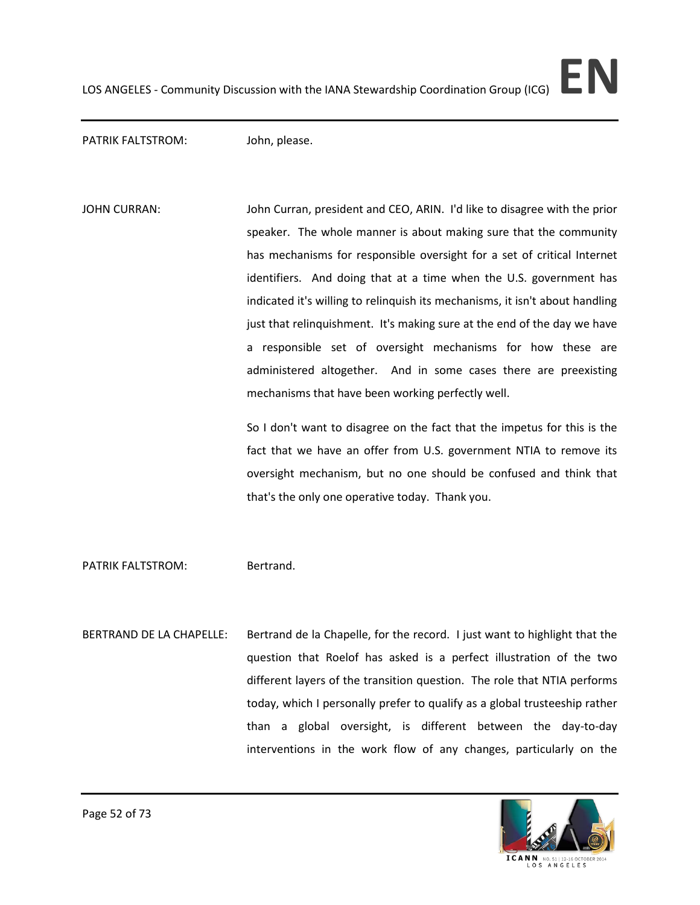PATRIK FALTSTROM: John, please.

JOHN CURRAN: John Curran, president and CEO, ARIN. I'd like to disagree with the prior speaker. The whole manner is about making sure that the community has mechanisms for responsible oversight for a set of critical Internet identifiers. And doing that at a time when the U.S. government has indicated it's willing to relinquish its mechanisms, it isn't about handling just that relinquishment. It's making sure at the end of the day we have a responsible set of oversight mechanisms for how these are administered altogether. And in some cases there are preexisting mechanisms that have been working perfectly well.

So I don't want to disagree on the fact that the impetus for this is the fact that we have an offer from U.S. government NTIA to remove its oversight mechanism, but no one should be confused and think that that's the only one operative today. Thank you.

PATRIK FALTSTROM: Bertrand.

BERTRAND DE LA CHAPELLE: Bertrand de la Chapelle, for the record. I just want to highlight that the question that Roelof has asked is a perfect illustration of the two different layers of the transition question. The role that NTIA performs today, which I personally prefer to qualify as a global trusteeship rather than a global oversight, is different between the day-to-day interventions in the work flow of any changes, particularly on the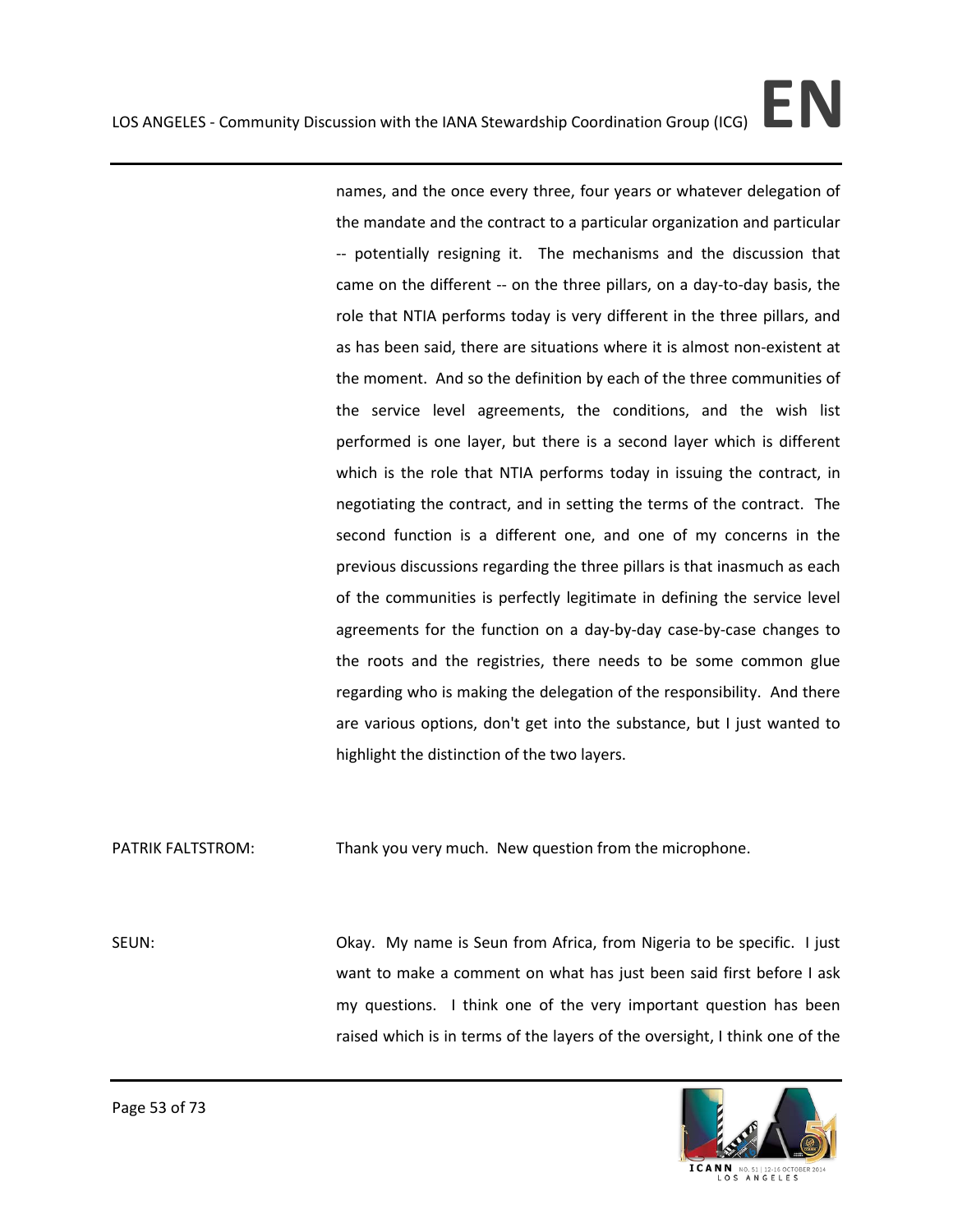names, and the once every three, four years or whatever delegation of the mandate and the contract to a particular organization and particular -- potentially resigning it. The mechanisms and the discussion that came on the different -- on the three pillars, on a day-to-day basis, the role that NTIA performs today is very different in the three pillars, and as has been said, there are situations where it is almost non-existent at the moment. And so the definition by each of the three communities of the service level agreements, the conditions, and the wish list performed is one layer, but there is a second layer which is different which is the role that NTIA performs today in issuing the contract, in negotiating the contract, and in setting the terms of the contract. The second function is a different one, and one of my concerns in the previous discussions regarding the three pillars is that inasmuch as each of the communities is perfectly legitimate in defining the service level agreements for the function on a day-by-day case-by-case changes to the roots and the registries, there needs to be some common glue regarding who is making the delegation of the responsibility. And there are various options, don't get into the substance, but I just wanted to highlight the distinction of the two layers.

PATRIK FALTSTROM: Thank you very much. New question from the microphone.

SEUN: Okay. My name is Seun from Africa, from Nigeria to be specific. I just want to make a comment on what has just been said first before I ask my questions. I think one of the very important question has been raised which is in terms of the layers of the oversight, I think one of the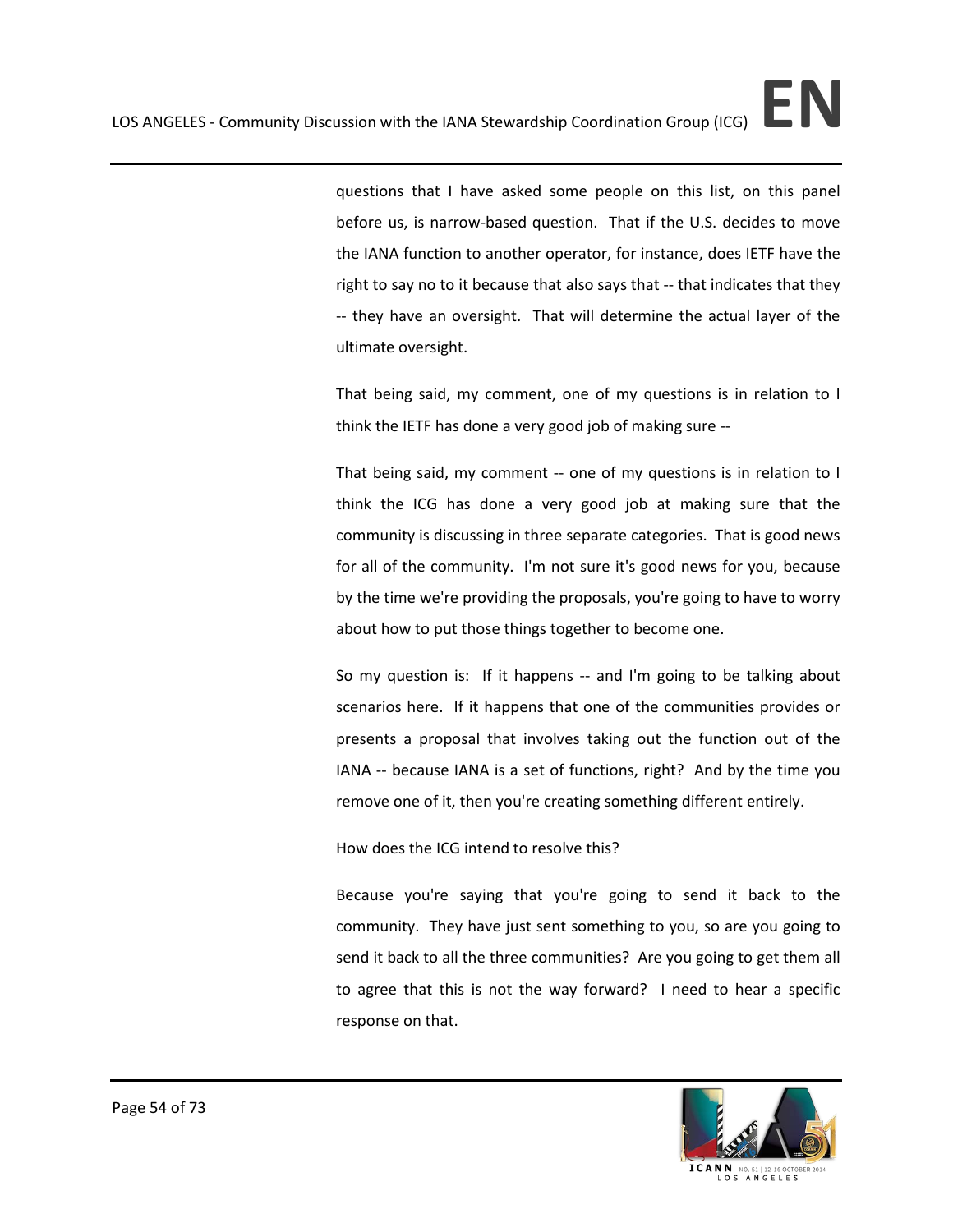questions that I have asked some people on this list, on this panel before us, is narrow-based question. That if the U.S. decides to move the IANA function to another operator, for instance, does IETF have the right to say no to it because that also says that -- that indicates that they -- they have an oversight. That will determine the actual layer of the ultimate oversight.

That being said, my comment, one of my questions is in relation to I think the IETF has done a very good job of making sure --

That being said, my comment -- one of my questions is in relation to I think the ICG has done a very good job at making sure that the community is discussing in three separate categories. That is good news for all of the community. I'm not sure it's good news for you, because by the time we're providing the proposals, you're going to have to worry about how to put those things together to become one.

So my question is: If it happens -- and I'm going to be talking about scenarios here. If it happens that one of the communities provides or presents a proposal that involves taking out the function out of the IANA -- because IANA is a set of functions, right? And by the time you remove one of it, then you're creating something different entirely.

How does the ICG intend to resolve this?

Because you're saying that you're going to send it back to the community. They have just sent something to you, so are you going to send it back to all the three communities? Are you going to get them all to agree that this is not the way forward? I need to hear a specific response on that.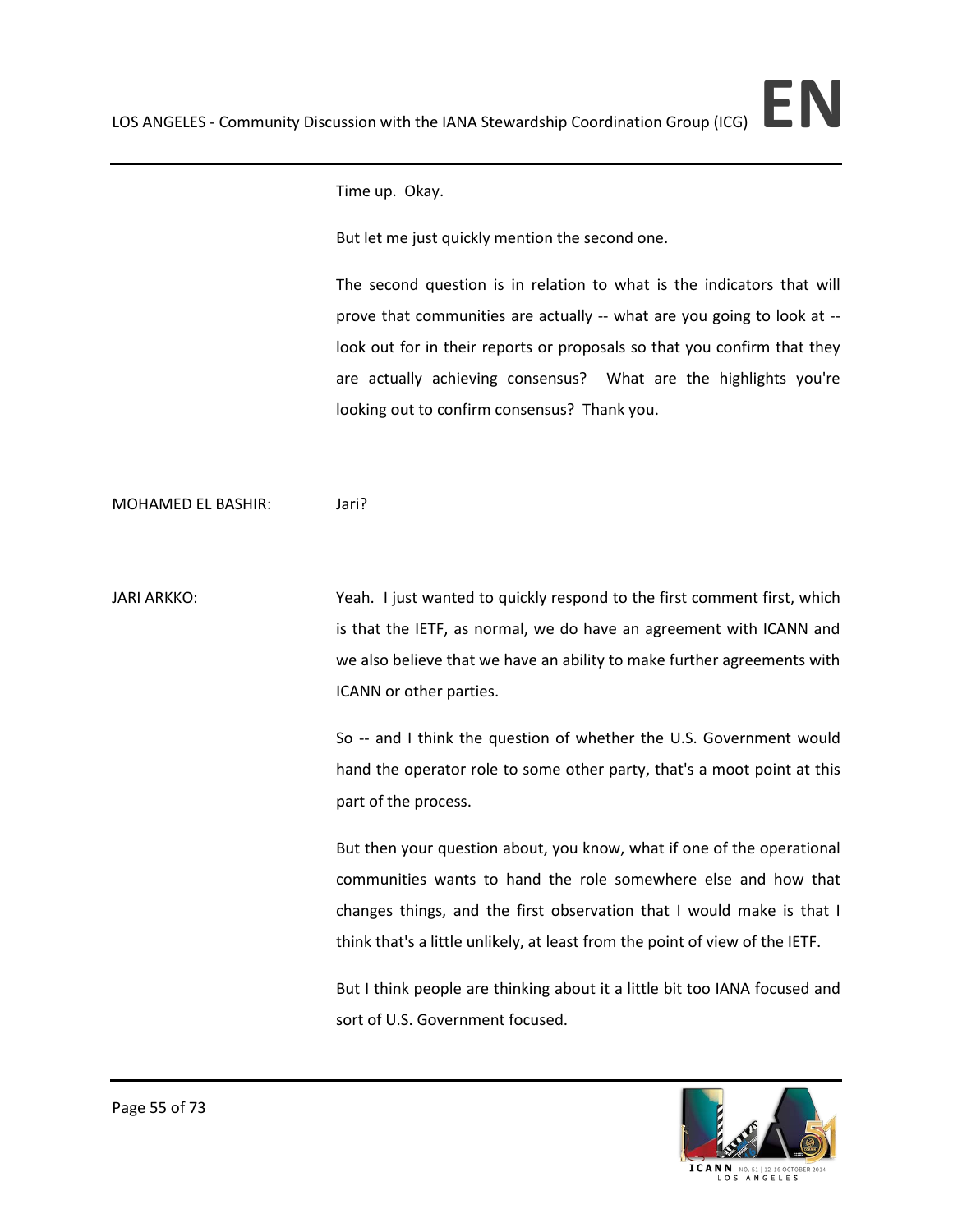Time up. Okay.

But let me just quickly mention the second one.

The second question is in relation to what is the indicators that will prove that communities are actually -- what are you going to look at -- look out for in their reports or proposals so that you confirm that they are actually achieving consensus? What are the highlights you're looking out to confirm consensus? Thank you.

MOHAMED EL BASHIR: Jari?

JARI ARKKO: Yeah. I just wanted to quickly respond to the first comment first, which is that the IETF, as normal, we do have an agreement with ICANN and we also believe that we have an ability to make further agreements with ICANN or other parties.

So -- and I think the question of whether the U.S. Government would hand the operator role to some other party, that's a moot point at this part of the process.

But then your question about, you know, what if one of the operational communities wants to hand the role somewhere else and how that changes things, and the first observation that I would make is that I think that's a little unlikely, at least from the point of view of the IETF.

But I think people are thinking about it a little bit too IANA focused and sort of U.S. Government focused.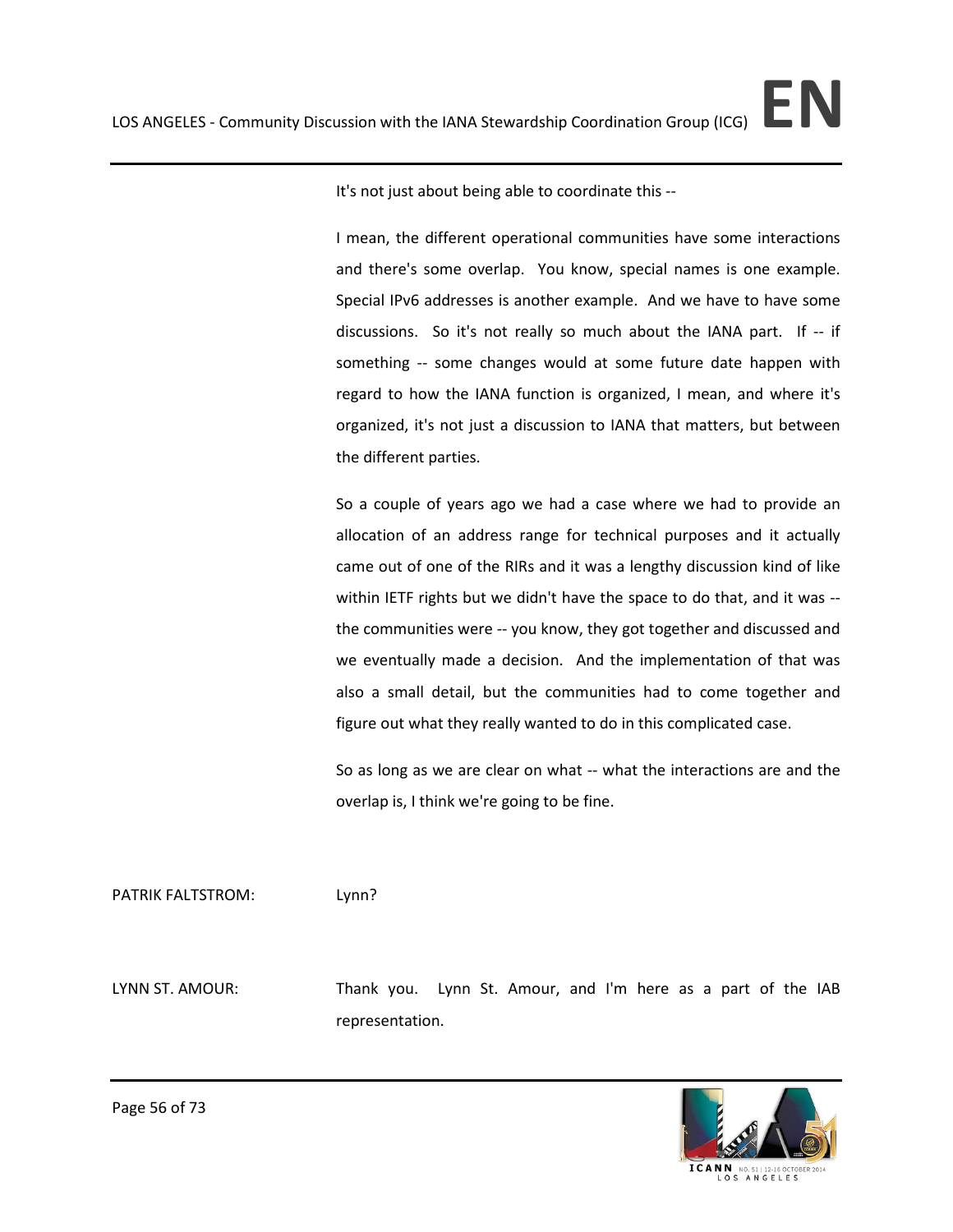It's not just about being able to coordinate this --

I mean, the different operational communities have some interactions and there's some overlap. You know, special names is one example. Special IPv6 addresses is another example. And we have to have some discussions. So it's not really so much about the IANA part. If -- if something -- some changes would at some future date happen with regard to how the IANA function is organized, I mean, and where it's organized, it's not just a discussion to IANA that matters, but between the different parties.

So a couple of years ago we had a case where we had to provide an allocation of an address range for technical purposes and it actually came out of one of the RIRs and it was a lengthy discussion kind of like within IETF rights but we didn't have the space to do that, and it was -- the communities were -- you know, they got together and discussed and we eventually made a decision. And the implementation of that was also a small detail, but the communities had to come together and figure out what they really wanted to do in this complicated case.

So as long as we are clear on what -- what the interactions are and the overlap is, I think we're going to be fine.

PATRIK FALTSTROM: Lynn?

LYNN ST. AMOUR: Thank you. Lynn St. Amour, and I'm here as a part of the IAB representation.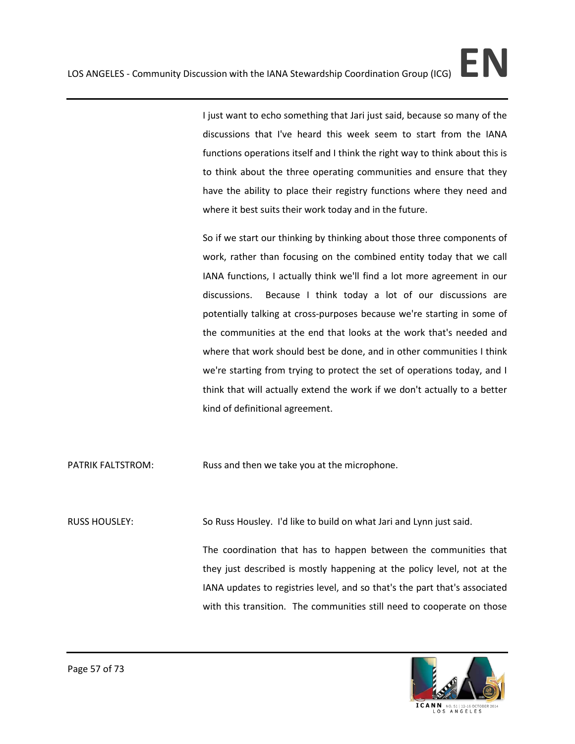I just want to echo something that Jari just said, because so many of the discussions that I've heard this week seem to start from the IANA functions operations itself and I think the right way to think about this is to think about the three operating communities and ensure that they have the ability to place their registry functions where they need and where it best suits their work today and in the future.

So if we start our thinking by thinking about those three components of work, rather than focusing on the combined entity today that we call IANA functions, I actually think we'll find a lot more agreement in our discussions. Because I think today a lot of our discussions are potentially talking at cross-purposes because we're starting in some of the communities at the end that looks at the work that's needed and where that work should best be done, and in other communities I think we're starting from trying to protect the set of operations today, and I think that will actually extend the work if we don't actually to a better kind of definitional agreement.

PATRIK FALTSTROM: Russ and then we take you at the microphone.

RUSS HOUSLEY: So Russ Housley. I'd like to build on what Jari and Lynn just said.

The coordination that has to happen between the communities that they just described is mostly happening at the policy level, not at the IANA updates to registries level, and so that's the part that's associated with this transition. The communities still need to cooperate on those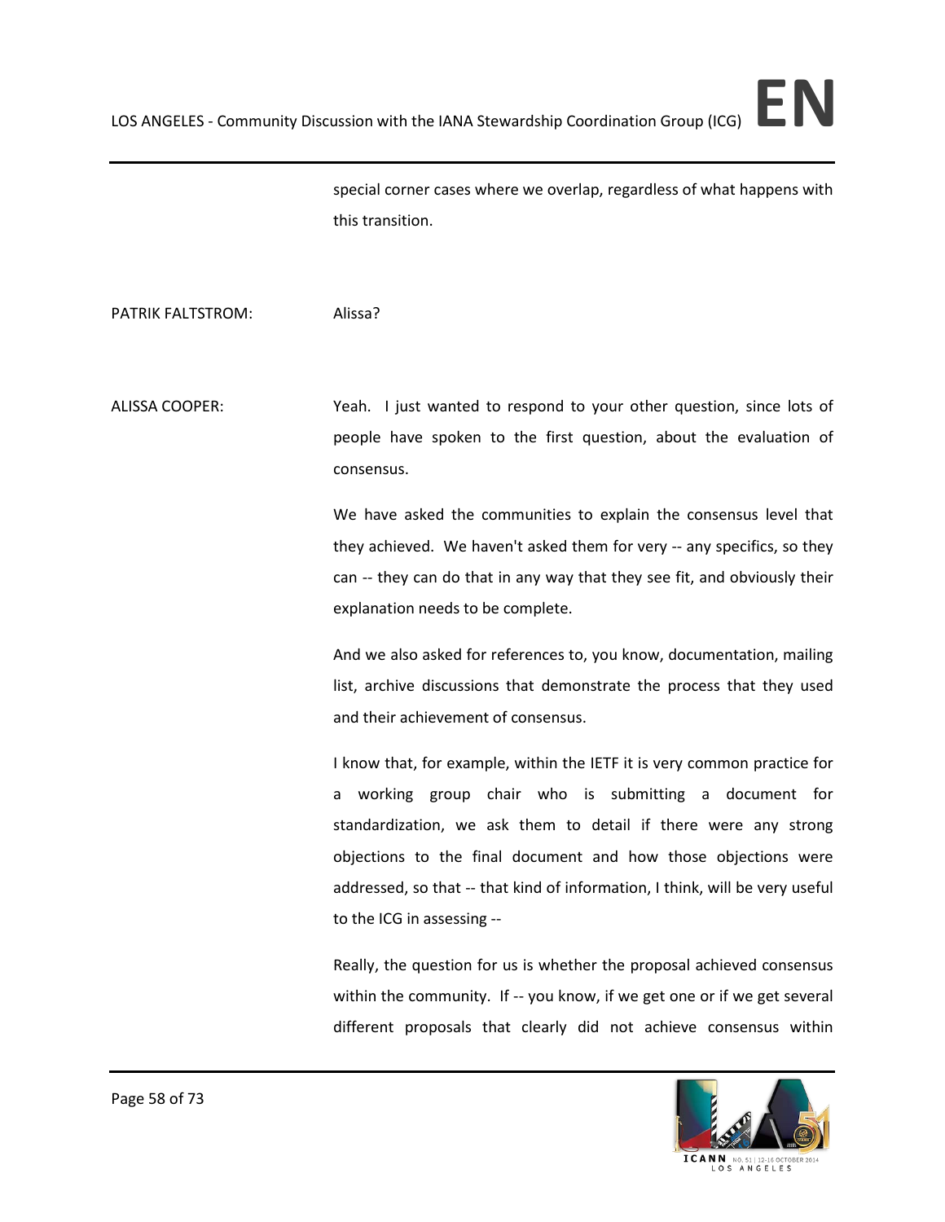special corner cases where we overlap, regardless of what happens with this transition.

PATRIK FALTSTROM: Alissa?

ALISSA COOPER: Yeah. I just wanted to respond to your other question, since lots of people have spoken to the first question, about the evaluation of consensus.

We have asked the communities to explain the consensus level that they achieved. We haven't asked them for very -- any specifics, so they can -- they can do that in any way that they see fit, and obviously their explanation needs to be complete.

And we also asked for references to, you know, documentation, mailing list, archive discussions that demonstrate the process that they used and their achievement of consensus.

I know that, for example, within the IETF it is very common practice for a working group chair who is submitting a document for standardization, we ask them to detail if there were any strong objections to the final document and how those objections were addressed, so that -- that kind of information, I think, will be very useful to the ICG in assessing --

Really, the question for us is whether the proposal achieved consensus within the community. If -- you know, if we get one or if we get several different proposals that clearly did not achieve consensus within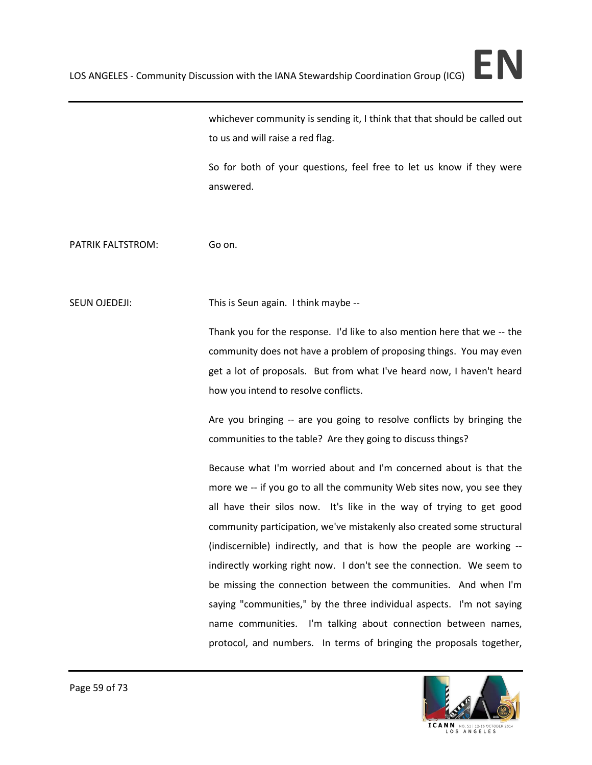whichever community is sending it, I think that that should be called out to us and will raise a red flag.

So for both of your questions, feel free to let us know if they were answered.

PATRIK FALTSTROM: Go on.

SEUN OJEDEJI: This is Seun again. I think maybe --

Thank you for the response. I'd like to also mention here that we -- the community does not have a problem of proposing things. You may even get a lot of proposals. But from what I've heard now, I haven't heard how you intend to resolve conflicts.

Are you bringing -- are you going to resolve conflicts by bringing the communities to the table? Are they going to discuss things?

Because what I'm worried about and I'm concerned about is that the more we -- if you go to all the community Web sites now, you see they all have their silos now. It's like in the way of trying to get good community participation, we've mistakenly also created some structural (indiscernible) indirectly, and that is how the people are working -- indirectly working right now. I don't see the connection. We seem to be missing the connection between the communities. And when I'm saying "communities," by the three individual aspects. I'm not saying name communities. I'm talking about connection between names, protocol, and numbers. In terms of bringing the proposals together,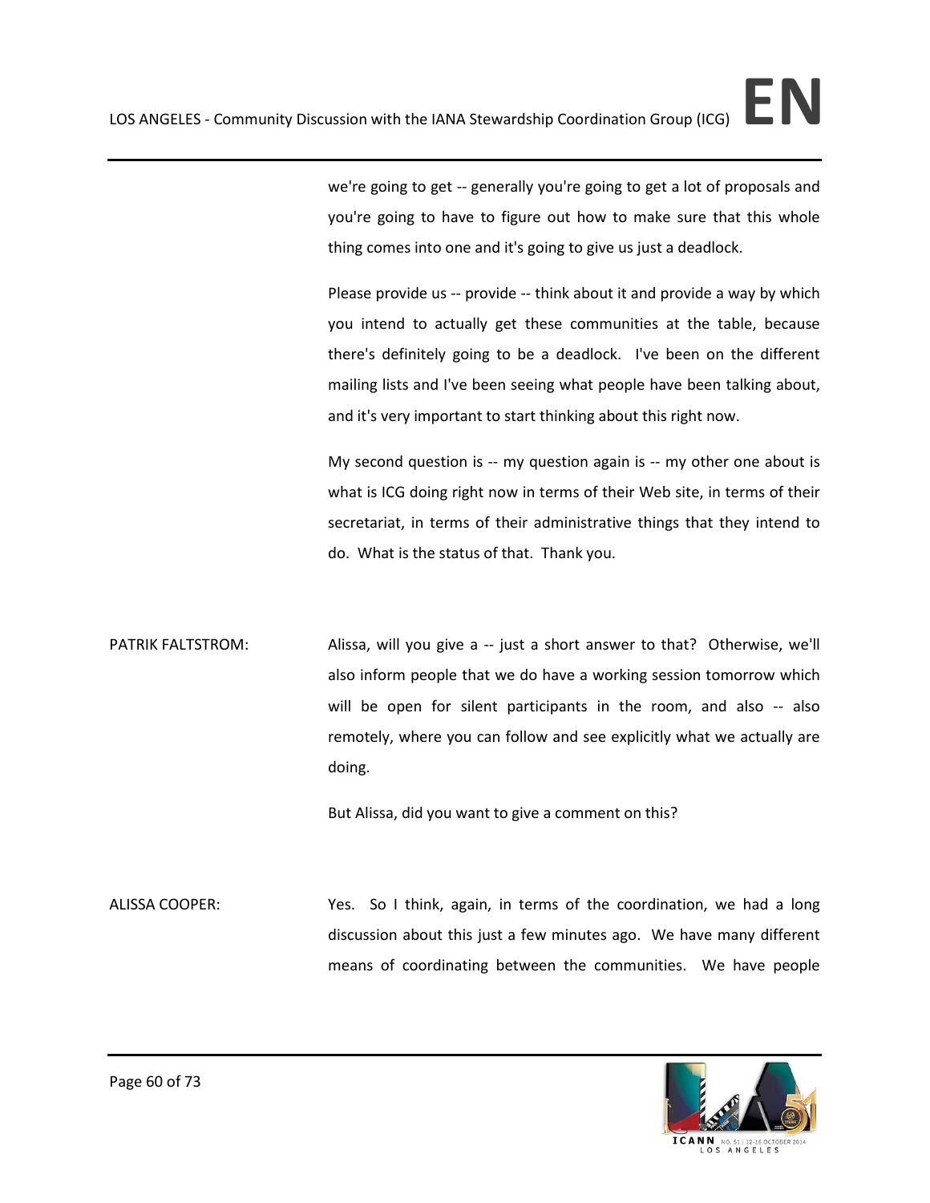we're going to get -- generally you're going to get a lot of proposals and you're going to have to figure out how to make sure that this whole thing comes into one and it's going to give us just a deadlock.

Please provide us -- provide -- think about it and provide a way by which you intend to actually get these communities at the table, because there's definitely going to be a deadlock. I've been on the different mailing lists and I've been seeing what people have been talking about, and it's very important to start thinking about this right now.

My second question is -- my question again is -- my other one about is what is ICG doing right now in terms of their Web site, in terms of their secretariat, in terms of their administrative things that they intend to do. What is the status of that. Thank you.

PATRIK FALTSTROM: Alissa, will you give a -- just a short answer to that? Otherwise, we'll also inform people that we do have a working session tomorrow which will be open for silent participants in the room, and also -- also remotely, where you can follow and see explicitly what we actually are doing.

But Alissa, did you want to give a comment on this?

ALISSA COOPER: Yes. So I think, again, in terms of the coordination, we had a long discussion about this just a few minutes ago. We have many different means of coordinating between the communities. We have people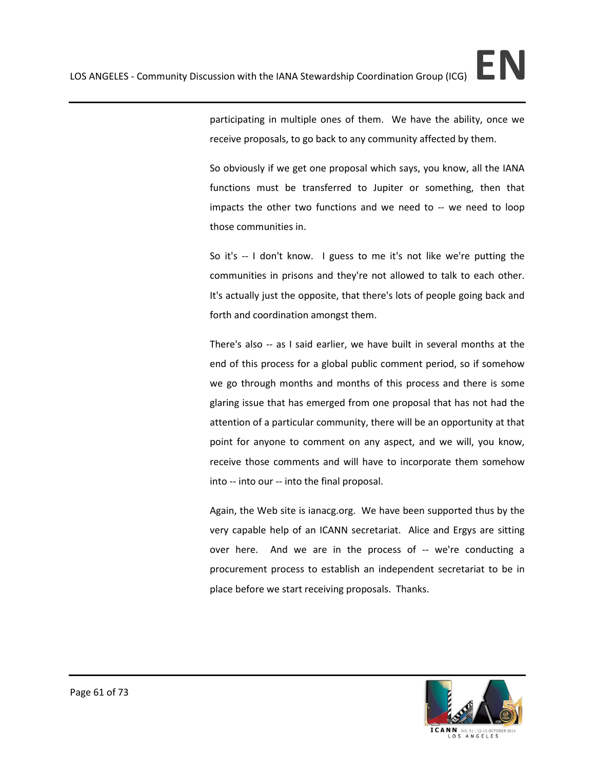participating in multiple ones of them. We have the ability, once we receive proposals, to go back to any community affected by them.

So obviously if we get one proposal which says, you know, all the IANA functions must be transferred to Jupiter or something, then that impacts the other two functions and we need to -- we need to loop those communities in.

So it's -- I don't know. I guess to me it's not like we're putting the communities in prisons and they're not allowed to talk to each other. It's actually just the opposite, that there's lots of people going back and forth and coordination amongst them.

There's also -- as I said earlier, we have built in several months at the end of this process for a global public comment period, so if somehow we go through months and months of this process and there is some glaring issue that has emerged from one proposal that has not had the attention of a particular community, there will be an opportunity at that point for anyone to comment on any aspect, and we will, you know, receive those comments and will have to incorporate them somehow into -- into our -- into the final proposal.

Again, the Web site is ianacg.org. We have been supported thus by the very capable help of an ICANN secretariat. Alice and Ergys are sitting over here. And we are in the process of -- we're conducting a procurement process to establish an independent secretariat to be in place before we start receiving proposals. Thanks.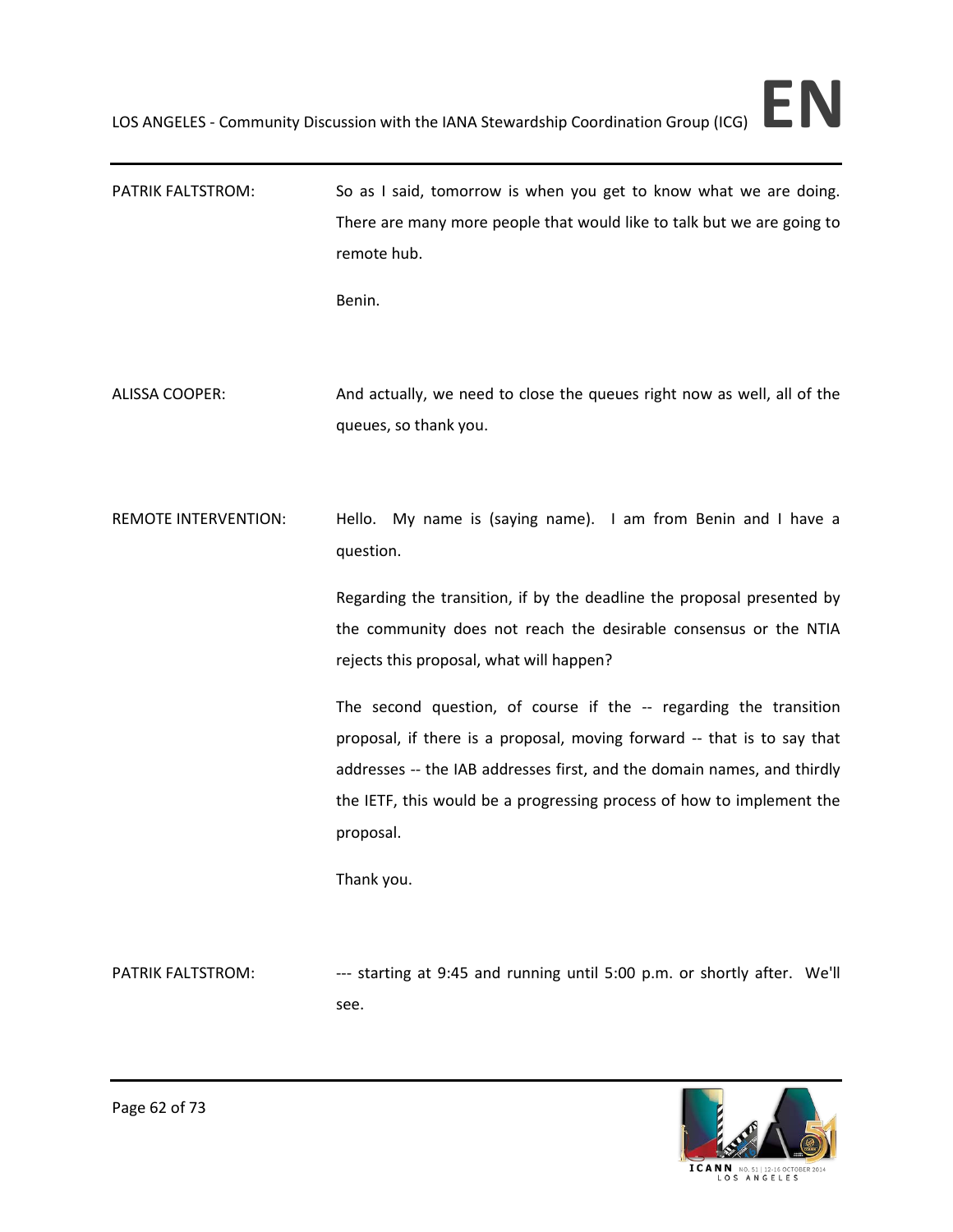PATRIK FALTSTROM: So as I said, tomorrow is when you get to know what we are doing. There are many more people that would like to talk but we are going to remote hub.

Benin.

ALISSA COOPER: And actually, we need to close the queues right now as well, all of the queues, so thank you.

REMOTE INTERVENTION: Hello. My name is (saying name). I am from Benin and I have a question.

Regarding the transition, if by the deadline the proposal presented by the community does not reach the desirable consensus or the NTIA rejects this proposal, what will happen?

The second question, of course if the -- regarding the transition proposal, if there is a proposal, moving forward -- that is to say that addresses -- the IAB addresses first, and the domain names, and thirdly the IETF, this would be a progressing process of how to implement the proposal.

Thank you.

PATRIK FALTSTROM: --- starting at 9:45 and running until 5:00 p.m. or shortly after. We'll see.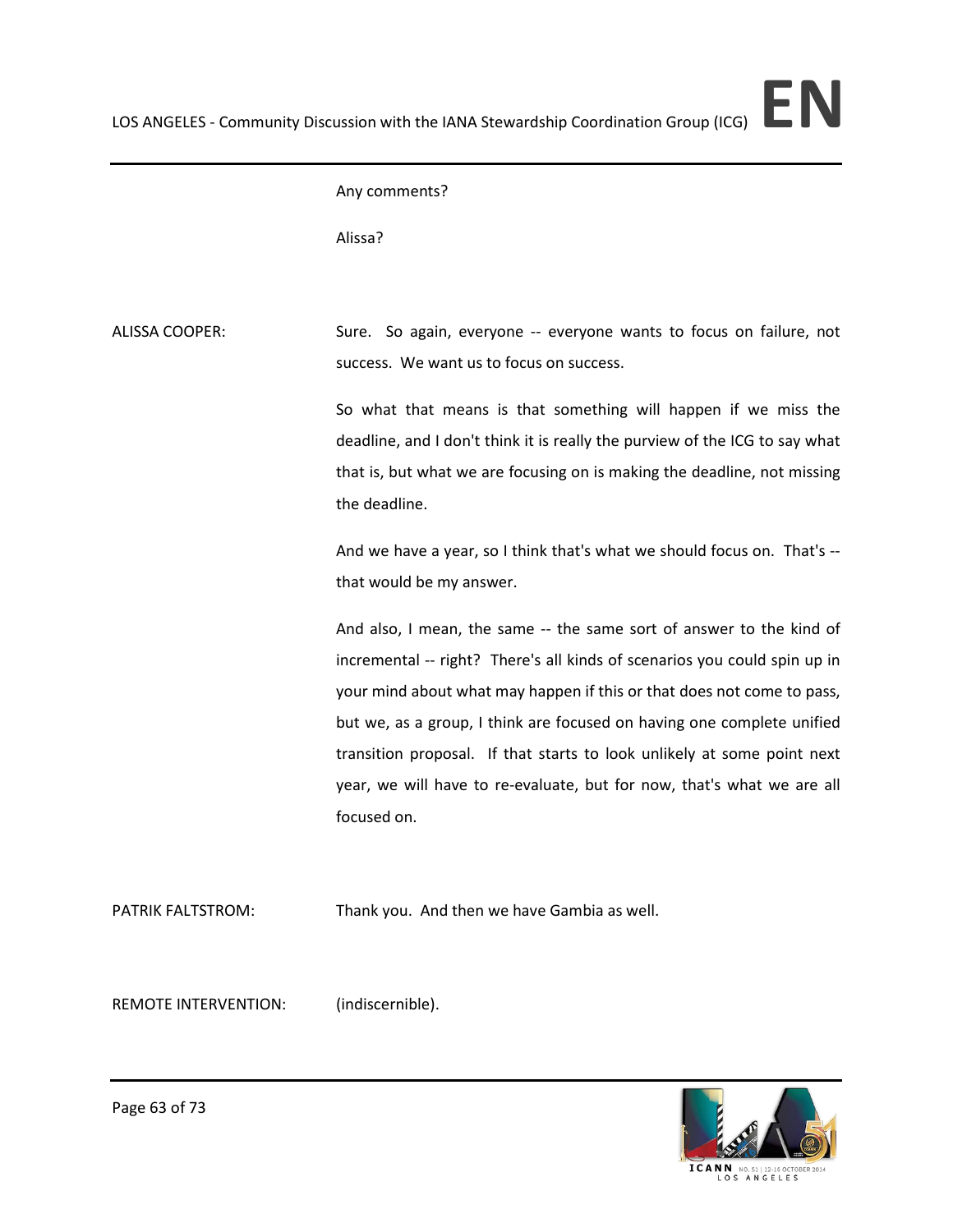Any comments?

Alissa?

ALISSA COOPER: Sure. So again, everyone -- everyone wants to focus on failure, not success. We want us to focus on success.

So what that means is that something will happen if we miss the deadline, and I don't think it is really the purview of the ICG to say what that is, but what we are focusing on is making the deadline, not missing the deadline.

And we have a year, so I think that's what we should focus on. That's -- that would be my answer.

And also, I mean, the same -- the same sort of answer to the kind of incremental -- right? There's all kinds of scenarios you could spin up in your mind about what may happen if this or that does not come to pass, but we, as a group, I think are focused on having one complete unified transition proposal. If that starts to look unlikely at some point next year, we will have to re-evaluate, but for now, that's what we are all focused on.

PATRIK FALTSTROM: Thank you. And then we have Gambia as well.

REMOTE INTERVENTION: (indiscernible).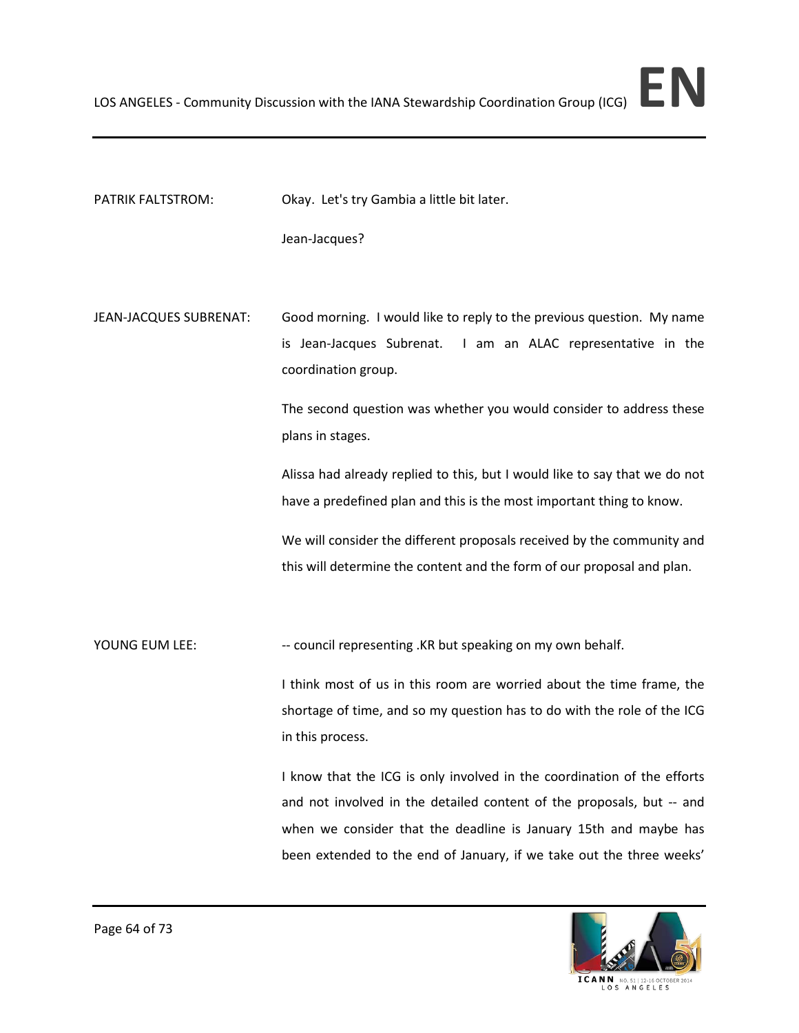PATRIK FALTSTROM: Okay. Let's try Gambia a little bit later.

Jean-Jacques?

JEAN-JACQUES SUBRENAT: Good morning. I would like to reply to the previous question. My name is Jean-Jacques Subrenat. I am an ALAC representative in the coordination group.

The second question was whether you would consider to address these plans in stages.

Alissa had already replied to this, but I would like to say that we do not have a predefined plan and this is the most important thing to know.

We will consider the different proposals received by the community and this will determine the content and the form of our proposal and plan.

YOUNG EUM LEE: -- council representing .KR but speaking on my own behalf.

I think most of us in this room are worried about the time frame, the shortage of time, and so my question has to do with the role of the ICG in this process.

I know that the ICG is only involved in the coordination of the efforts and not involved in the detailed content of the proposals, but -- and when we consider that the deadline is January 15th and maybe has been extended to the end of January, if we take out the three weeks'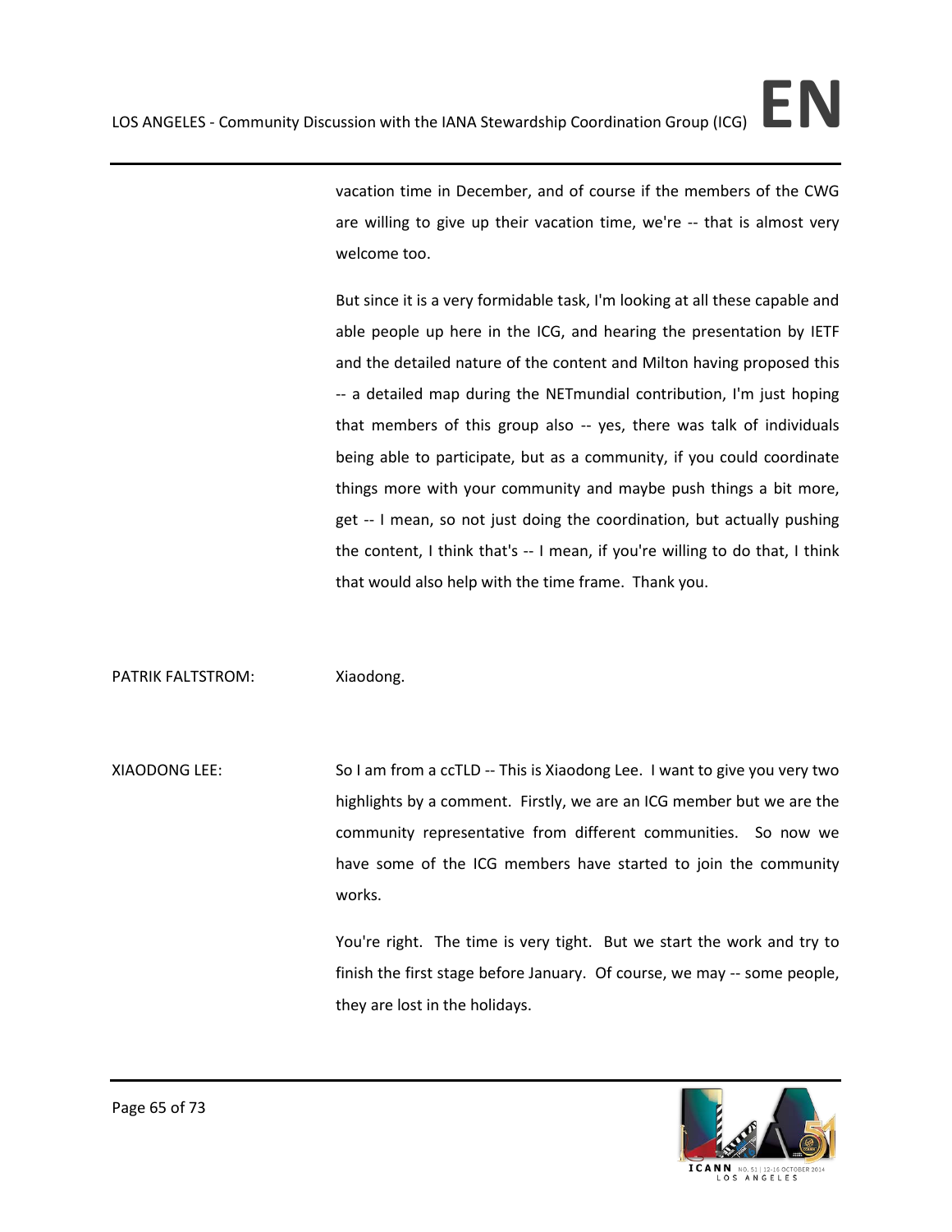vacation time in December, and of course if the members of the CWG are willing to give up their vacation time, we're -- that is almost very welcome too.

But since it is a very formidable task, I'm looking at all these capable and able people up here in the ICG, and hearing the presentation by IETF and the detailed nature of the content and Milton having proposed this -- a detailed map during the NETmundial contribution, I'm just hoping that members of this group also -- yes, there was talk of individuals being able to participate, but as a community, if you could coordinate things more with your community and maybe push things a bit more, get -- I mean, so not just doing the coordination, but actually pushing the content, I think that's -- I mean, if you're willing to do that, I think that would also help with the time frame. Thank you.

PATRIK FALTSTROM: Xiaodong.

XIAODONG LEE: So I am from a ccTLD -- This is Xiaodong Lee. I want to give you very two highlights by a comment. Firstly, we are an ICG member but we are the community representative from different communities. So now we have some of the ICG members have started to join the community works.

You're right. The time is very tight. But we start the work and try to finish the first stage before January. Of course, we may -- some people, they are lost in the holidays.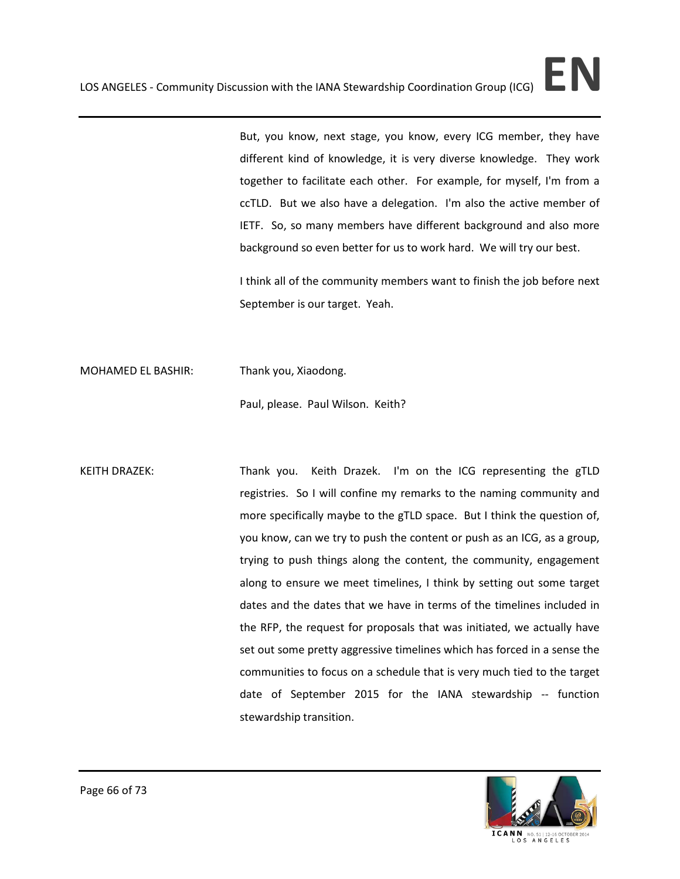But, you know, next stage, you know, every ICG member, they have different kind of knowledge, it is very diverse knowledge. They work together to facilitate each other. For example, for myself, I'm from a ccTLD. But we also have a delegation. I'm also the active member of IETF. So, so many members have different background and also more background so even better for us to work hard. We will try our best.

I think all of the community members want to finish the job before next September is our target. Yeah.

MOHAMED EL BASHIR: Thank you, Xiaodong.

Paul, please. Paul Wilson. Keith?

KEITH DRAZEK: Thank you. Keith Drazek. I'm on the ICG representing the gTLD registries. So I will confine my remarks to the naming community and more specifically maybe to the gTLD space. But I think the question of, you know, can we try to push the content or push as an ICG, as a group, trying to push things along the content, the community, engagement along to ensure we meet timelines, I think by setting out some target dates and the dates that we have in terms of the timelines included in the RFP, the request for proposals that was initiated, we actually have set out some pretty aggressive timelines which has forced in a sense the communities to focus on a schedule that is very much tied to the target date of September 2015 for the IANA stewardship -- function stewardship transition.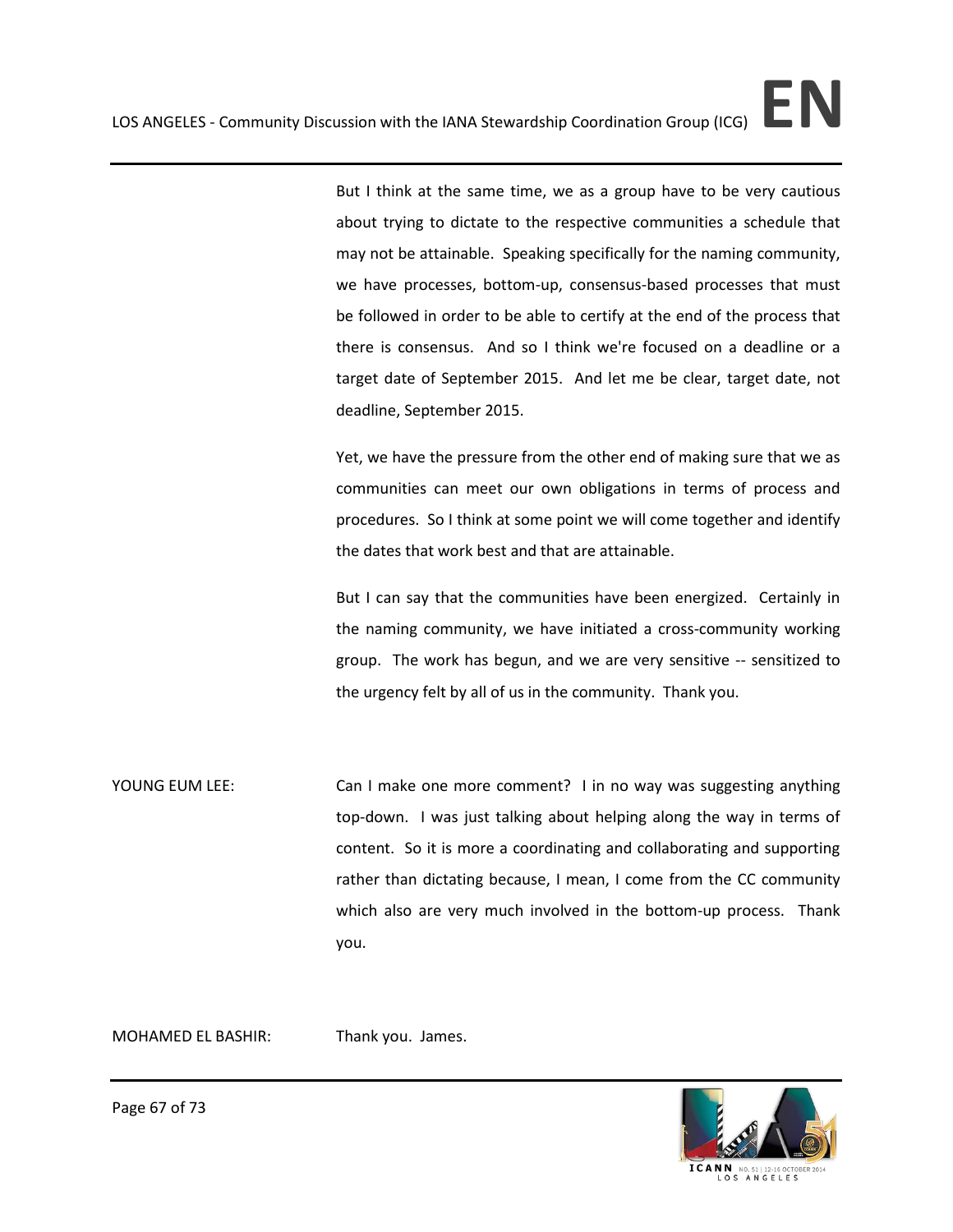But I think at the same time, we as a group have to be very cautious about trying to dictate to the respective communities a schedule that may not be attainable. Speaking specifically for the naming community, we have processes, bottom-up, consensus-based processes that must be followed in order to be able to certify at the end of the process that there is consensus. And so I think we're focused on a deadline or a target date of September 2015. And let me be clear, target date, not deadline, September 2015.

Yet, we have the pressure from the other end of making sure that we as communities can meet our own obligations in terms of process and procedures. So I think at some point we will come together and identify the dates that work best and that are attainable.

But I can say that the communities have been energized. Certainly in the naming community, we have initiated a cross-community working group. The work has begun, and we are very sensitive -- sensitized to the urgency felt by all of us in the community. Thank you.

YOUNG EUM LEE: Can I make one more comment? I in no way was suggesting anything top-down. I was just talking about helping along the way in terms of content. So it is more a coordinating and collaborating and supporting rather than dictating because, I mean, I come from the CC community which also are very much involved in the bottom-up process. Thank you.

MOHAMED EL BASHIR: Thank you. James.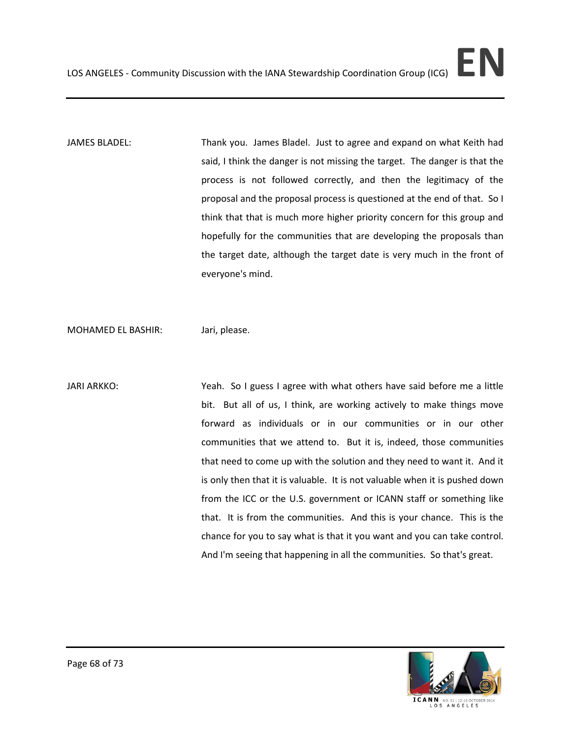JAMES BLADEL: Thank you. James Bladel. Just to agree and expand on what Keith had said, I think the danger is not missing the target. The danger is that the process is not followed correctly, and then the legitimacy of the proposal and the proposal process is questioned at the end of that. So I think that that is much more higher priority concern for this group and hopefully for the communities that are developing the proposals than the target date, although the target date is very much in the front of everyone's mind.

MOHAMED EL BASHIR: Jari, please.

JARI ARKKO: Yeah. So I guess I agree with what others have said before me a little bit. But all of us, I think, are working actively to make things move forward as individuals or in our communities or in our other communities that we attend to. But it is, indeed, those communities that need to come up with the solution and they need to want it. And it is only then that it is valuable. It is not valuable when it is pushed down from the ICC or the U.S. government or ICANN staff or something like that. It is from the communities. And this is your chance. This is the chance for you to say what is that it you want and you can take control. And I'm seeing that happening in all the communities. So that's great.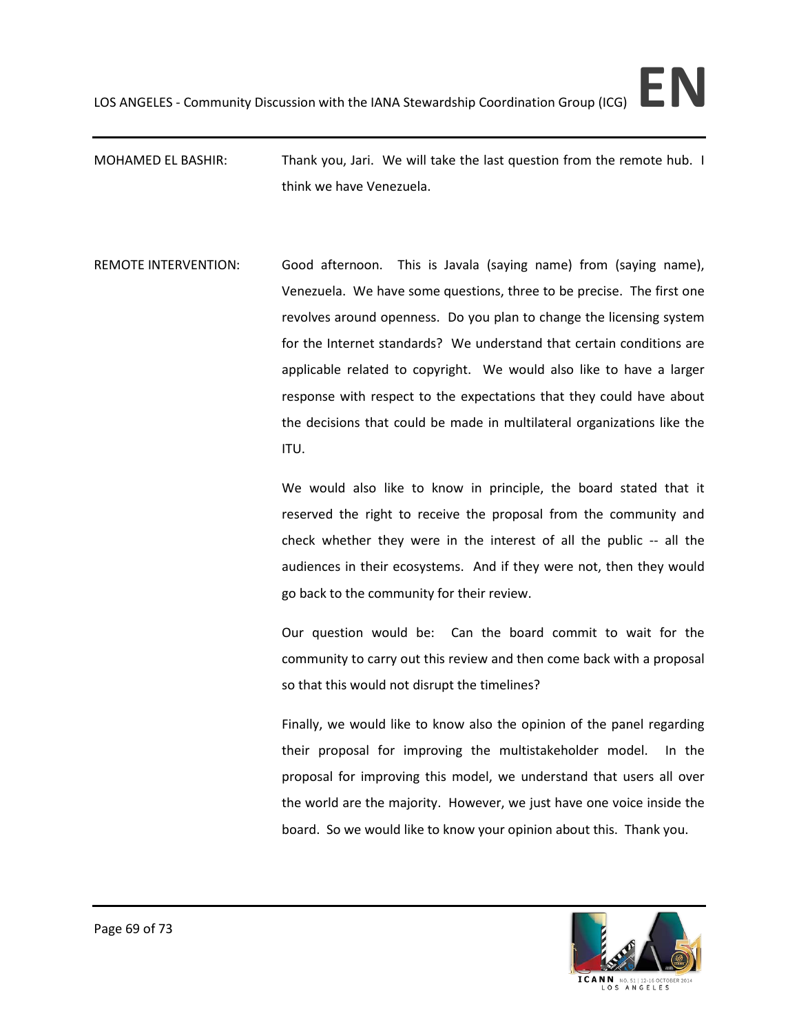MOHAMED EL BASHIR: Thank you, Jari. We will take the last question from the remote hub. I think we have Venezuela.

REMOTE INTERVENTION: Good afternoon. This is Javala (saying name) from (saying name), Venezuela. We have some questions, three to be precise. The first one revolves around openness. Do you plan to change the licensing system for the Internet standards? We understand that certain conditions are applicable related to copyright. We would also like to have a larger response with respect to the expectations that they could have about the decisions that could be made in multilateral organizations like the ITU.

We would also like to know in principle, the board stated that it reserved the right to receive the proposal from the community and check whether they were in the interest of all the public -- all the audiences in their ecosystems. And if they were not, then they would go back to the community for their review.

Our question would be: Can the board commit to wait for the community to carry out this review and then come back with a proposal so that this would not disrupt the timelines?

Finally, we would like to know also the opinion of the panel regarding their proposal for improving the multistakeholder model. In the proposal for improving this model, we understand that users all over the world are the majority. However, we just have one voice inside the board. So we would like to know your opinion about this. Thank you.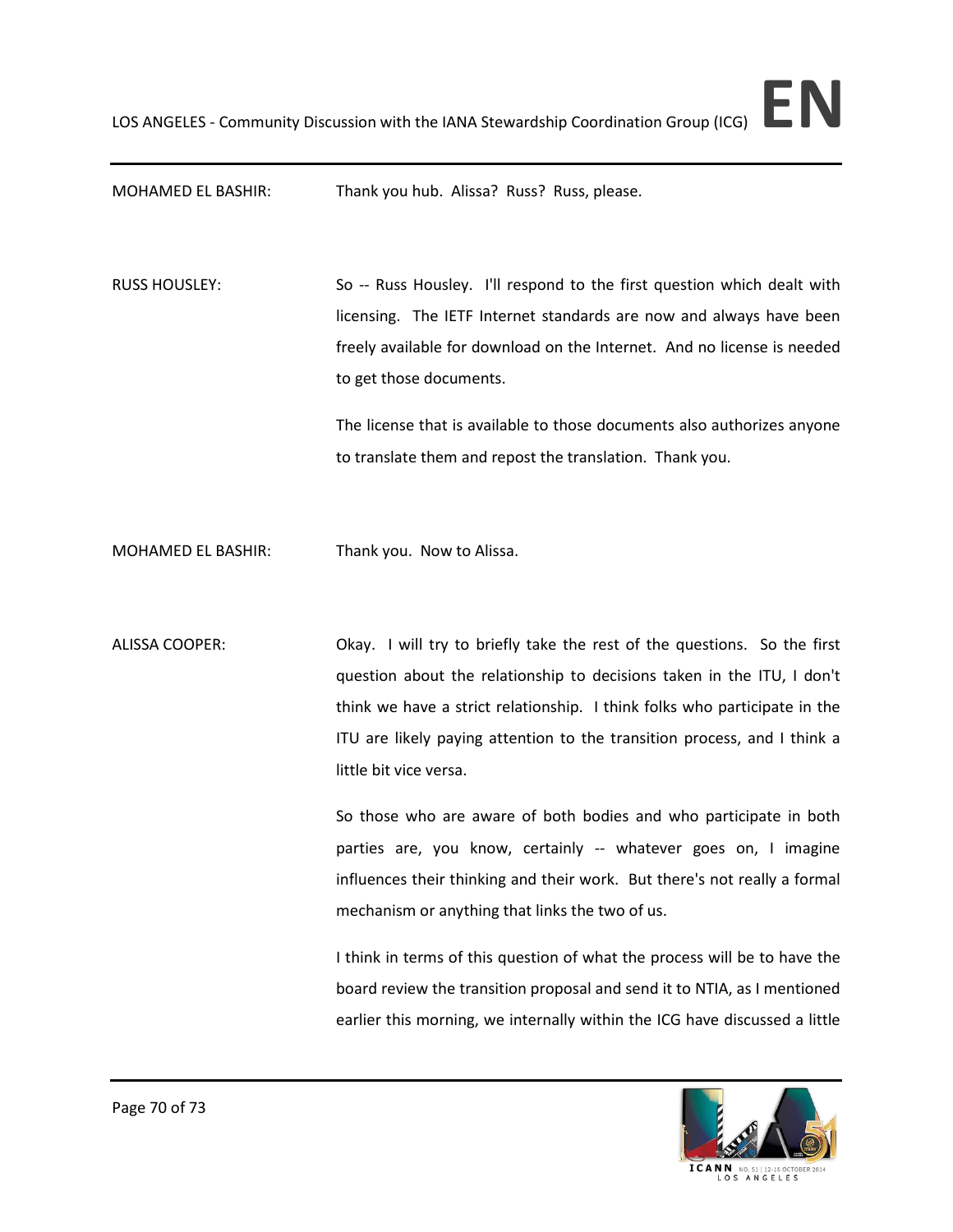MOHAMED EL BASHIR: Thank you hub. Alissa? Russ? Russ, please.

RUSS HOUSLEY: So -- Russ Housley. I'll respond to the first question which dealt with licensing. The IETF Internet standards are now and always have been freely available for download on the Internet. And no license is needed to get those documents.

The license that is available to those documents also authorizes anyone to translate them and repost the translation. Thank you.

MOHAMED EL BASHIR: Thank you. Now to Alissa.

ALISSA COOPER: Okay. I will try to briefly take the rest of the questions. So the first question about the relationship to decisions taken in the ITU, I don't think we have a strict relationship. I think folks who participate in the ITU are likely paying attention to the transition process, and I think a little bit vice versa.

So those who are aware of both bodies and who participate in both parties are, you know, certainly -- whatever goes on, I imagine influences their thinking and their work. But there's not really a formal mechanism or anything that links the two of us.

I think in terms of this question of what the process will be to have the board review the transition proposal and send it to NTIA, as I mentioned earlier this morning, we internally within the ICG have discussed a little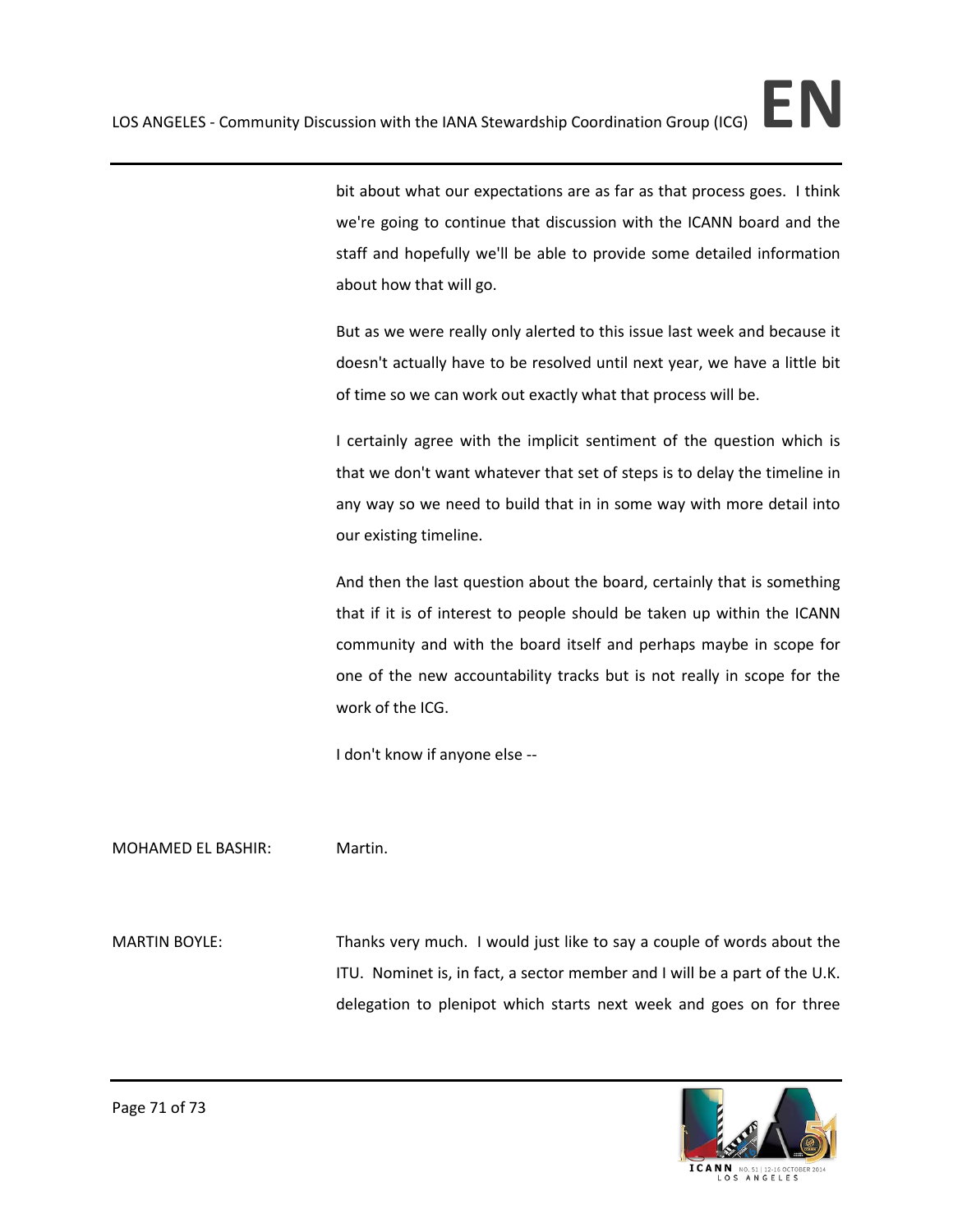bit about what our expectations are as far as that process goes. I think we're going to continue that discussion with the ICANN board and the staff and hopefully we'll be able to provide some detailed information about how that will go.

But as we were really only alerted to this issue last week and because it doesn't actually have to be resolved until next year, we have a little bit of time so we can work out exactly what that process will be.

I certainly agree with the implicit sentiment of the question which is that we don't want whatever that set of steps is to delay the timeline in any way so we need to build that in in some way with more detail into our existing timeline.

And then the last question about the board, certainly that is something that if it is of interest to people should be taken up within the ICANN community and with the board itself and perhaps maybe in scope for one of the new accountability tracks but is not really in scope for the work of the ICG.

I don't know if anyone else --

MOHAMED EL BASHIR: Martin.

MARTIN BOYLE: Thanks very much. I would just like to say a couple of words about the ITU. Nominet is, in fact, a sector member and I will be a part of the U.K. delegation to plenipot which starts next week and goes on for three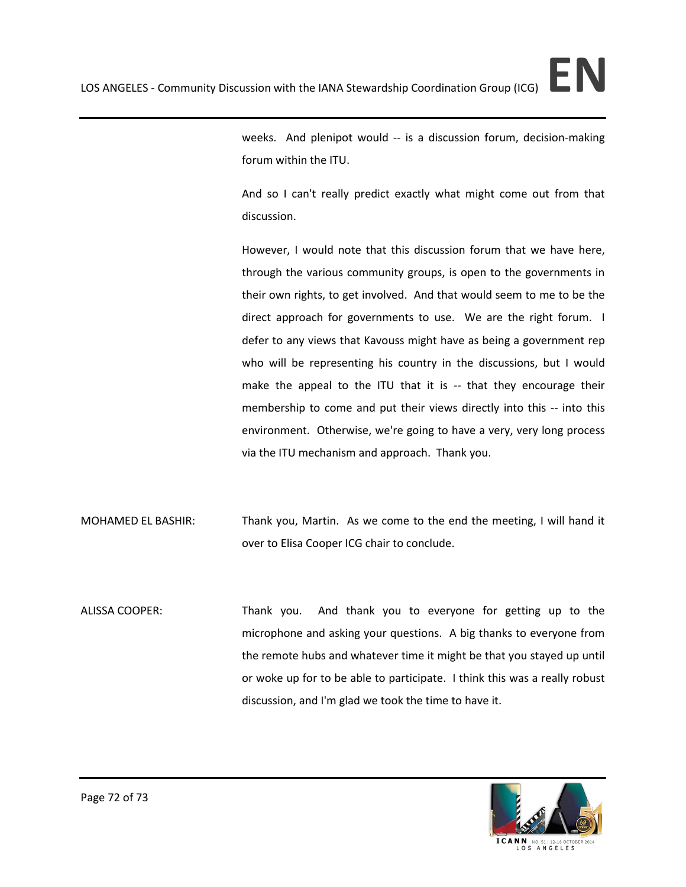weeks. And plenipot would -- is a discussion forum, decision-making forum within the ITU.

And so I can't really predict exactly what might come out from that discussion.

However, I would note that this discussion forum that we have here, through the various community groups, is open to the governments in their own rights, to get involved. And that would seem to me to be the direct approach for governments to use. We are the right forum. I defer to any views that Kavouss might have as being a government rep who will be representing his country in the discussions, but I would make the appeal to the ITU that it is -- that they encourage their membership to come and put their views directly into this -- into this environment. Otherwise, we're going to have a very, very long process via the ITU mechanism and approach. Thank you.

MOHAMED EL BASHIR: Thank you, Martin. As we come to the end the meeting, I will hand it over to Elisa Cooper ICG chair to conclude.

ALISSA COOPER: Thank you. And thank you to everyone for getting up to the microphone and asking your questions. A big thanks to everyone from the remote hubs and whatever time it might be that you stayed up until or woke up for to be able to participate. I think this was a really robust discussion, and I'm glad we took the time to have it.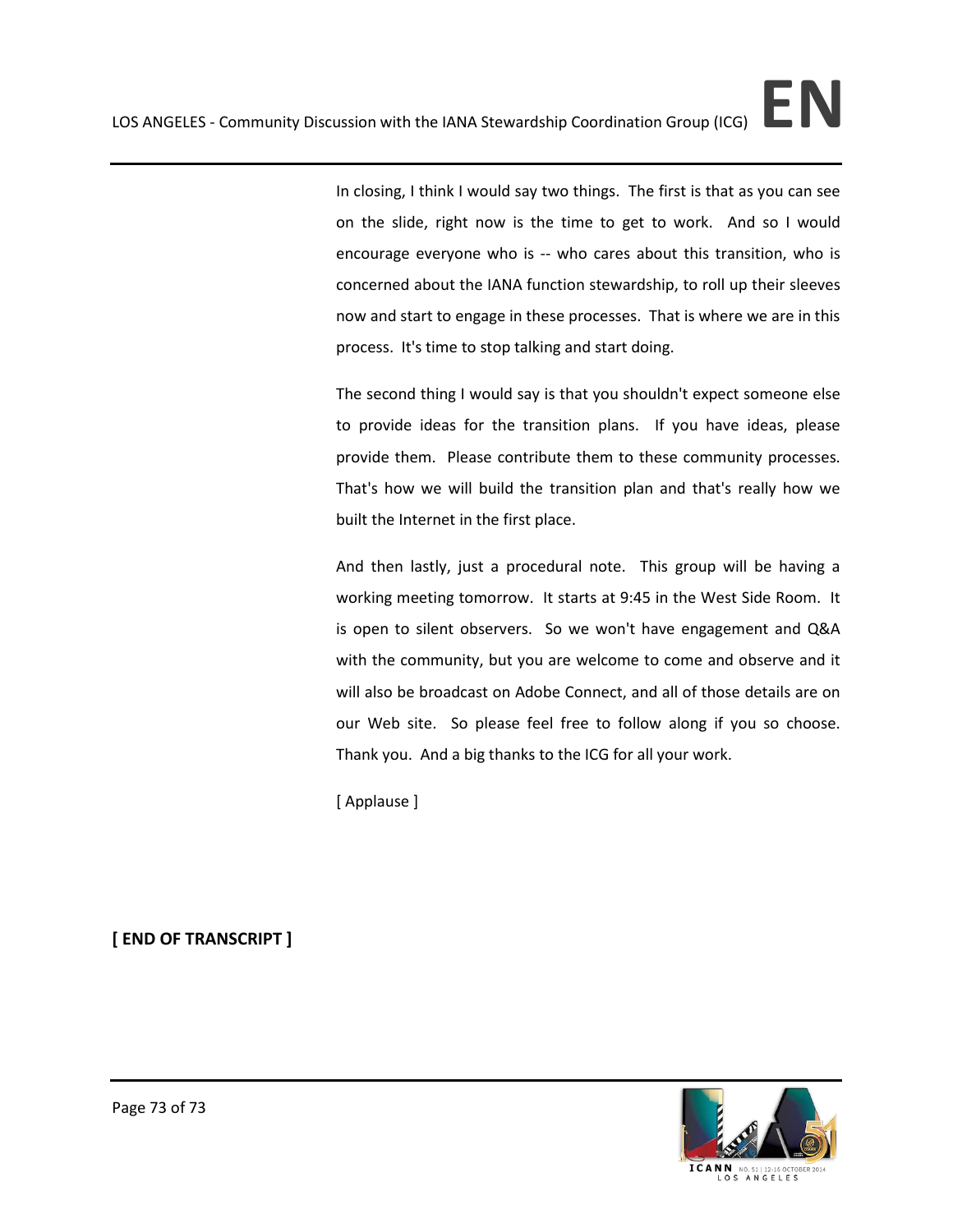In closing, I think I would say two things. The first is that as you can see on the slide, right now is the time to get to work. And so I would encourage everyone who is -- who cares about this transition, who is concerned about the IANA function stewardship, to roll up their sleeves now and start to engage in these processes. That is where we are in this process. It's time to stop talking and start doing.

The second thing I would say is that you shouldn't expect someone else to provide ideas for the transition plans. If you have ideas, please provide them. Please contribute them to these community processes. That's how we will build the transition plan and that's really how we built the Internet in the first place.

And then lastly, just a procedural note. This group will be having a working meeting tomorrow. It starts at 9:45 in the West Side Room. It is open to silent observers. So we won't have engagement and Q&A with the community, but you are welcome to come and observe and it will also be broadcast on Adobe Connect, and all of those details are on our Web site. So please feel free to follow along if you so choose. Thank you. And a big thanks to the ICG for all your work.

[ Applause ]

**[ END OF TRANSCRIPT ]**